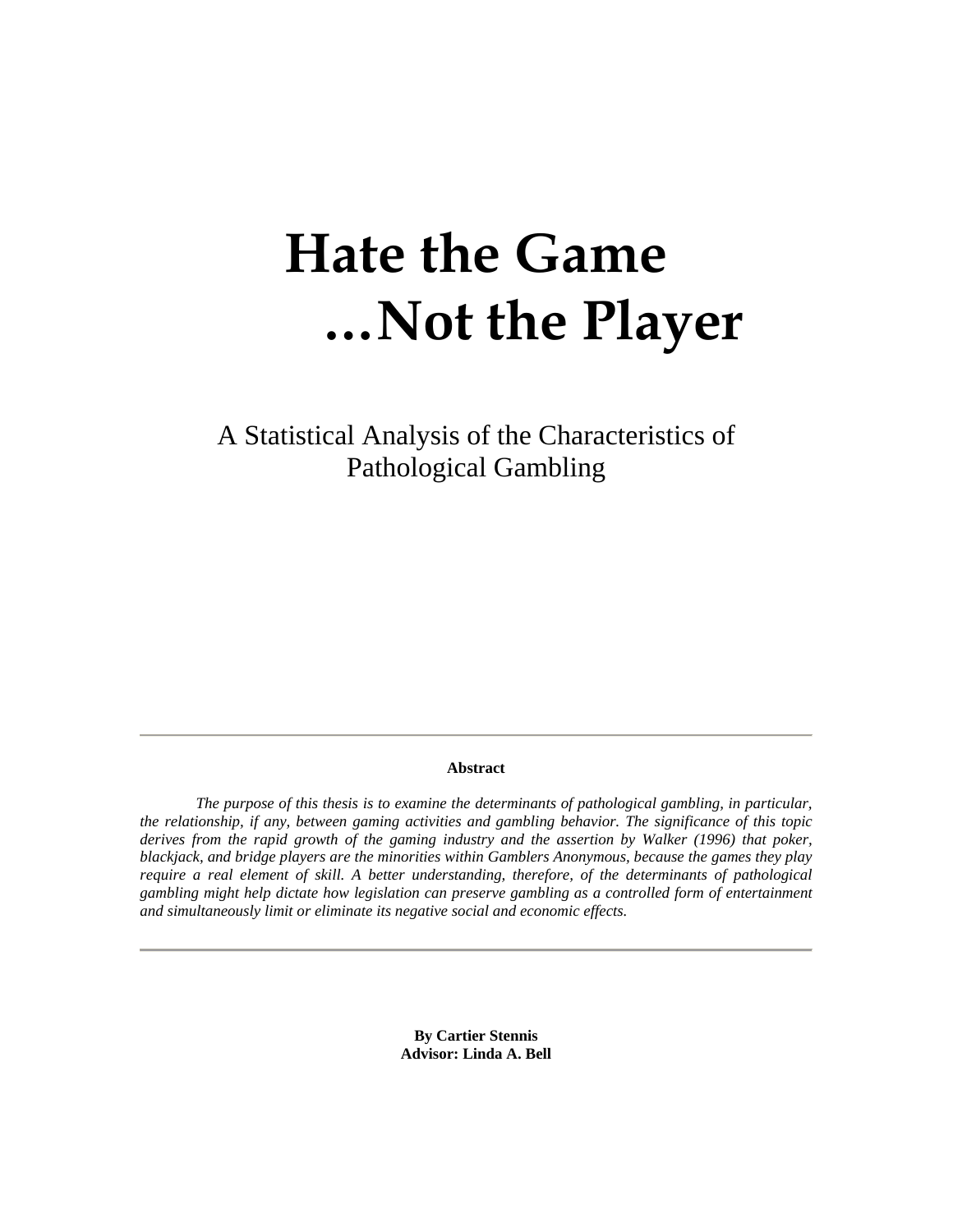# Hate the Game
# …Not the Player

A Statistical Analysis of the Characteristics of Pathological Gambling

---

**Abstract**

*The purpose of this thesis is to examine the determinants of pathological gambling, in particular, the relationship, if any, between gaming activities and gambling behavior. The significance of this topic derives from the rapid growth of the gaming industry and the assertion by Walker (1996) that poker, blackjack, and bridge players are the minorities within Gamblers Anonymous, because the games they play require a real element of skill. A better understanding, therefore, of the determinants of pathological gambling might help dictate how legislation can preserve gambling as a controlled form of entertainment and simultaneously limit or eliminate its negative social and economic effects.*

---

**By Cartier Stennis**
**Advisor: Linda A. Bell**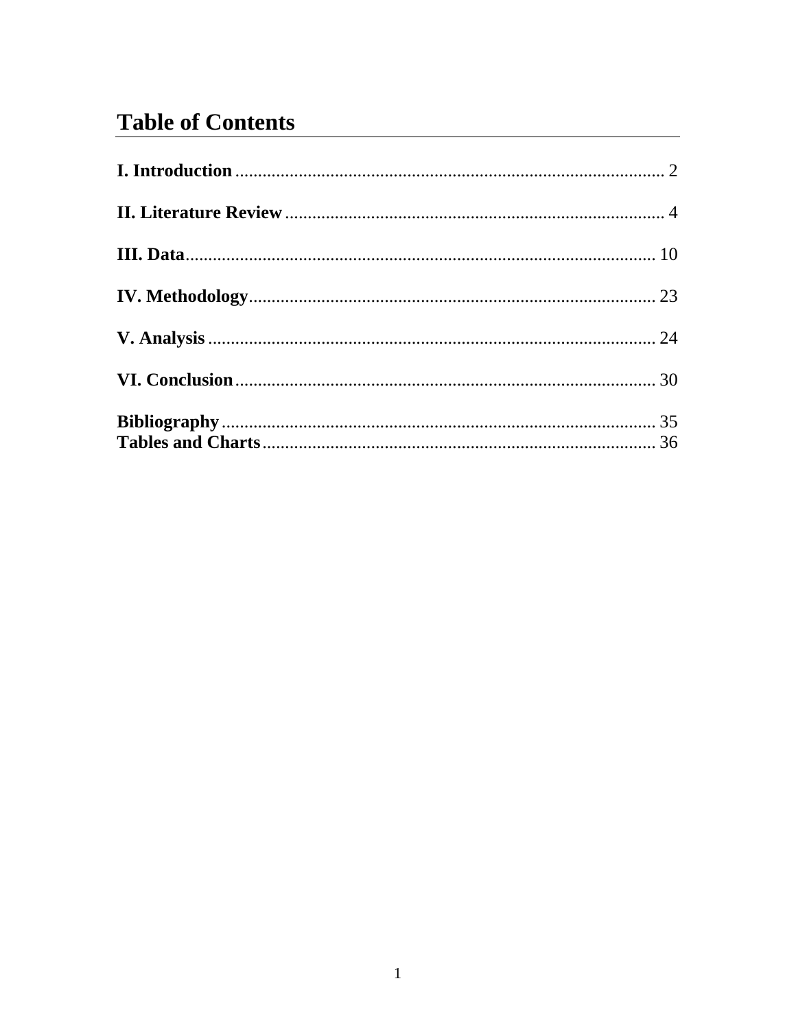# Table of Contents

**I. Introduction** .......................................................................................... 2

**II. Literature Review** .................................................................................. 4

**III. Data** ..................................................................................................... 10

**IV. Methodology** ......................................................................................... 23

**V. Analysis** ................................................................................................. 24

**VI. Conclusion** ............................................................................................ 30

**Bibliography** ............................................................................................... 35
**Tables and Charts** ...................................................................................... 36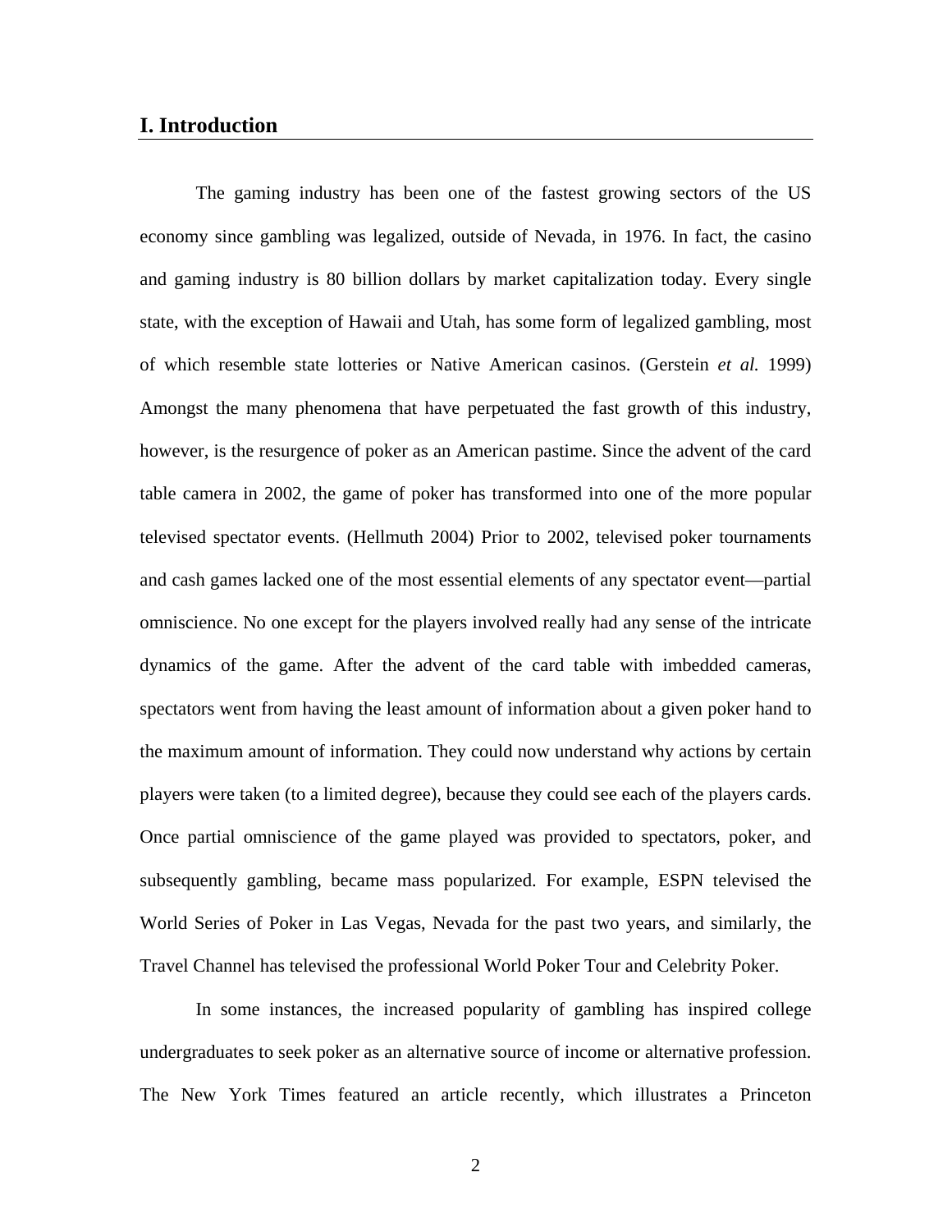## I. Introduction

The gaming industry has been one of the fastest growing sectors of the US economy since gambling was legalized, outside of Nevada, in 1976. In fact, the casino and gaming industry is 80 billion dollars by market capitalization today. Every single state, with the exception of Hawaii and Utah, has some form of legalized gambling, most of which resemble state lotteries or Native American casinos. (Gerstein *et al.* 1999) Amongst the many phenomena that have perpetuated the fast growth of this industry, however, is the resurgence of poker as an American pastime. Since the advent of the card table camera in 2002, the game of poker has transformed into one of the more popular televised spectator events. (Hellmuth 2004) Prior to 2002, televised poker tournaments and cash games lacked one of the most essential elements of any spectator event—partial omniscience. No one except for the players involved really had any sense of the intricate dynamics of the game. After the advent of the card table with imbedded cameras, spectators went from having the least amount of information about a given poker hand to the maximum amount of information. They could now understand why actions by certain players were taken (to a limited degree), because they could see each of the players cards. Once partial omniscience of the game played was provided to spectators, poker, and subsequently gambling, became mass popularized. For example, ESPN televised the World Series of Poker in Las Vegas, Nevada for the past two years, and similarly, the Travel Channel has televised the professional World Poker Tour and Celebrity Poker.

In some instances, the increased popularity of gambling has inspired college undergraduates to seek poker as an alternative source of income or alternative profession. The New York Times featured an article recently, which illustrates a Princeton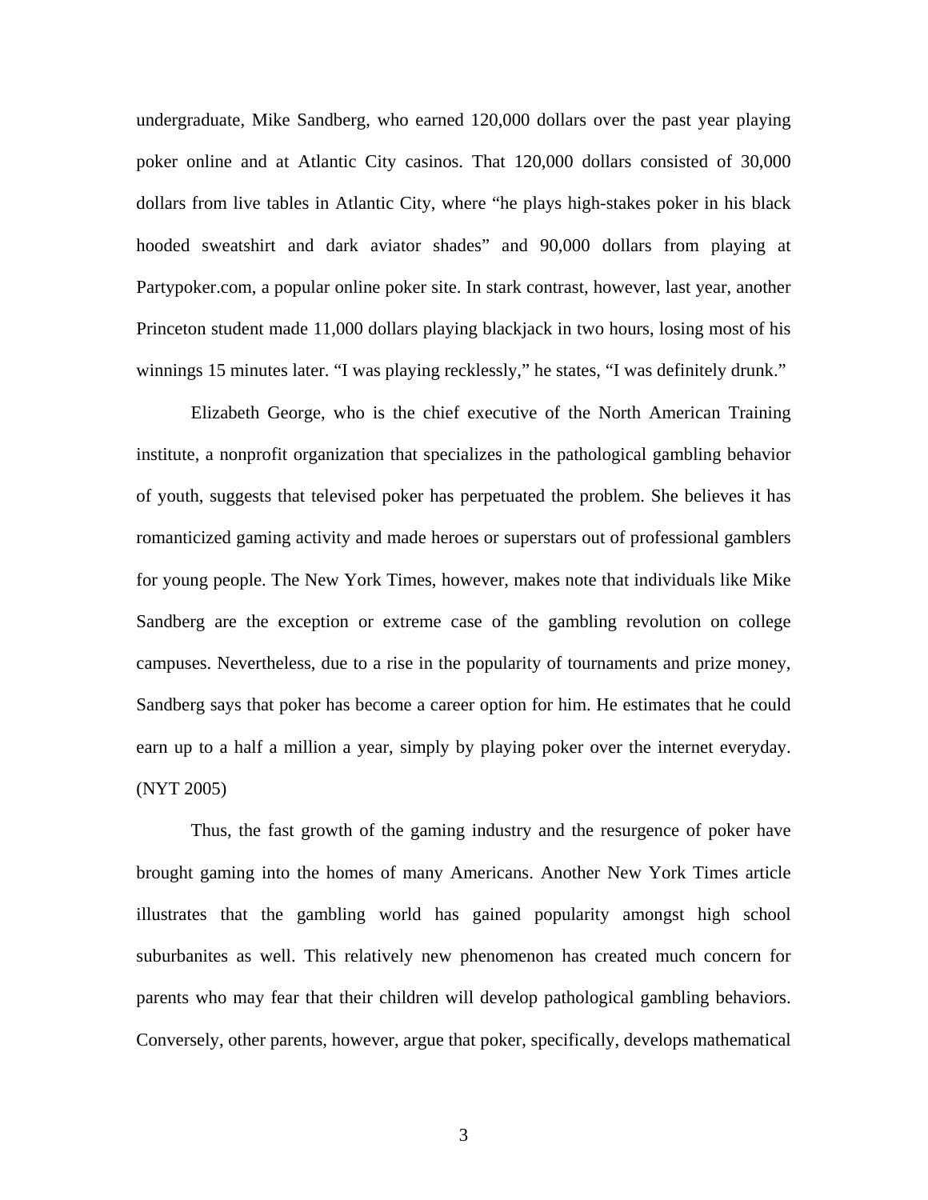undergraduate, Mike Sandberg, who earned 120,000 dollars over the past year playing poker online and at Atlantic City casinos. That 120,000 dollars consisted of 30,000 dollars from live tables in Atlantic City, where "he plays high-stakes poker in his black hooded sweatshirt and dark aviator shades" and 90,000 dollars from playing at Partypoker.com, a popular online poker site. In stark contrast, however, last year, another Princeton student made 11,000 dollars playing blackjack in two hours, losing most of his winnings 15 minutes later. "I was playing recklessly," he states, "I was definitely drunk."

Elizabeth George, who is the chief executive of the North American Training institute, a nonprofit organization that specializes in the pathological gambling behavior of youth, suggests that televised poker has perpetuated the problem. She believes it has romanticized gaming activity and made heroes or superstars out of professional gamblers for young people. The New York Times, however, makes note that individuals like Mike Sandberg are the exception or extreme case of the gambling revolution on college campuses. Nevertheless, due to a rise in the popularity of tournaments and prize money, Sandberg says that poker has become a career option for him. He estimates that he could earn up to a half a million a year, simply by playing poker over the internet everyday. (NYT 2005)

Thus, the fast growth of the gaming industry and the resurgence of poker have brought gaming into the homes of many Americans. Another New York Times article illustrates that the gambling world has gained popularity amongst high school suburbanites as well. This relatively new phenomenon has created much concern for parents who may fear that their children will develop pathological gambling behaviors. Conversely, other parents, however, argue that poker, specifically, develops mathematical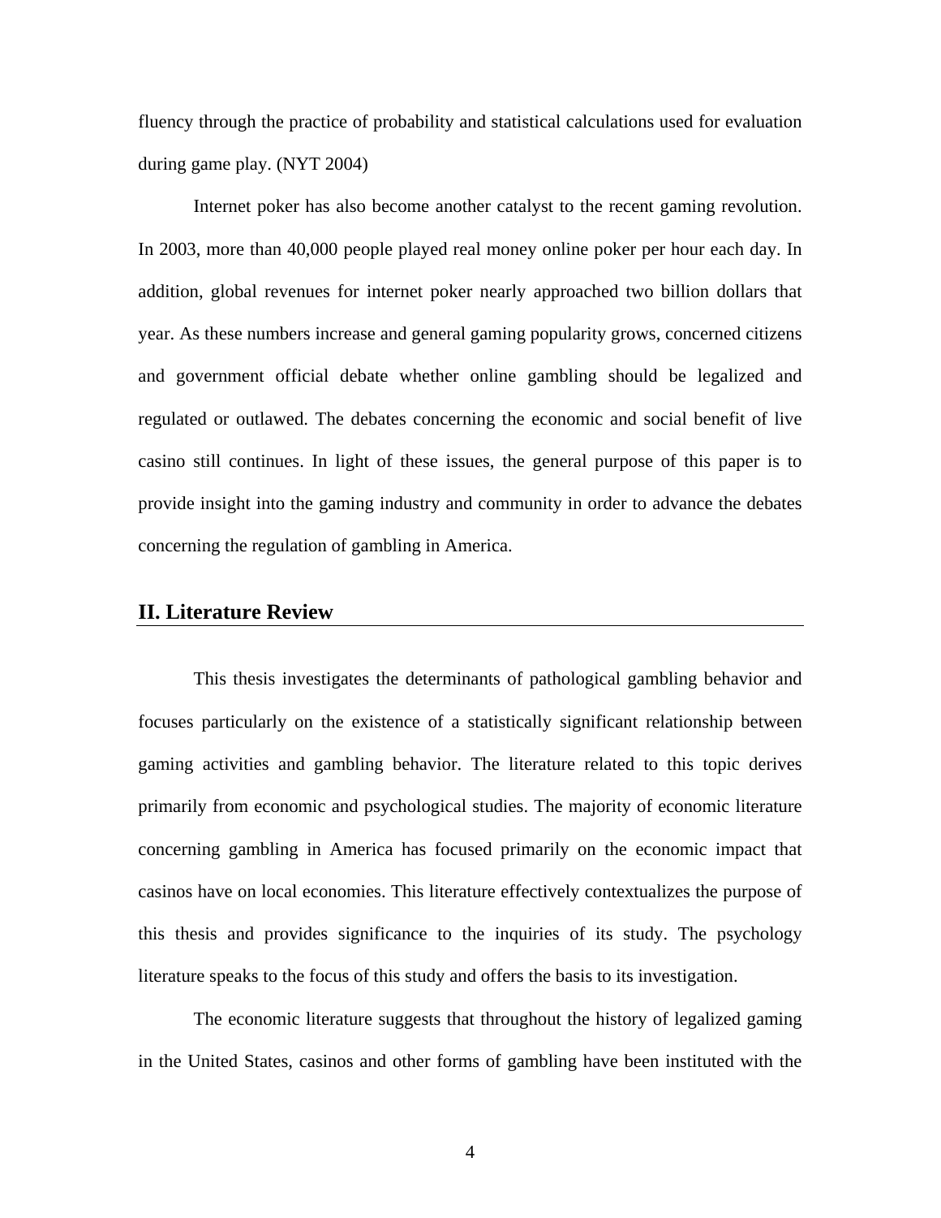fluency through the practice of probability and statistical calculations used for evaluation during game play. (NYT 2004)

Internet poker has also become another catalyst to the recent gaming revolution. In 2003, more than 40,000 people played real money online poker per hour each day. In addition, global revenues for internet poker nearly approached two billion dollars that year. As these numbers increase and general gaming popularity grows, concerned citizens and government official debate whether online gambling should be legalized and regulated or outlawed. The debates concerning the economic and social benefit of live casino still continues. In light of these issues, the general purpose of this paper is to provide insight into the gaming industry and community in order to advance the debates concerning the regulation of gambling in America.

## II. Literature Review

This thesis investigates the determinants of pathological gambling behavior and focuses particularly on the existence of a statistically significant relationship between gaming activities and gambling behavior. The literature related to this topic derives primarily from economic and psychological studies. The majority of economic literature concerning gambling in America has focused primarily on the economic impact that casinos have on local economies. This literature effectively contextualizes the purpose of this thesis and provides significance to the inquiries of its study. The psychology literature speaks to the focus of this study and offers the basis to its investigation.

The economic literature suggests that throughout the history of legalized gaming in the United States, casinos and other forms of gambling have been instituted with the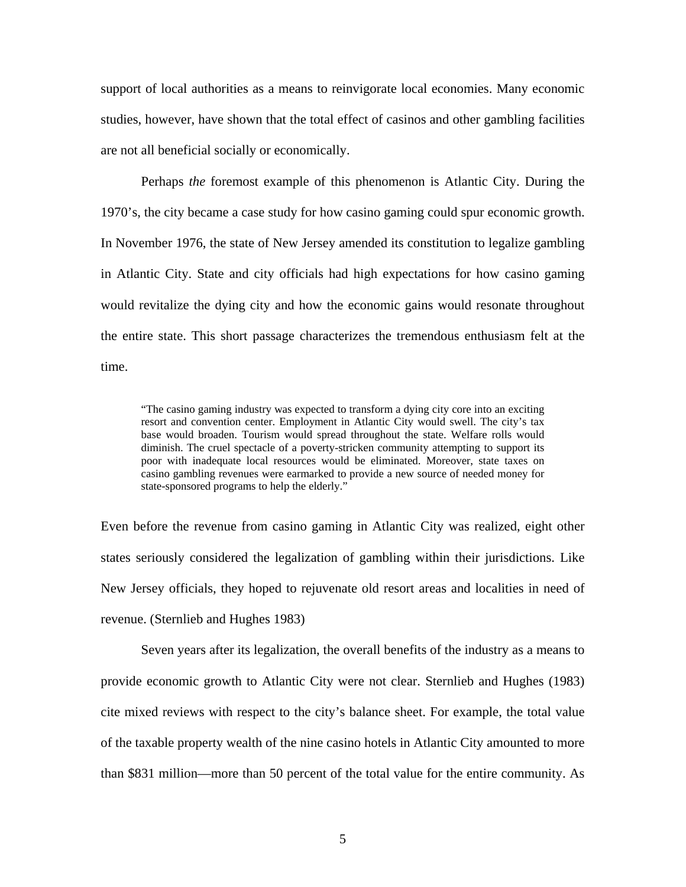support of local authorities as a means to reinvigorate local economies. Many economic studies, however, have shown that the total effect of casinos and other gambling facilities are not all beneficial socially or economically.

Perhaps *the* foremost example of this phenomenon is Atlantic City. During the 1970's, the city became a case study for how casino gaming could spur economic growth. In November 1976, the state of New Jersey amended its constitution to legalize gambling in Atlantic City. State and city officials had high expectations for how casino gaming would revitalize the dying city and how the economic gains would resonate throughout the entire state. This short passage characterizes the tremendous enthusiasm felt at the time.

> "The casino gaming industry was expected to transform a dying city core into an exciting resort and convention center. Employment in Atlantic City would swell. The city's tax base would broaden. Tourism would spread throughout the state. Welfare rolls would diminish. The cruel spectacle of a poverty-stricken community attempting to support its poor with inadequate local resources would be eliminated. Moreover, state taxes on casino gambling revenues were earmarked to provide a new source of needed money for state-sponsored programs to help the elderly."

Even before the revenue from casino gaming in Atlantic City was realized, eight other states seriously considered the legalization of gambling within their jurisdictions. Like New Jersey officials, they hoped to rejuvenate old resort areas and localities in need of revenue. (Sternlieb and Hughes 1983)

Seven years after its legalization, the overall benefits of the industry as a means to provide economic growth to Atlantic City were not clear. Sternlieb and Hughes (1983) cite mixed reviews with respect to the city's balance sheet. For example, the total value of the taxable property wealth of the nine casino hotels in Atlantic City amounted to more than $831 million—more than 50 percent of the total value for the entire community. As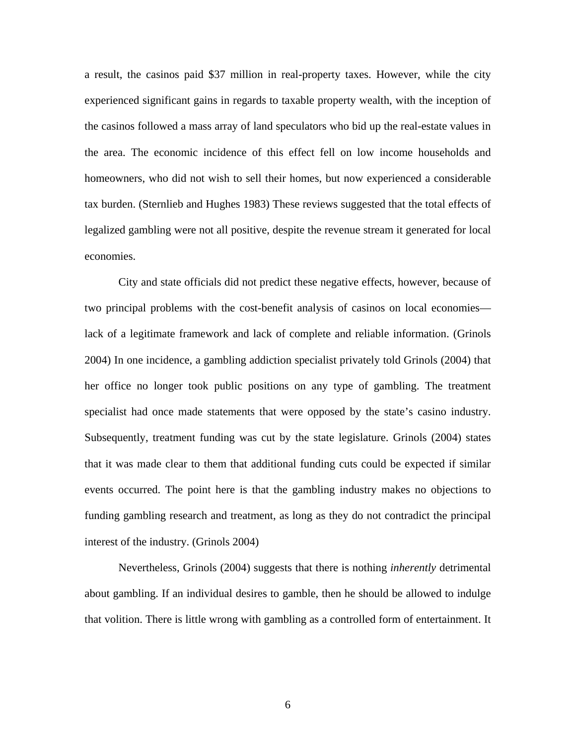a result, the casinos paid $37 million in real-property taxes. However, while the city experienced significant gains in regards to taxable property wealth, with the inception of the casinos followed a mass array of land speculators who bid up the real-estate values in the area. The economic incidence of this effect fell on low income households and homeowners, who did not wish to sell their homes, but now experienced a considerable tax burden. (Sternlieb and Hughes 1983) These reviews suggested that the total effects of legalized gambling were not all positive, despite the revenue stream it generated for local economies.

City and state officials did not predict these negative effects, however, because of two principal problems with the cost-benefit analysis of casinos on local economies—lack of a legitimate framework and lack of complete and reliable information. (Grinols 2004) In one incidence, a gambling addiction specialist privately told Grinols (2004) that her office no longer took public positions on any type of gambling. The treatment specialist had once made statements that were opposed by the state's casino industry. Subsequently, treatment funding was cut by the state legislature. Grinols (2004) states that it was made clear to them that additional funding cuts could be expected if similar events occurred. The point here is that the gambling industry makes no objections to funding gambling research and treatment, as long as they do not contradict the principal interest of the industry. (Grinols 2004)

Nevertheless, Grinols (2004) suggests that there is nothing *inherently* detrimental about gambling. If an individual desires to gamble, then he should be allowed to indulge that volition. There is little wrong with gambling as a controlled form of entertainment. It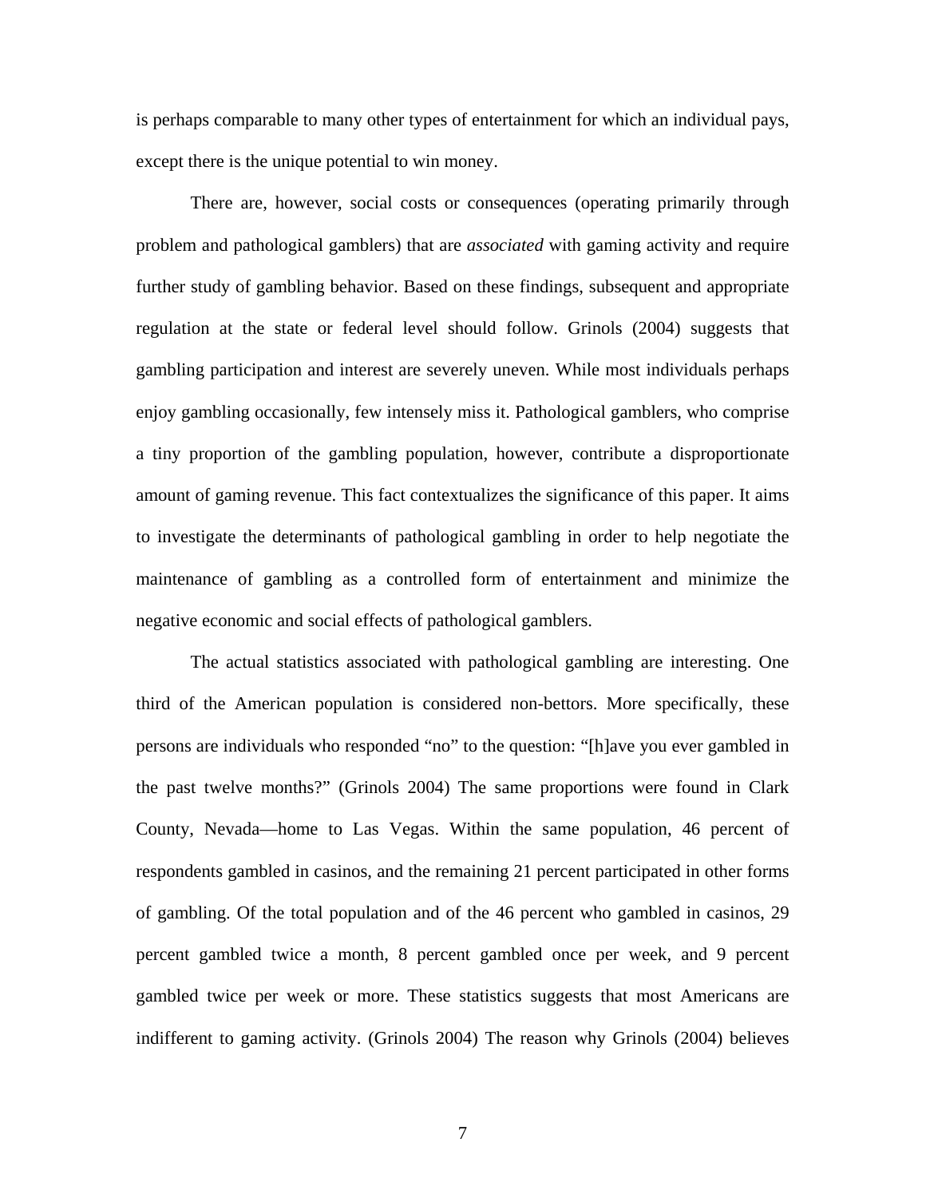is perhaps comparable to many other types of entertainment for which an individual pays, except there is the unique potential to win money.

There are, however, social costs or consequences (operating primarily through problem and pathological gamblers) that are *associated* with gaming activity and require further study of gambling behavior. Based on these findings, subsequent and appropriate regulation at the state or federal level should follow. Grinols (2004) suggests that gambling participation and interest are severely uneven. While most individuals perhaps enjoy gambling occasionally, few intensely miss it. Pathological gamblers, who comprise a tiny proportion of the gambling population, however, contribute a disproportionate amount of gaming revenue. This fact contextualizes the significance of this paper. It aims to investigate the determinants of pathological gambling in order to help negotiate the maintenance of gambling as a controlled form of entertainment and minimize the negative economic and social effects of pathological gamblers.

The actual statistics associated with pathological gambling are interesting. One third of the American population is considered non-bettors. More specifically, these persons are individuals who responded "no" to the question: "[h]ave you ever gambled in the past twelve months?" (Grinols 2004) The same proportions were found in Clark County, Nevada—home to Las Vegas. Within the same population, 46 percent of respondents gambled in casinos, and the remaining 21 percent participated in other forms of gambling. Of the total population and of the 46 percent who gambled in casinos, 29 percent gambled twice a month, 8 percent gambled once per week, and 9 percent gambled twice per week or more. These statistics suggests that most Americans are indifferent to gaming activity. (Grinols 2004) The reason why Grinols (2004) believes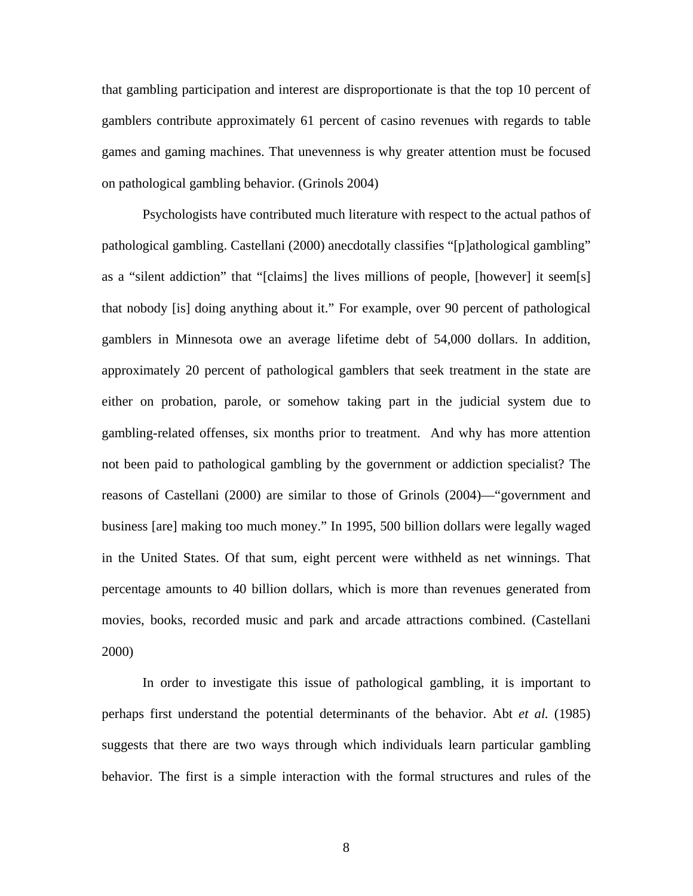that gambling participation and interest are disproportionate is that the top 10 percent of gamblers contribute approximately 61 percent of casino revenues with regards to table games and gaming machines. That unevenness is why greater attention must be focused on pathological gambling behavior. (Grinols 2004)

Psychologists have contributed much literature with respect to the actual pathos of pathological gambling. Castellani (2000) anecdotally classifies "[p]athological gambling" as a "silent addiction" that "[claims] the lives millions of people, [however] it seem[s] that nobody [is] doing anything about it." For example, over 90 percent of pathological gamblers in Minnesota owe an average lifetime debt of 54,000 dollars. In addition, approximately 20 percent of pathological gamblers that seek treatment in the state are either on probation, parole, or somehow taking part in the judicial system due to gambling-related offenses, six months prior to treatment. And why has more attention not been paid to pathological gambling by the government or addiction specialist? The reasons of Castellani (2000) are similar to those of Grinols (2004)—"government and business [are] making too much money." In 1995, 500 billion dollars were legally waged in the United States. Of that sum, eight percent were withheld as net winnings. That percentage amounts to 40 billion dollars, which is more than revenues generated from movies, books, recorded music and park and arcade attractions combined. (Castellani 2000)

In order to investigate this issue of pathological gambling, it is important to perhaps first understand the potential determinants of the behavior. Abt *et al.* (1985) suggests that there are two ways through which individuals learn particular gambling behavior. The first is a simple interaction with the formal structures and rules of the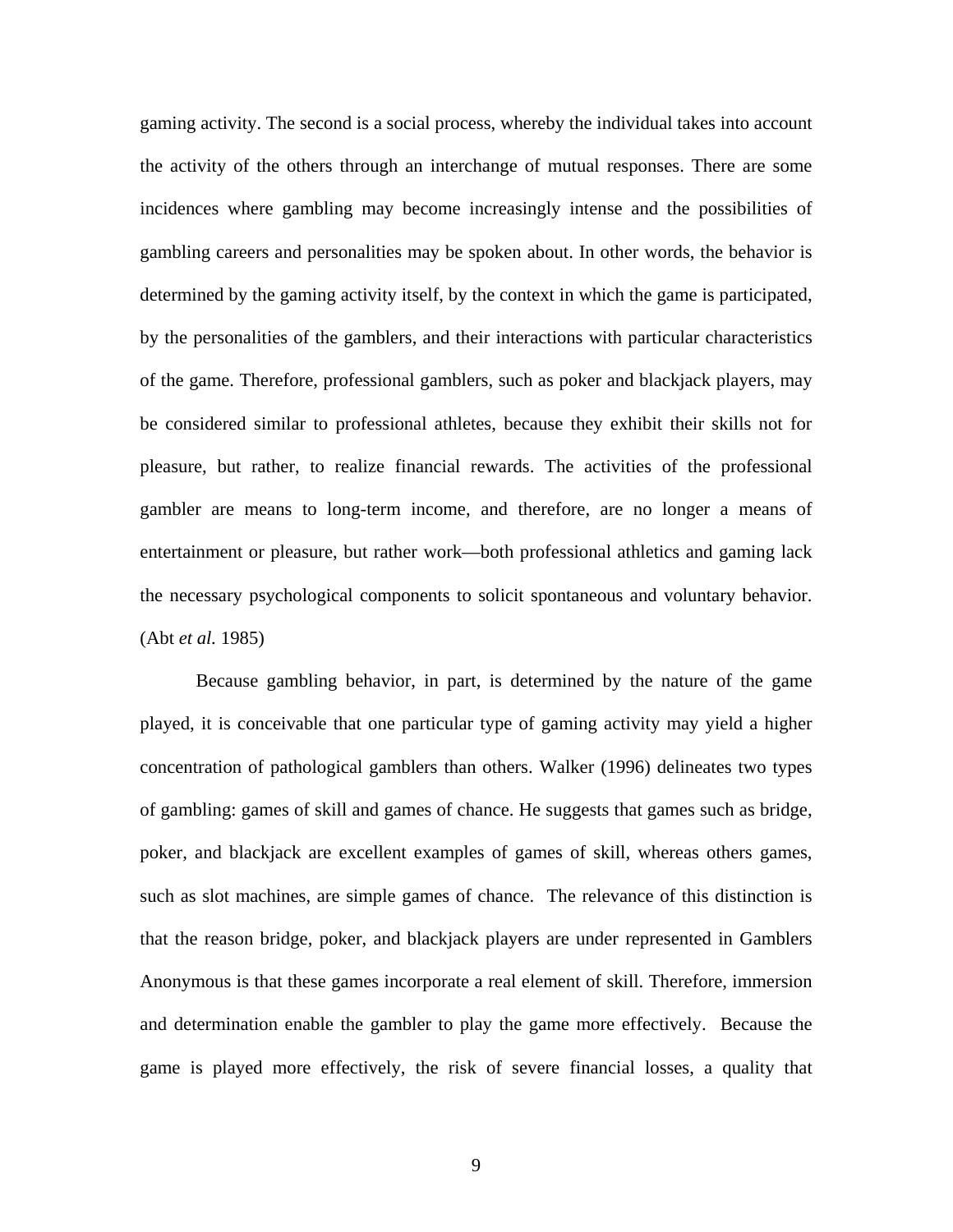gaming activity. The second is a social process, whereby the individual takes into account the activity of the others through an interchange of mutual responses. There are some incidences where gambling may become increasingly intense and the possibilities of gambling careers and personalities may be spoken about. In other words, the behavior is determined by the gaming activity itself, by the context in which the game is participated, by the personalities of the gamblers, and their interactions with particular characteristics of the game. Therefore, professional gamblers, such as poker and blackjack players, may be considered similar to professional athletes, because they exhibit their skills not for pleasure, but rather, to realize financial rewards. The activities of the professional gambler are means to long-term income, and therefore, are no longer a means of entertainment or pleasure, but rather work—both professional athletics and gaming lack the necessary psychological components to solicit spontaneous and voluntary behavior. (Abt *et al.* 1985)

Because gambling behavior, in part, is determined by the nature of the game played, it is conceivable that one particular type of gaming activity may yield a higher concentration of pathological gamblers than others. Walker (1996) delineates two types of gambling: games of skill and games of chance. He suggests that games such as bridge, poker, and blackjack are excellent examples of games of skill, whereas others games, such as slot machines, are simple games of chance. The relevance of this distinction is that the reason bridge, poker, and blackjack players are under represented in Gamblers Anonymous is that these games incorporate a real element of skill. Therefore, immersion and determination enable the gambler to play the game more effectively. Because the game is played more effectively, the risk of severe financial losses, a quality that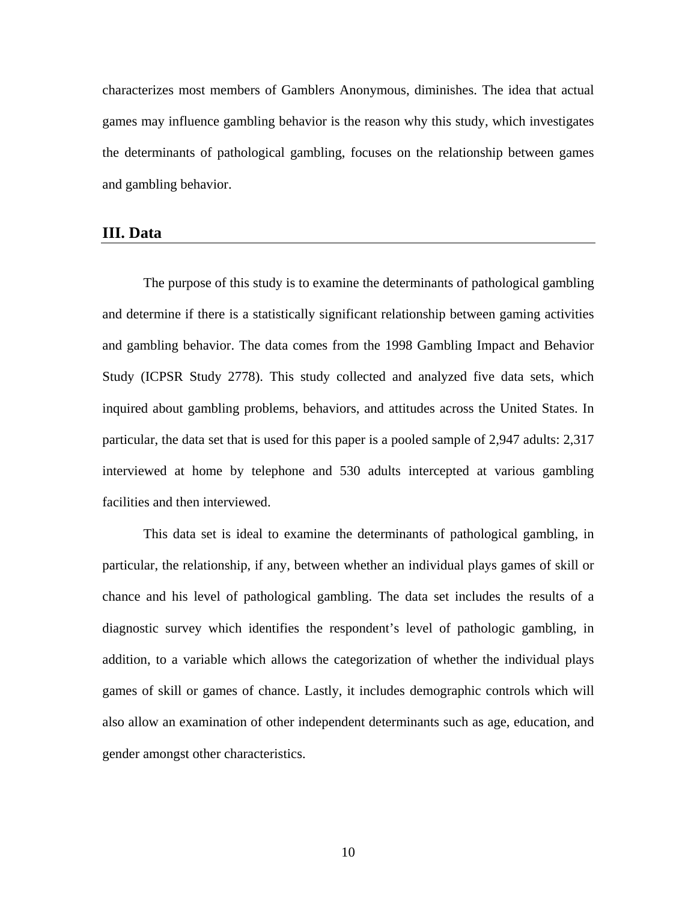characterizes most members of Gamblers Anonymous, diminishes. The idea that actual games may influence gambling behavior is the reason why this study, which investigates the determinants of pathological gambling, focuses on the relationship between games and gambling behavior.

## III. Data

The purpose of this study is to examine the determinants of pathological gambling and determine if there is a statistically significant relationship between gaming activities and gambling behavior. The data comes from the 1998 Gambling Impact and Behavior Study (ICPSR Study 2778). This study collected and analyzed five data sets, which inquired about gambling problems, behaviors, and attitudes across the United States. In particular, the data set that is used for this paper is a pooled sample of 2,947 adults: 2,317 interviewed at home by telephone and 530 adults intercepted at various gambling facilities and then interviewed.

This data set is ideal to examine the determinants of pathological gambling, in particular, the relationship, if any, between whether an individual plays games of skill or chance and his level of pathological gambling. The data set includes the results of a diagnostic survey which identifies the respondent's level of pathologic gambling, in addition, to a variable which allows the categorization of whether the individual plays games of skill or games of chance. Lastly, it includes demographic controls which will also allow an examination of other independent determinants such as age, education, and gender amongst other characteristics.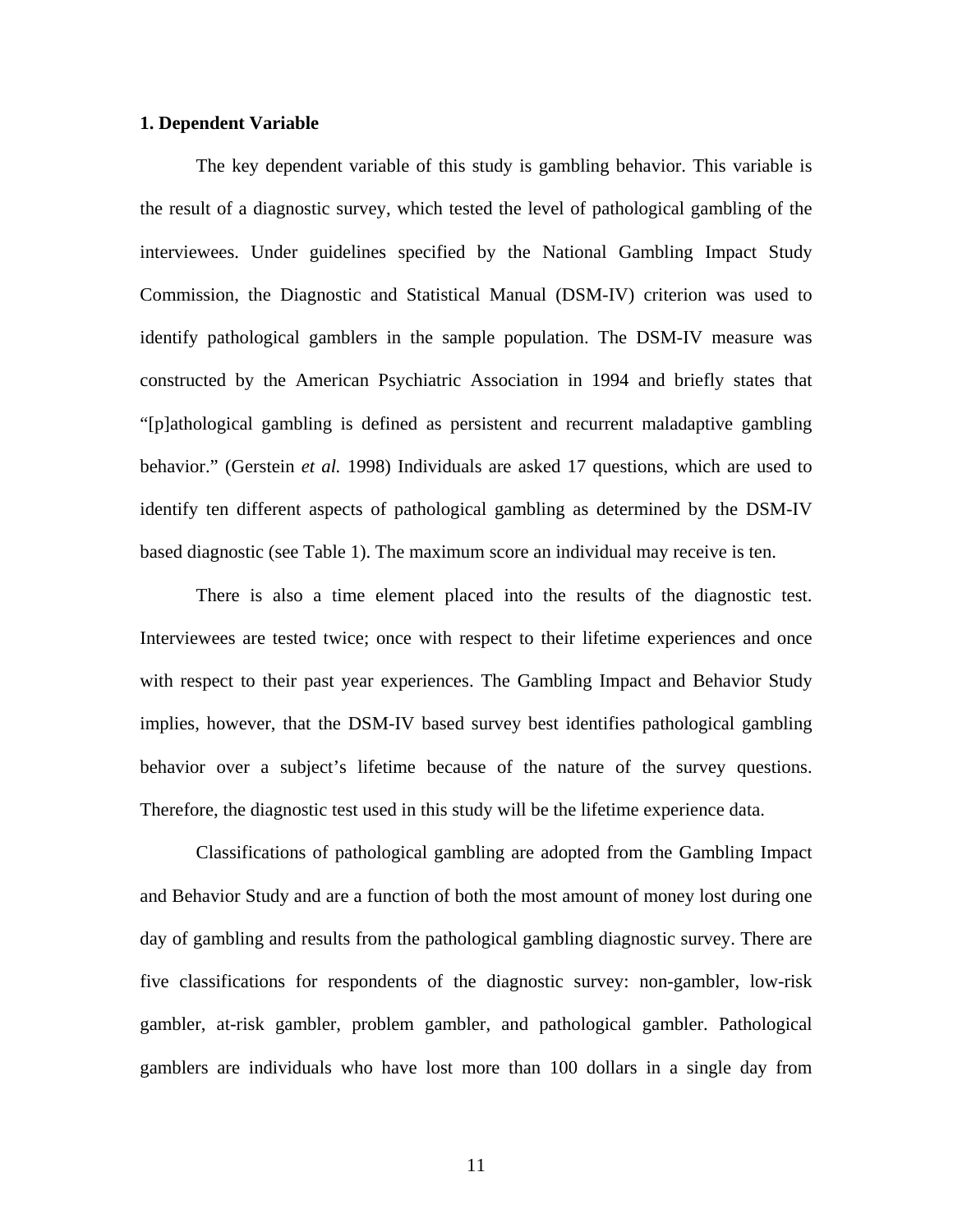### 1. Dependent Variable

The key dependent variable of this study is gambling behavior. This variable is the result of a diagnostic survey, which tested the level of pathological gambling of the interviewees. Under guidelines specified by the National Gambling Impact Study Commission, the Diagnostic and Statistical Manual (DSM-IV) criterion was used to identify pathological gamblers in the sample population. The DSM-IV measure was constructed by the American Psychiatric Association in 1994 and briefly states that "[p]athological gambling is defined as persistent and recurrent maladaptive gambling behavior." (Gerstein *et al.* 1998) Individuals are asked 17 questions, which are used to identify ten different aspects of pathological gambling as determined by the DSM-IV based diagnostic (see Table 1). The maximum score an individual may receive is ten.

There is also a time element placed into the results of the diagnostic test. Interviewees are tested twice; once with respect to their lifetime experiences and once with respect to their past year experiences. The Gambling Impact and Behavior Study implies, however, that the DSM-IV based survey best identifies pathological gambling behavior over a subject's lifetime because of the nature of the survey questions. Therefore, the diagnostic test used in this study will be the lifetime experience data.

Classifications of pathological gambling are adopted from the Gambling Impact and Behavior Study and are a function of both the most amount of money lost during one day of gambling and results from the pathological gambling diagnostic survey. There are five classifications for respondents of the diagnostic survey: non-gambler, low-risk gambler, at-risk gambler, problem gambler, and pathological gambler. Pathological gamblers are individuals who have lost more than 100 dollars in a single day from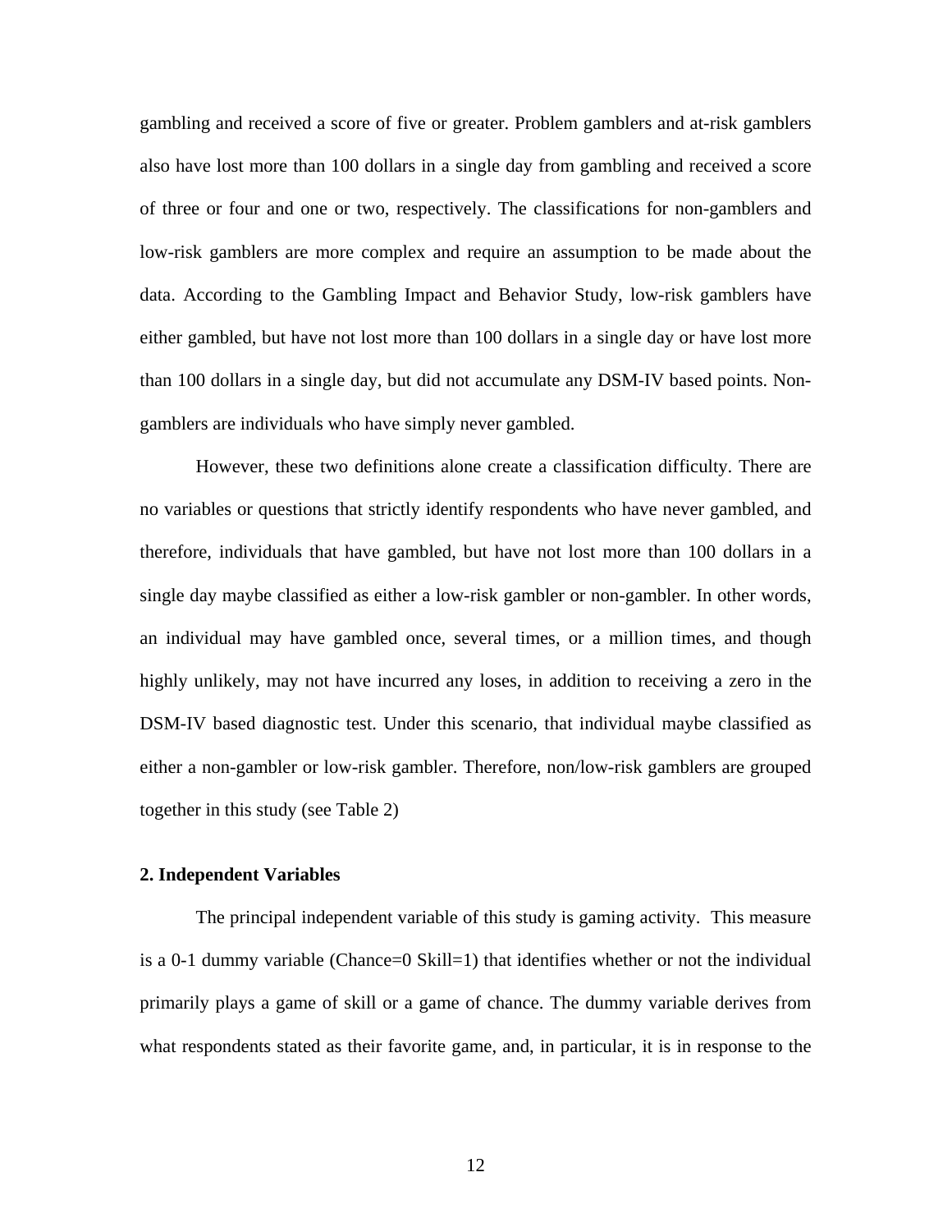gambling and received a score of five or greater. Problem gamblers and at-risk gamblers also have lost more than 100 dollars in a single day from gambling and received a score of three or four and one or two, respectively. The classifications for non-gamblers and low-risk gamblers are more complex and require an assumption to be made about the data. According to the Gambling Impact and Behavior Study, low-risk gamblers have either gambled, but have not lost more than 100 dollars in a single day or have lost more than 100 dollars in a single day, but did not accumulate any DSM-IV based points. Non-gamblers are individuals who have simply never gambled.

However, these two definitions alone create a classification difficulty. There are no variables or questions that strictly identify respondents who have never gambled, and therefore, individuals that have gambled, but have not lost more than 100 dollars in a single day maybe classified as either a low-risk gambler or non-gambler. In other words, an individual may have gambled once, several times, or a million times, and though highly unlikely, may not have incurred any loses, in addition to receiving a zero in the DSM-IV based diagnostic test. Under this scenario, that individual maybe classified as either a non-gambler or low-risk gambler. Therefore, non/low-risk gamblers are grouped together in this study (see Table 2)

**2. Independent Variables**

The principal independent variable of this study is gaming activity. This measure is a 0-1 dummy variable (Chance=0 Skill=1) that identifies whether or not the individual primarily plays a game of skill or a game of chance. The dummy variable derives from what respondents stated as their favorite game, and, in particular, it is in response to the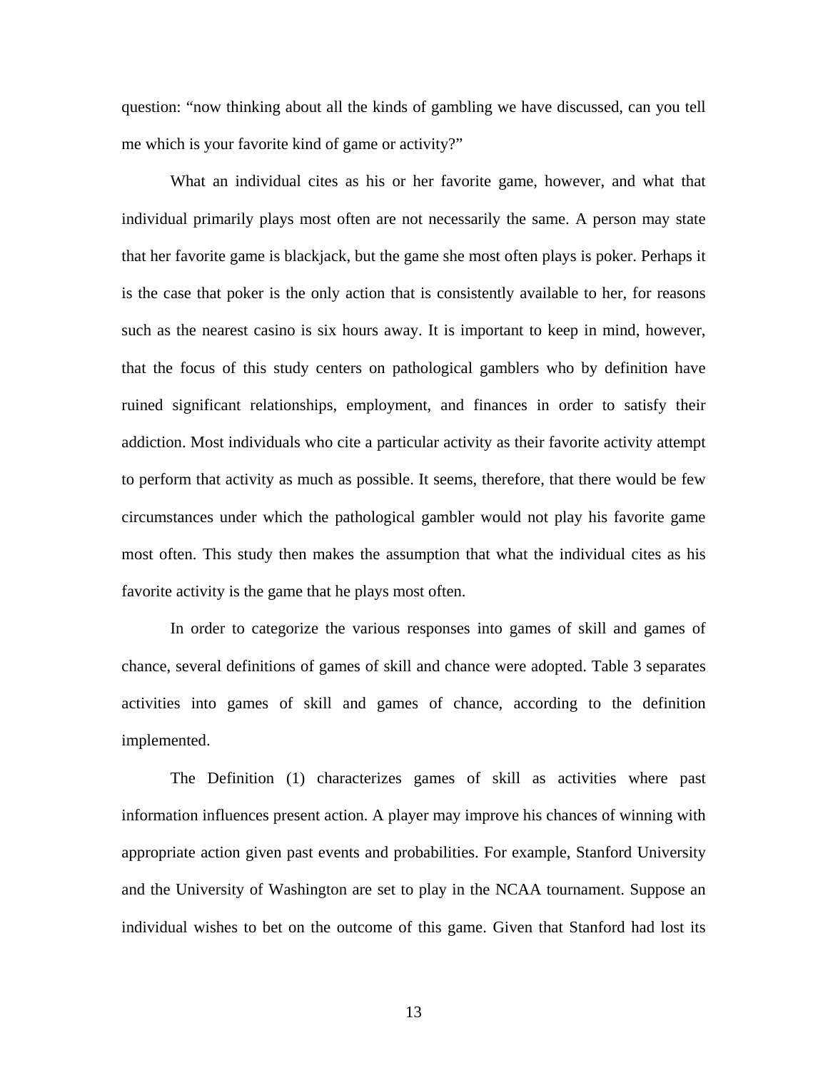question: "now thinking about all the kinds of gambling we have discussed, can you tell me which is your favorite kind of game or activity?"

What an individual cites as his or her favorite game, however, and what that individual primarily plays most often are not necessarily the same. A person may state that her favorite game is blackjack, but the game she most often plays is poker. Perhaps it is the case that poker is the only action that is consistently available to her, for reasons such as the nearest casino is six hours away. It is important to keep in mind, however, that the focus of this study centers on pathological gamblers who by definition have ruined significant relationships, employment, and finances in order to satisfy their addiction. Most individuals who cite a particular activity as their favorite activity attempt to perform that activity as much as possible. It seems, therefore, that there would be few circumstances under which the pathological gambler would not play his favorite game most often. This study then makes the assumption that what the individual cites as his favorite activity is the game that he plays most often.

In order to categorize the various responses into games of skill and games of chance, several definitions of games of skill and chance were adopted. Table 3 separates activities into games of skill and games of chance, according to the definition implemented.

The Definition (1) characterizes games of skill as activities where past information influences present action. A player may improve his chances of winning with appropriate action given past events and probabilities. For example, Stanford University and the University of Washington are set to play in the NCAA tournament. Suppose an individual wishes to bet on the outcome of this game. Given that Stanford had lost its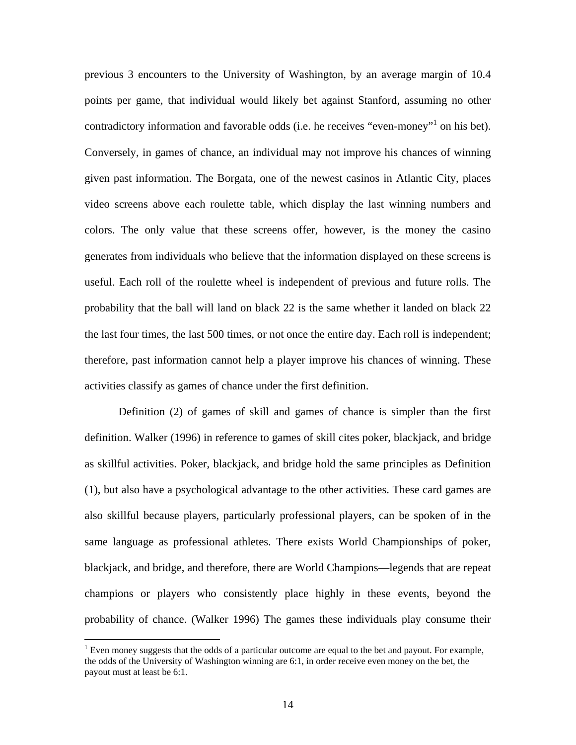previous 3 encounters to the University of Washington, by an average margin of 10.4 points per game, that individual would likely bet against Stanford, assuming no other contradictory information and favorable odds (i.e. he receives "even-money"[1] on his bet). Conversely, in games of chance, an individual may not improve his chances of winning given past information. The Borgata, one of the newest casinos in Atlantic City, places video screens above each roulette table, which display the last winning numbers and colors. The only value that these screens offer, however, is the money the casino generates from individuals who believe that the information displayed on these screens is useful. Each roll of the roulette wheel is independent of previous and future rolls. The probability that the ball will land on black 22 is the same whether it landed on black 22 the last four times, the last 500 times, or not once the entire day. Each roll is independent; therefore, past information cannot help a player improve his chances of winning. These activities classify as games of chance under the first definition.

Definition (2) of games of skill and games of chance is simpler than the first definition. Walker (1996) in reference to games of skill cites poker, blackjack, and bridge as skillful activities. Poker, blackjack, and bridge hold the same principles as Definition (1), but also have a psychological advantage to the other activities. These card games are also skillful because players, particularly professional players, can be spoken of in the same language as professional athletes. There exists World Championships of poker, blackjack, and bridge, and therefore, there are World Champions—legends that are repeat champions or players who consistently place highly in these events, beyond the probability of chance. (Walker 1996) The games these individuals play consume their

[1] Even money suggests that the odds of a particular outcome are equal to the bet and payout. For example, the odds of the University of Washington winning are 6:1, in order receive even money on the bet, the payout must at least be 6:1.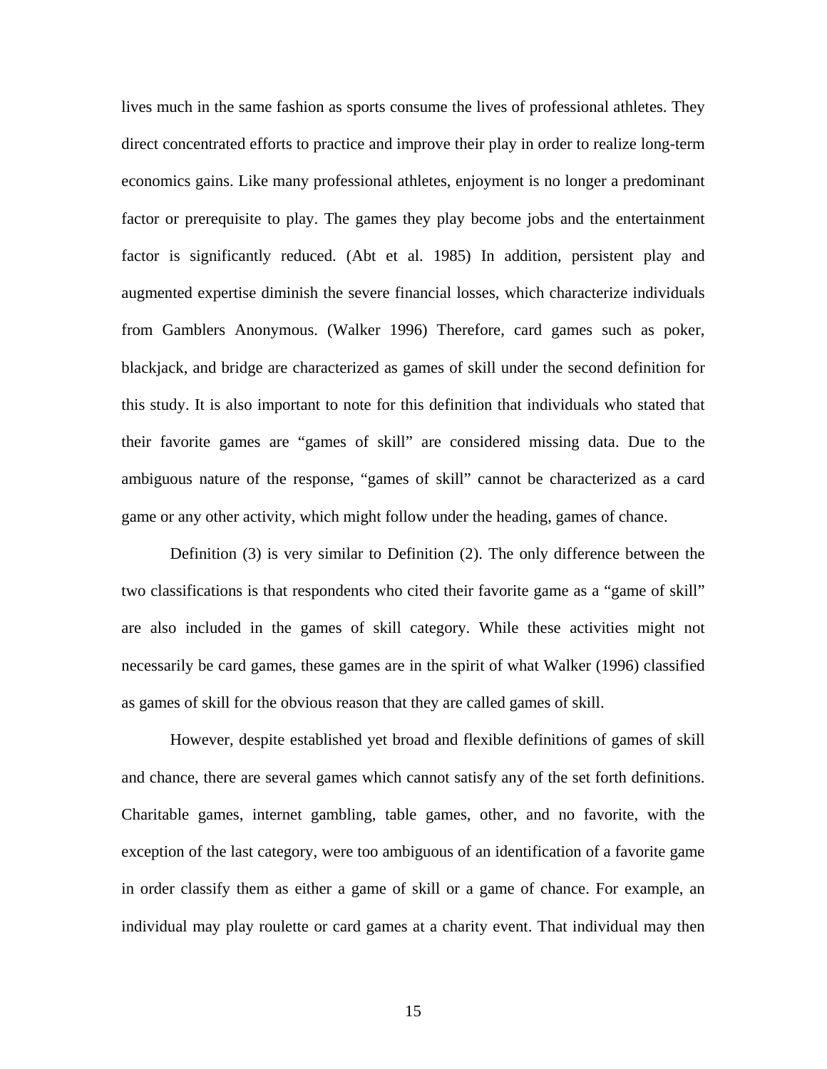lives much in the same fashion as sports consume the lives of professional athletes. They direct concentrated efforts to practice and improve their play in order to realize long-term economics gains. Like many professional athletes, enjoyment is no longer a predominant factor or prerequisite to play. The games they play become jobs and the entertainment factor is significantly reduced. (Abt et al. 1985) In addition, persistent play and augmented expertise diminish the severe financial losses, which characterize individuals from Gamblers Anonymous. (Walker 1996) Therefore, card games such as poker, blackjack, and bridge are characterized as games of skill under the second definition for this study. It is also important to note for this definition that individuals who stated that their favorite games are "games of skill" are considered missing data. Due to the ambiguous nature of the response, "games of skill" cannot be characterized as a card game or any other activity, which might follow under the heading, games of chance.

Definition (3) is very similar to Definition (2). The only difference between the two classifications is that respondents who cited their favorite game as a "game of skill" are also included in the games of skill category. While these activities might not necessarily be card games, these games are in the spirit of what Walker (1996) classified as games of skill for the obvious reason that they are called games of skill.

However, despite established yet broad and flexible definitions of games of skill and chance, there are several games which cannot satisfy any of the set forth definitions. Charitable games, internet gambling, table games, other, and no favorite, with the exception of the last category, were too ambiguous of an identification of a favorite game in order classify them as either a game of skill or a game of chance. For example, an individual may play roulette or card games at a charity event. That individual may then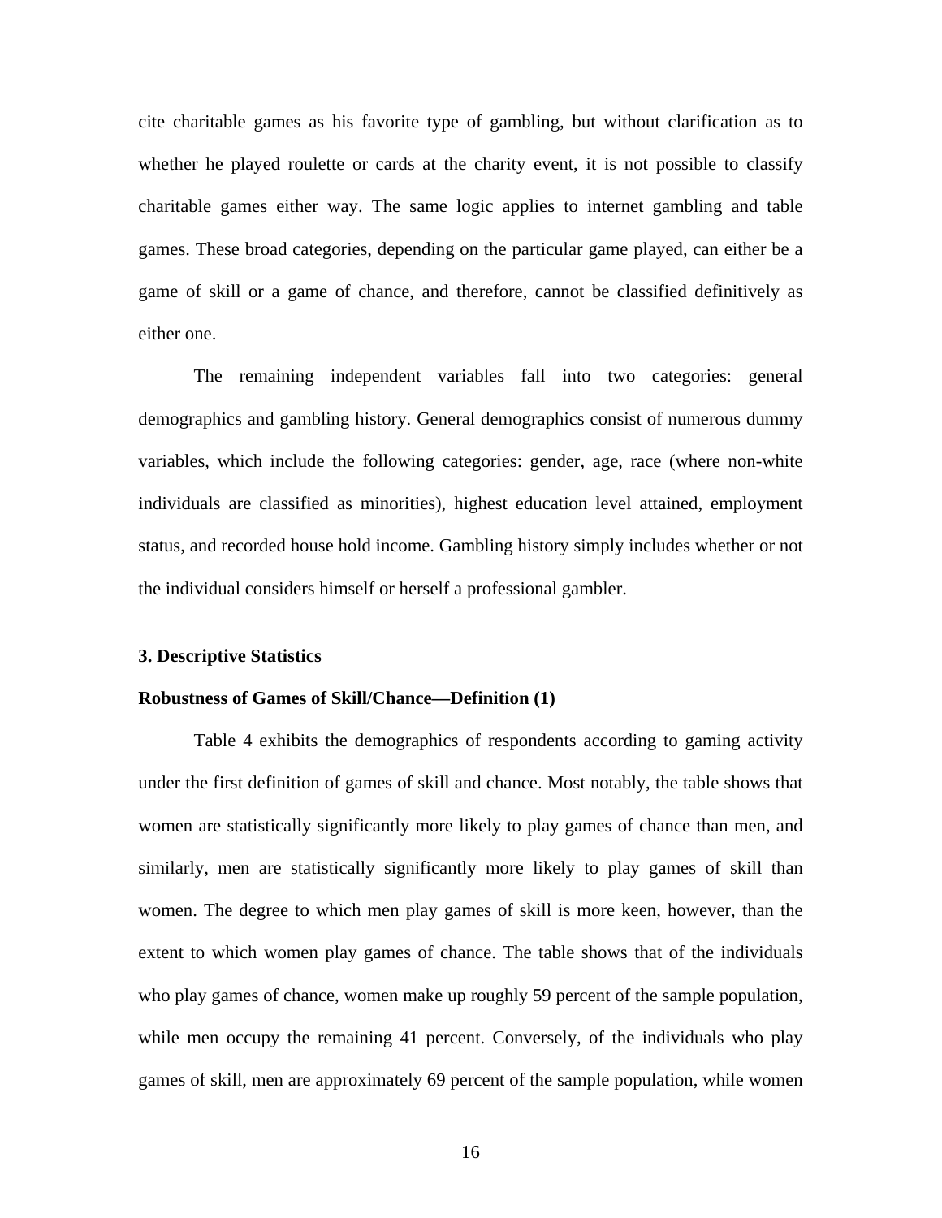cite charitable games as his favorite type of gambling, but without clarification as to whether he played roulette or cards at the charity event, it is not possible to classify charitable games either way. The same logic applies to internet gambling and table games. These broad categories, depending on the particular game played, can either be a game of skill or a game of chance, and therefore, cannot be classified definitively as either one.

The remaining independent variables fall into two categories: general demographics and gambling history. General demographics consist of numerous dummy variables, which include the following categories: gender, age, race (where non-white individuals are classified as minorities), highest education level attained, employment status, and recorded house hold income. Gambling history simply includes whether or not the individual considers himself or herself a professional gambler.

### 3. Descriptive Statistics

**Robustness of Games of Skill/Chance—Definition (1)**

Table 4 exhibits the demographics of respondents according to gaming activity under the first definition of games of skill and chance. Most notably, the table shows that women are statistically significantly more likely to play games of chance than men, and similarly, men are statistically significantly more likely to play games of skill than women. The degree to which men play games of skill is more keen, however, than the extent to which women play games of chance. The table shows that of the individuals who play games of chance, women make up roughly 59 percent of the sample population, while men occupy the remaining 41 percent. Conversely, of the individuals who play games of skill, men are approximately 69 percent of the sample population, while women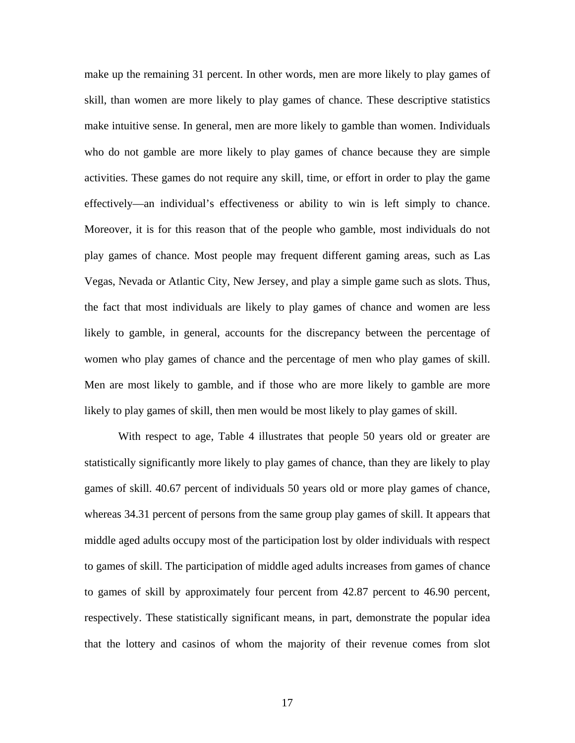make up the remaining 31 percent. In other words, men are more likely to play games of skill, than women are more likely to play games of chance. These descriptive statistics make intuitive sense. In general, men are more likely to gamble than women. Individuals who do not gamble are more likely to play games of chance because they are simple activities. These games do not require any skill, time, or effort in order to play the game effectively—an individual's effectiveness or ability to win is left simply to chance. Moreover, it is for this reason that of the people who gamble, most individuals do not play games of chance. Most people may frequent different gaming areas, such as Las Vegas, Nevada or Atlantic City, New Jersey, and play a simple game such as slots. Thus, the fact that most individuals are likely to play games of chance and women are less likely to gamble, in general, accounts for the discrepancy between the percentage of women who play games of chance and the percentage of men who play games of skill. Men are most likely to gamble, and if those who are more likely to gamble are more likely to play games of skill, then men would be most likely to play games of skill.

With respect to age, Table 4 illustrates that people 50 years old or greater are statistically significantly more likely to play games of chance, than they are likely to play games of skill. 40.67 percent of individuals 50 years old or more play games of chance, whereas 34.31 percent of persons from the same group play games of skill. It appears that middle aged adults occupy most of the participation lost by older individuals with respect to games of skill. The participation of middle aged adults increases from games of chance to games of skill by approximately four percent from 42.87 percent to 46.90 percent, respectively. These statistically significant means, in part, demonstrate the popular idea that the lottery and casinos of whom the majority of their revenue comes from slot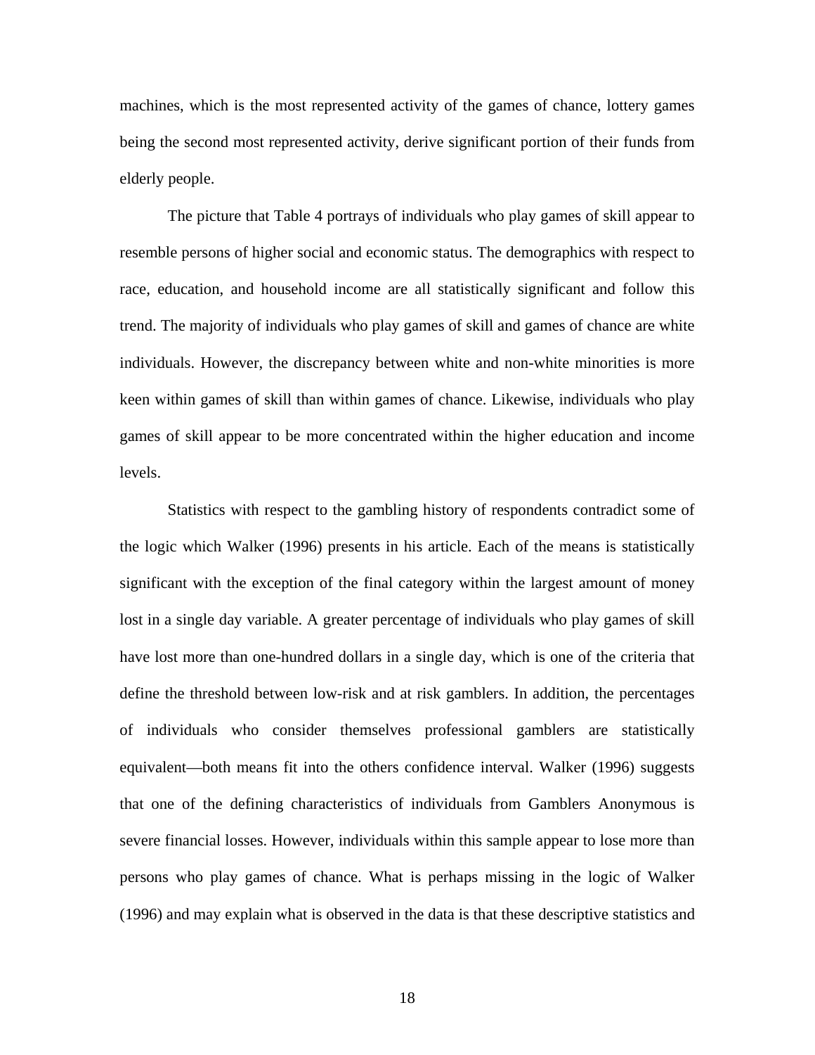machines, which is the most represented activity of the games of chance, lottery games being the second most represented activity, derive significant portion of their funds from elderly people.

The picture that Table 4 portrays of individuals who play games of skill appear to resemble persons of higher social and economic status. The demographics with respect to race, education, and household income are all statistically significant and follow this trend. The majority of individuals who play games of skill and games of chance are white individuals. However, the discrepancy between white and non-white minorities is more keen within games of skill than within games of chance. Likewise, individuals who play games of skill appear to be more concentrated within the higher education and income levels.

Statistics with respect to the gambling history of respondents contradict some of the logic which Walker (1996) presents in his article. Each of the means is statistically significant with the exception of the final category within the largest amount of money lost in a single day variable. A greater percentage of individuals who play games of skill have lost more than one-hundred dollars in a single day, which is one of the criteria that define the threshold between low-risk and at risk gamblers. In addition, the percentages of individuals who consider themselves professional gamblers are statistically equivalent—both means fit into the others confidence interval. Walker (1996) suggests that one of the defining characteristics of individuals from Gamblers Anonymous is severe financial losses. However, individuals within this sample appear to lose more than persons who play games of chance. What is perhaps missing in the logic of Walker (1996) and may explain what is observed in the data is that these descriptive statistics and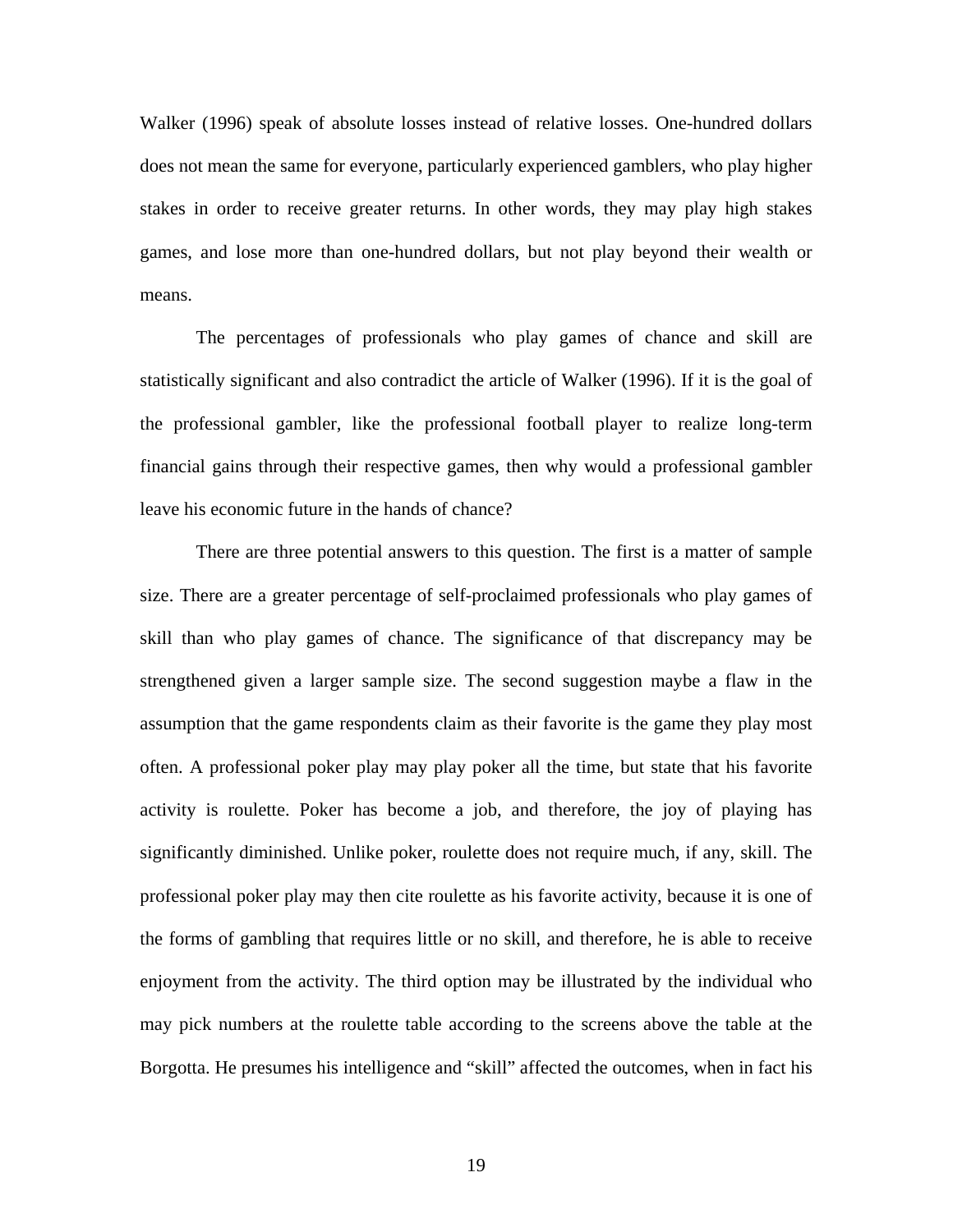Walker (1996) speak of absolute losses instead of relative losses. One-hundred dollars does not mean the same for everyone, particularly experienced gamblers, who play higher stakes in order to receive greater returns. In other words, they may play high stakes games, and lose more than one-hundred dollars, but not play beyond their wealth or means.

The percentages of professionals who play games of chance and skill are statistically significant and also contradict the article of Walker (1996). If it is the goal of the professional gambler, like the professional football player to realize long-term financial gains through their respective games, then why would a professional gambler leave his economic future in the hands of chance?

There are three potential answers to this question. The first is a matter of sample size. There are a greater percentage of self-proclaimed professionals who play games of skill than who play games of chance. The significance of that discrepancy may be strengthened given a larger sample size. The second suggestion maybe a flaw in the assumption that the game respondents claim as their favorite is the game they play most often. A professional poker play may play poker all the time, but state that his favorite activity is roulette. Poker has become a job, and therefore, the joy of playing has significantly diminished. Unlike poker, roulette does not require much, if any, skill. The professional poker play may then cite roulette as his favorite activity, because it is one of the forms of gambling that requires little or no skill, and therefore, he is able to receive enjoyment from the activity. The third option may be illustrated by the individual who may pick numbers at the roulette table according to the screens above the table at the Borgotta. He presumes his intelligence and "skill" affected the outcomes, when in fact his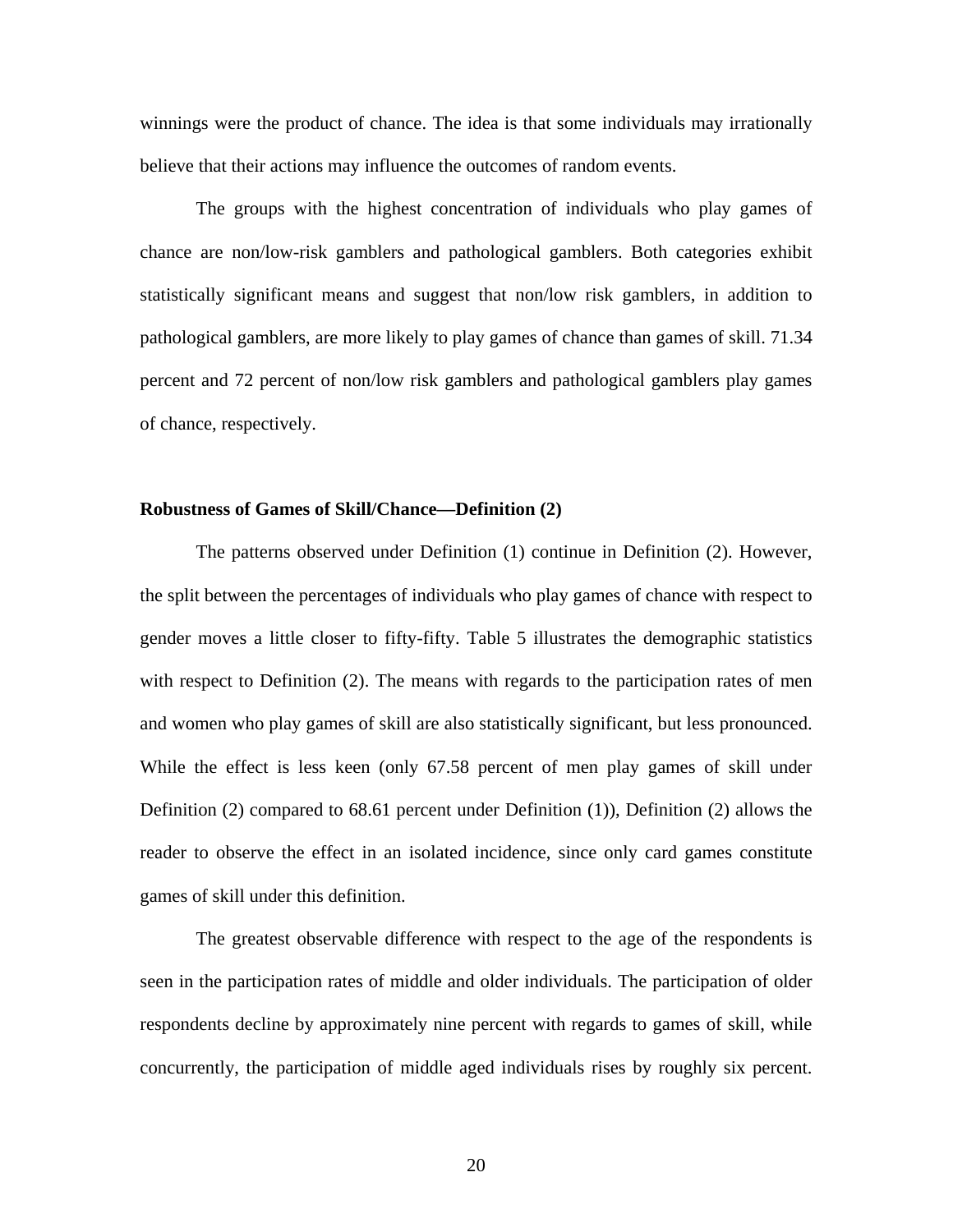winnings were the product of chance. The idea is that some individuals may irrationally believe that their actions may influence the outcomes of random events.

The groups with the highest concentration of individuals who play games of chance are non/low-risk gamblers and pathological gamblers. Both categories exhibit statistically significant means and suggest that non/low risk gamblers, in addition to pathological gamblers, are more likely to play games of chance than games of skill. 71.34 percent and 72 percent of non/low risk gamblers and pathological gamblers play games of chance, respectively.

**Robustness of Games of Skill/Chance—Definition (2)**

The patterns observed under Definition (1) continue in Definition (2). However, the split between the percentages of individuals who play games of chance with respect to gender moves a little closer to fifty-fifty. Table 5 illustrates the demographic statistics with respect to Definition (2). The means with regards to the participation rates of men and women who play games of skill are also statistically significant, but less pronounced. While the effect is less keen (only 67.58 percent of men play games of skill under Definition (2) compared to 68.61 percent under Definition (1)), Definition (2) allows the reader to observe the effect in an isolated incidence, since only card games constitute games of skill under this definition.

The greatest observable difference with respect to the age of the respondents is seen in the participation rates of middle and older individuals. The participation of older respondents decline by approximately nine percent with regards to games of skill, while concurrently, the participation of middle aged individuals rises by roughly six percent.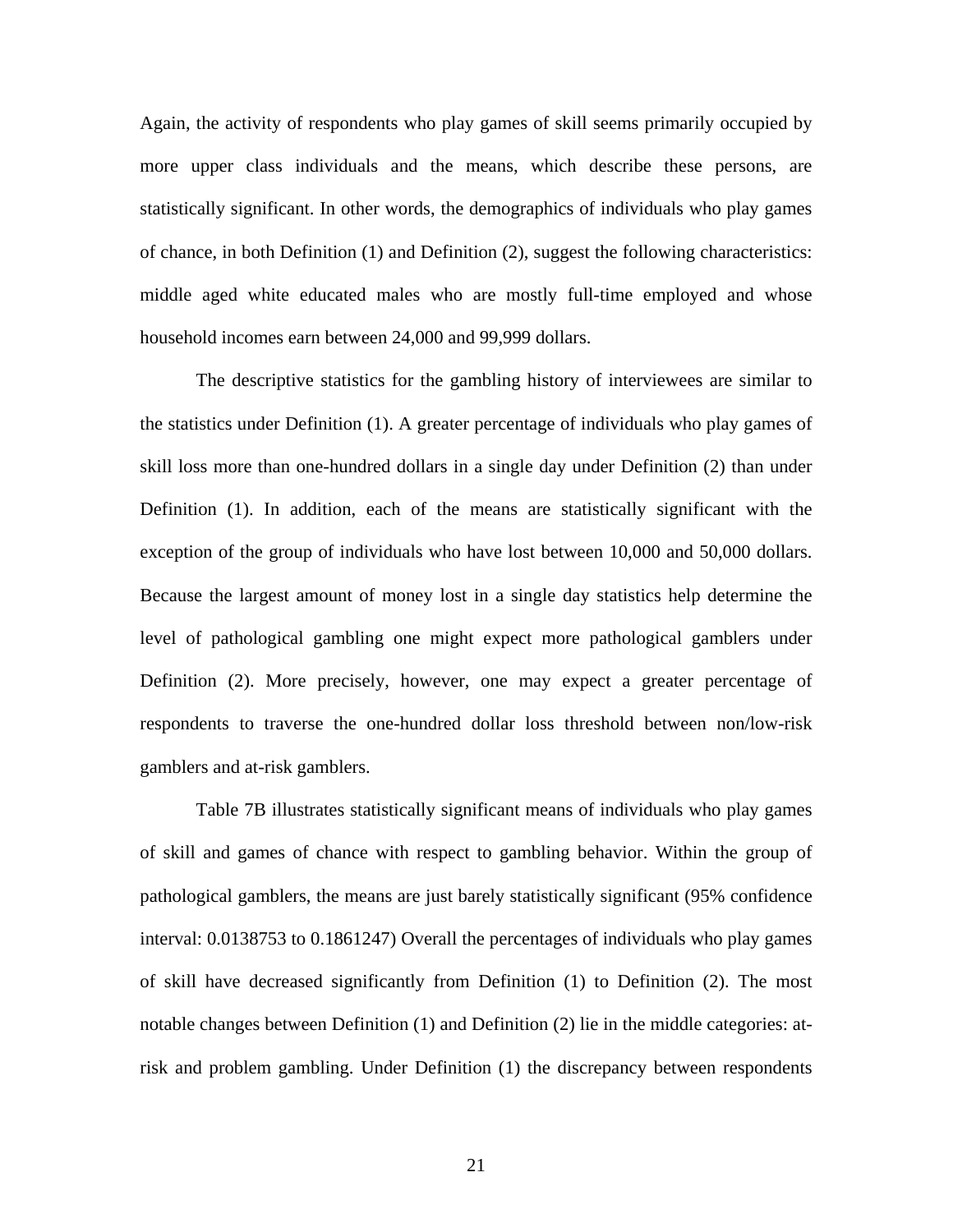Again, the activity of respondents who play games of skill seems primarily occupied by more upper class individuals and the means, which describe these persons, are statistically significant. In other words, the demographics of individuals who play games of chance, in both Definition (1) and Definition (2), suggest the following characteristics: middle aged white educated males who are mostly full-time employed and whose household incomes earn between 24,000 and 99,999 dollars.

The descriptive statistics for the gambling history of interviewees are similar to the statistics under Definition (1). A greater percentage of individuals who play games of skill loss more than one-hundred dollars in a single day under Definition (2) than under Definition (1). In addition, each of the means are statistically significant with the exception of the group of individuals who have lost between 10,000 and 50,000 dollars. Because the largest amount of money lost in a single day statistics help determine the level of pathological gambling one might expect more pathological gamblers under Definition (2). More precisely, however, one may expect a greater percentage of respondents to traverse the one-hundred dollar loss threshold between non/low-risk gamblers and at-risk gamblers.

Table 7B illustrates statistically significant means of individuals who play games of skill and games of chance with respect to gambling behavior. Within the group of pathological gamblers, the means are just barely statistically significant (95% confidence interval: 0.0138753 to 0.1861247) Overall the percentages of individuals who play games of skill have decreased significantly from Definition (1) to Definition (2). The most notable changes between Definition (1) and Definition (2) lie in the middle categories: at-risk and problem gambling. Under Definition (1) the discrepancy between respondents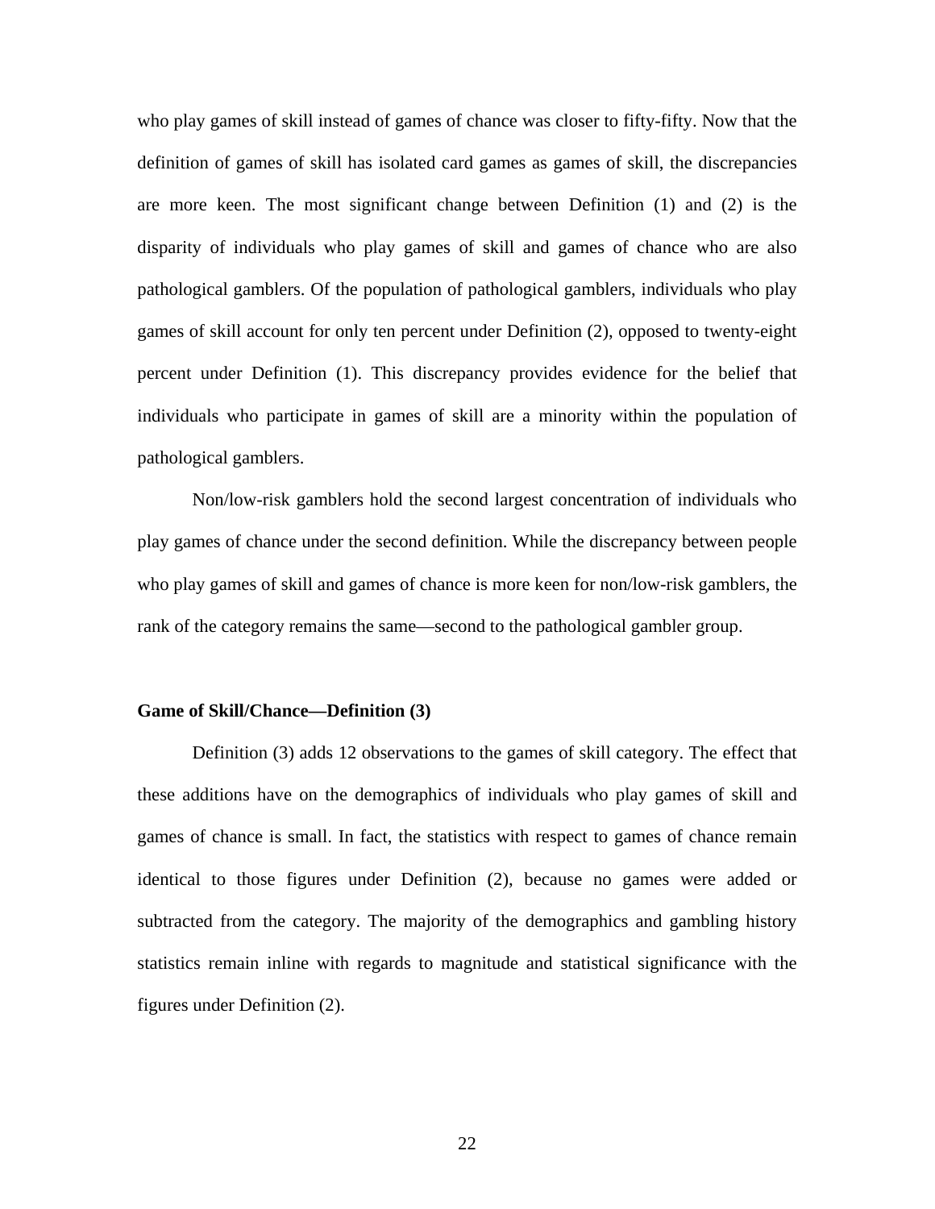who play games of skill instead of games of chance was closer to fifty-fifty. Now that the definition of games of skill has isolated card games as games of skill, the discrepancies are more keen. The most significant change between Definition (1) and (2) is the disparity of individuals who play games of skill and games of chance who are also pathological gamblers. Of the population of pathological gamblers, individuals who play games of skill account for only ten percent under Definition (2), opposed to twenty-eight percent under Definition (1). This discrepancy provides evidence for the belief that individuals who participate in games of skill are a minority within the population of pathological gamblers.

Non/low-risk gamblers hold the second largest concentration of individuals who play games of chance under the second definition. While the discrepancy between people who play games of skill and games of chance is more keen for non/low-risk gamblers, the rank of the category remains the same—second to the pathological gambler group.

**Game of Skill/Chance—Definition (3)**

Definition (3) adds 12 observations to the games of skill category. The effect that these additions have on the demographics of individuals who play games of skill and games of chance is small. In fact, the statistics with respect to games of chance remain identical to those figures under Definition (2), because no games were added or subtracted from the category. The majority of the demographics and gambling history statistics remain inline with regards to magnitude and statistical significance with the figures under Definition (2).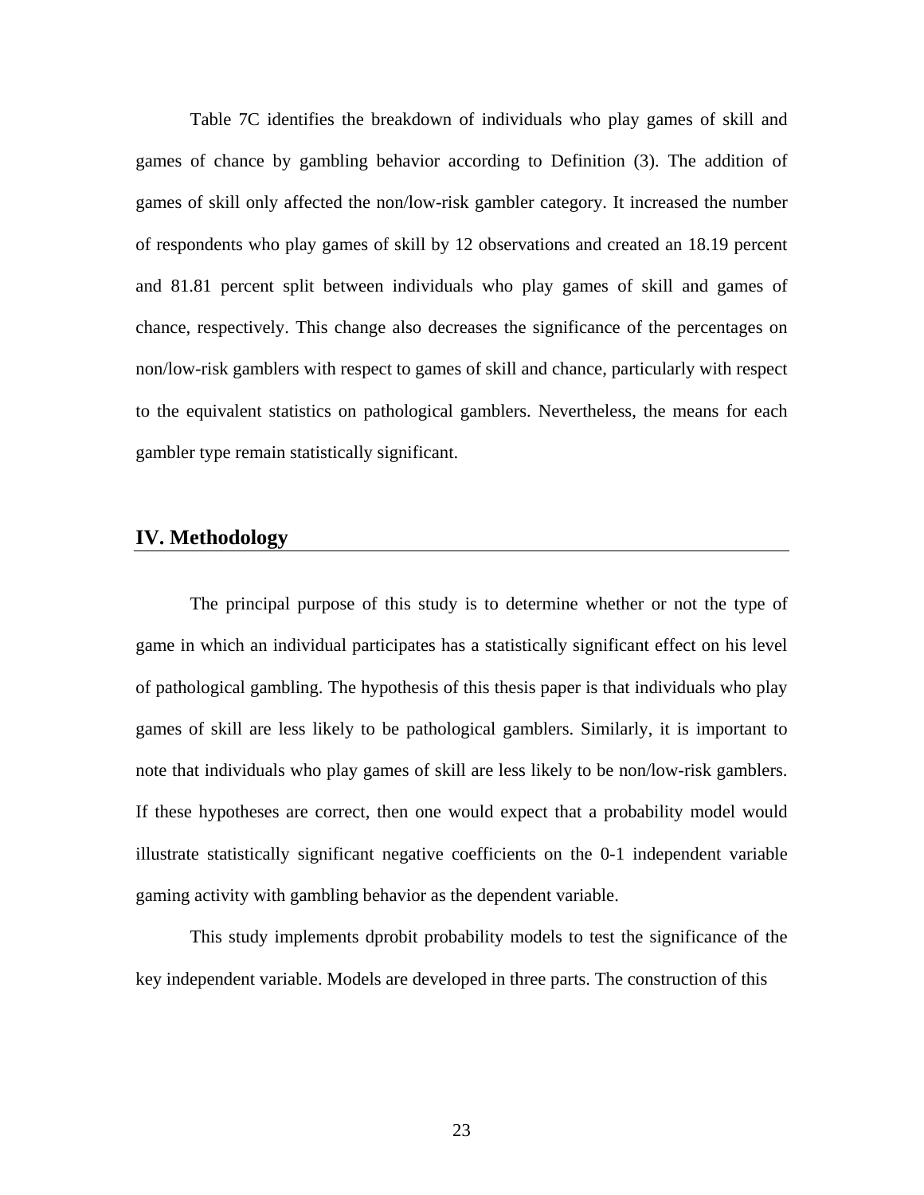Table 7C identifies the breakdown of individuals who play games of skill and games of chance by gambling behavior according to Definition (3). The addition of games of skill only affected the non/low-risk gambler category. It increased the number of respondents who play games of skill by 12 observations and created an 18.19 percent and 81.81 percent split between individuals who play games of skill and games of chance, respectively. This change also decreases the significance of the percentages on non/low-risk gamblers with respect to games of skill and chance, particularly with respect to the equivalent statistics on pathological gamblers. Nevertheless, the means for each gambler type remain statistically significant.

## IV. Methodology

The principal purpose of this study is to determine whether or not the type of game in which an individual participates has a statistically significant effect on his level of pathological gambling. The hypothesis of this thesis paper is that individuals who play games of skill are less likely to be pathological gamblers. Similarly, it is important to note that individuals who play games of skill are less likely to be non/low-risk gamblers. If these hypotheses are correct, then one would expect that a probability model would illustrate statistically significant negative coefficients on the 0-1 independent variable gaming activity with gambling behavior as the dependent variable.

This study implements dprobit probability models to test the significance of the key independent variable. Models are developed in three parts. The construction of this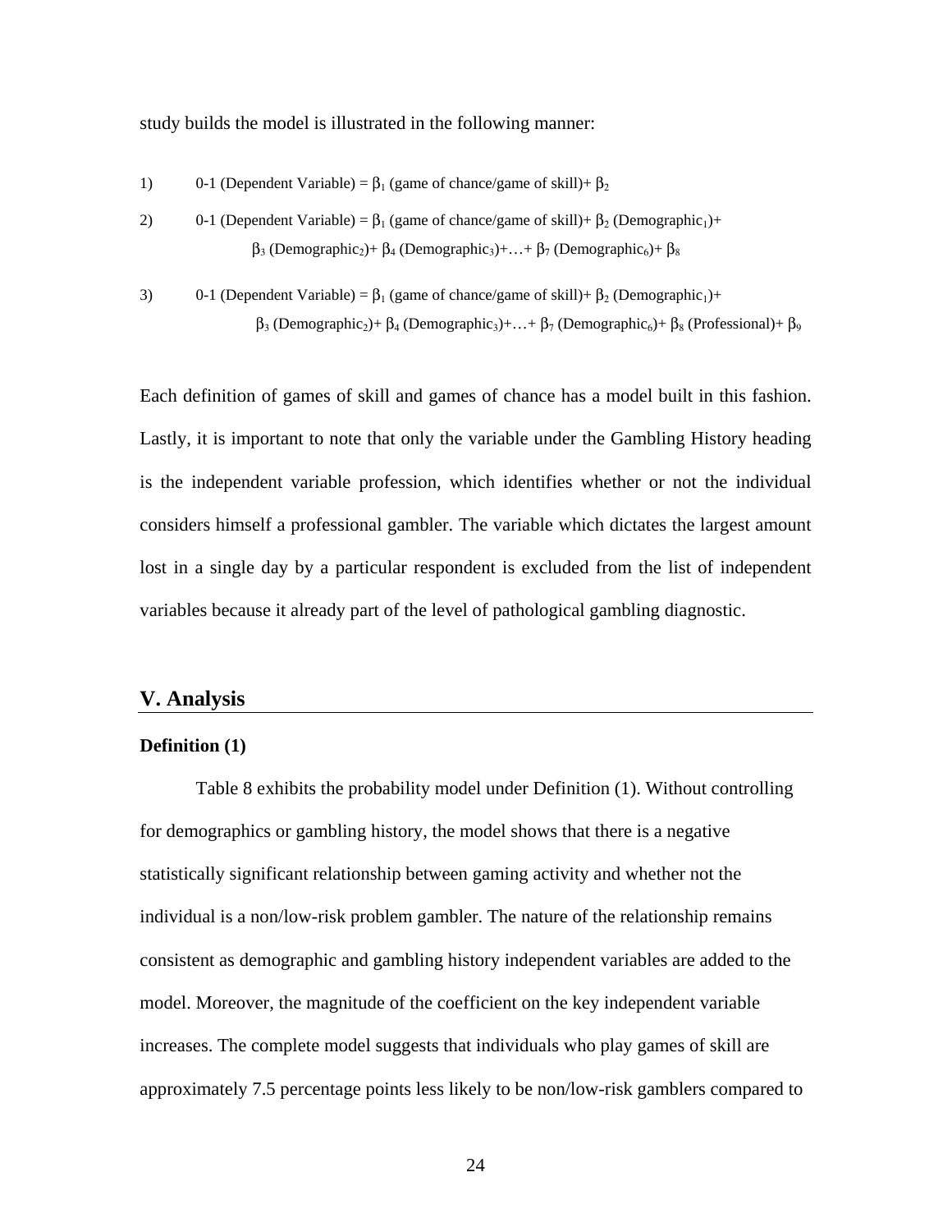study builds the model is illustrated in the following manner:

1) 0-1 (Dependent Variable) = $\beta_1$ (game of chance/game of skill)+ $\beta_2$

2) 0-1 (Dependent Variable) = $\beta_1$ (game of chance/game of skill)+ $\beta_2$ (Demographic$_1$)+ $\beta_3$ (Demographic$_2$)+ $\beta_4$ (Demographic$_3$)+…+ $\beta_7$ (Demographic$_6$)+ $\beta_8$

3) 0-1 (Dependent Variable) = $\beta_1$ (game of chance/game of skill)+ $\beta_2$ (Demographic$_1$)+ $\beta_3$ (Demographic$_2$)+ $\beta_4$ (Demographic$_3$)+…+ $\beta_7$ (Demographic$_6$)+ $\beta_8$ (Professional)+ $\beta_9$

Each definition of games of skill and games of chance has a model built in this fashion. Lastly, it is important to note that only the variable under the Gambling History heading is the independent variable profession, which identifies whether or not the individual considers himself a professional gambler. The variable which dictates the largest amount lost in a single day by a particular respondent is excluded from the list of independent variables because it already part of the level of pathological gambling diagnostic.

## V. Analysis

### Definition (1)

Table 8 exhibits the probability model under Definition (1). Without controlling for demographics or gambling history, the model shows that there is a negative statistically significant relationship between gaming activity and whether not the individual is a non/low-risk problem gambler. The nature of the relationship remains consistent as demographic and gambling history independent variables are added to the model. Moreover, the magnitude of the coefficient on the key independent variable increases. The complete model suggests that individuals who play games of skill are approximately 7.5 percentage points less likely to be non/low-risk gamblers compared to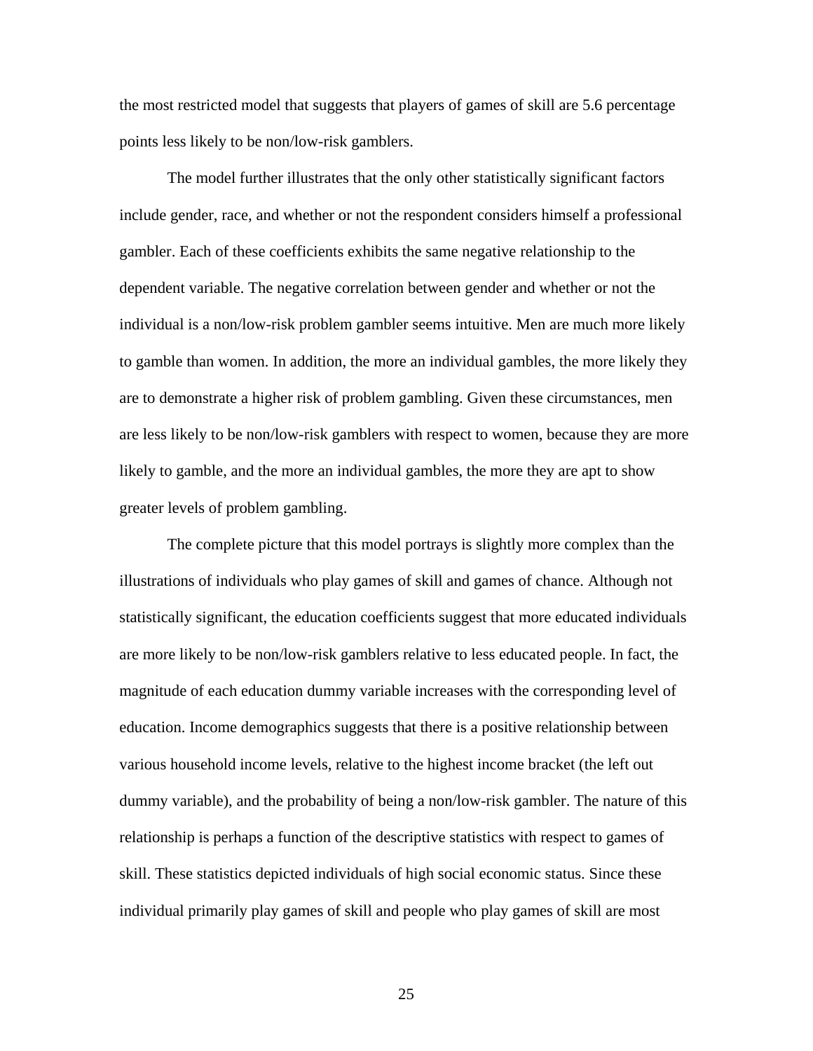the most restricted model that suggests that players of games of skill are 5.6 percentage points less likely to be non/low-risk gamblers.

The model further illustrates that the only other statistically significant factors include gender, race, and whether or not the respondent considers himself a professional gambler. Each of these coefficients exhibits the same negative relationship to the dependent variable. The negative correlation between gender and whether or not the individual is a non/low-risk problem gambler seems intuitive. Men are much more likely to gamble than women. In addition, the more an individual gambles, the more likely they are to demonstrate a higher risk of problem gambling. Given these circumstances, men are less likely to be non/low-risk gamblers with respect to women, because they are more likely to gamble, and the more an individual gambles, the more they are apt to show greater levels of problem gambling.

The complete picture that this model portrays is slightly more complex than the illustrations of individuals who play games of skill and games of chance. Although not statistically significant, the education coefficients suggest that more educated individuals are more likely to be non/low-risk gamblers relative to less educated people. In fact, the magnitude of each education dummy variable increases with the corresponding level of education. Income demographics suggests that there is a positive relationship between various household income levels, relative to the highest income bracket (the left out dummy variable), and the probability of being a non/low-risk gambler. The nature of this relationship is perhaps a function of the descriptive statistics with respect to games of skill. These statistics depicted individuals of high social economic status. Since these individual primarily play games of skill and people who play games of skill are most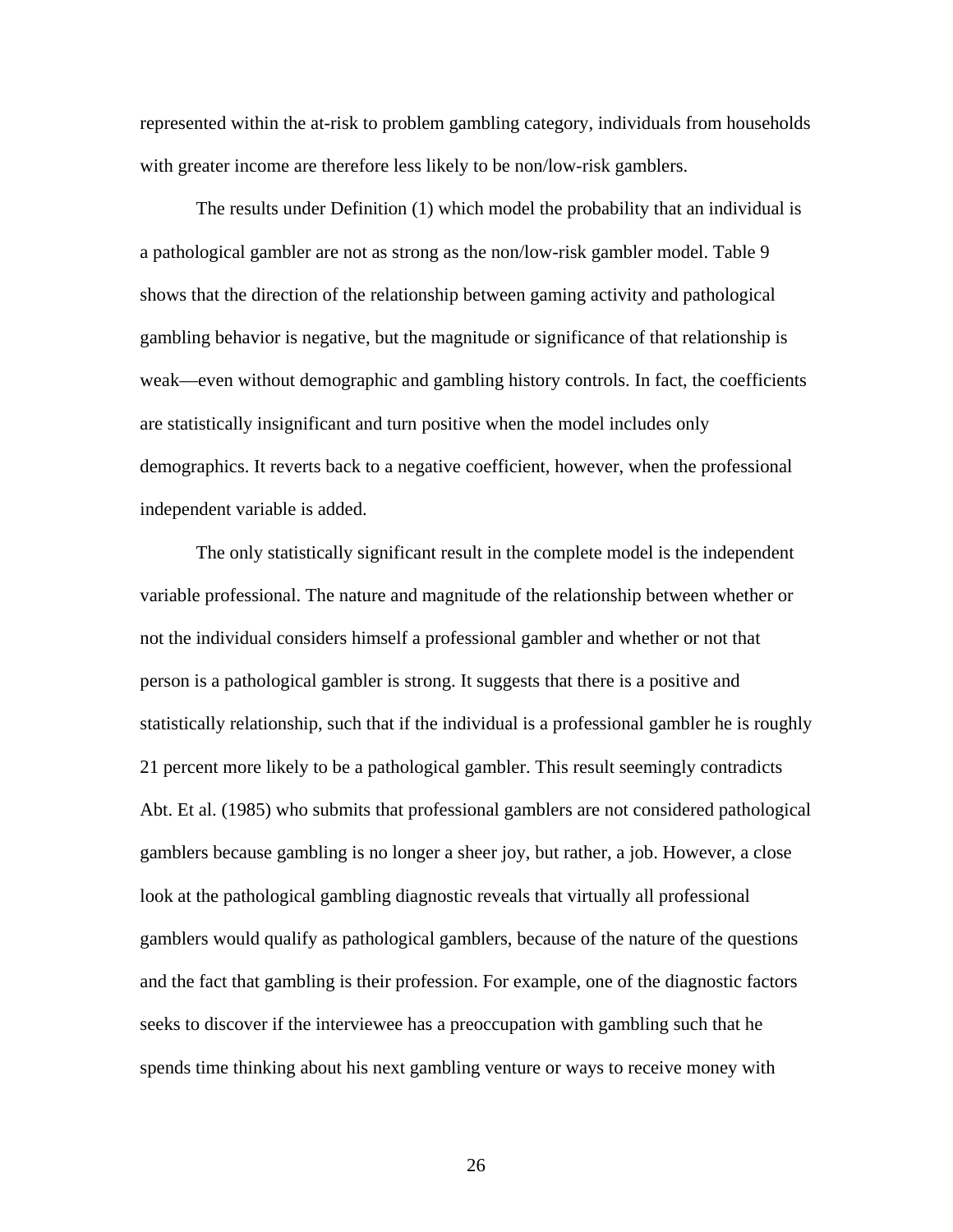represented within the at-risk to problem gambling category, individuals from households with greater income are therefore less likely to be non/low-risk gamblers.

The results under Definition (1) which model the probability that an individual is a pathological gambler are not as strong as the non/low-risk gambler model. Table 9 shows that the direction of the relationship between gaming activity and pathological gambling behavior is negative, but the magnitude or significance of that relationship is weak—even without demographic and gambling history controls. In fact, the coefficients are statistically insignificant and turn positive when the model includes only demographics. It reverts back to a negative coefficient, however, when the professional independent variable is added.

The only statistically significant result in the complete model is the independent variable professional. The nature and magnitude of the relationship between whether or not the individual considers himself a professional gambler and whether or not that person is a pathological gambler is strong. It suggests that there is a positive and statistically relationship, such that if the individual is a professional gambler he is roughly 21 percent more likely to be a pathological gambler. This result seemingly contradicts Abt. Et al. (1985) who submits that professional gamblers are not considered pathological gamblers because gambling is no longer a sheer joy, but rather, a job. However, a close look at the pathological gambling diagnostic reveals that virtually all professional gamblers would qualify as pathological gamblers, because of the nature of the questions and the fact that gambling is their profession. For example, one of the diagnostic factors seeks to discover if the interviewee has a preoccupation with gambling such that he spends time thinking about his next gambling venture or ways to receive money with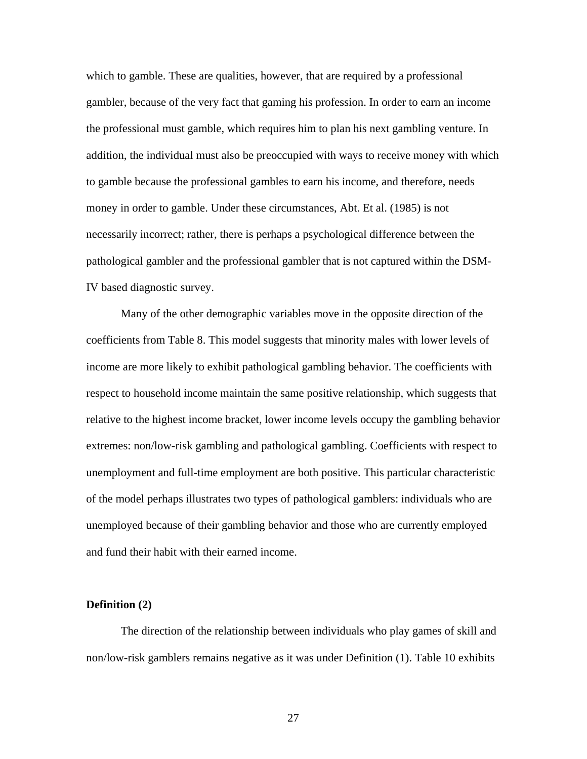which to gamble. These are qualities, however, that are required by a professional gambler, because of the very fact that gaming his profession. In order to earn an income the professional must gamble, which requires him to plan his next gambling venture. In addition, the individual must also be preoccupied with ways to receive money with which to gamble because the professional gambles to earn his income, and therefore, needs money in order to gamble. Under these circumstances, Abt. Et al. (1985) is not necessarily incorrect; rather, there is perhaps a psychological difference between the pathological gambler and the professional gambler that is not captured within the DSM-IV based diagnostic survey.

Many of the other demographic variables move in the opposite direction of the coefficients from Table 8. This model suggests that minority males with lower levels of income are more likely to exhibit pathological gambling behavior. The coefficients with respect to household income maintain the same positive relationship, which suggests that relative to the highest income bracket, lower income levels occupy the gambling behavior extremes: non/low-risk gambling and pathological gambling. Coefficients with respect to unemployment and full-time employment are both positive. This particular characteristic of the model perhaps illustrates two types of pathological gamblers: individuals who are unemployed because of their gambling behavior and those who are currently employed and fund their habit with their earned income.

**Definition (2)**

The direction of the relationship between individuals who play games of skill and non/low-risk gamblers remains negative as it was under Definition (1). Table 10 exhibits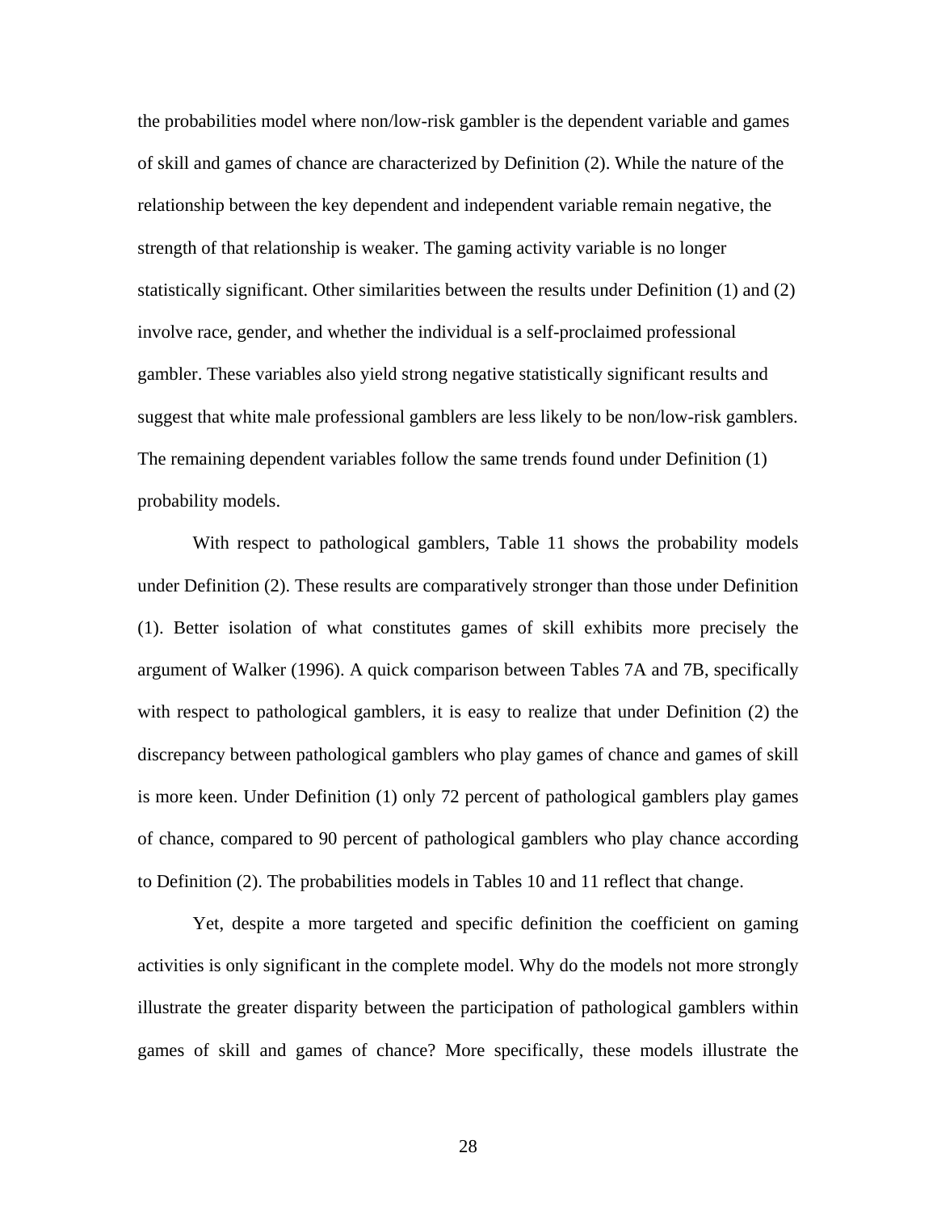the probabilities model where non/low-risk gambler is the dependent variable and games of skill and games of chance are characterized by Definition (2). While the nature of the relationship between the key dependent and independent variable remain negative, the strength of that relationship is weaker. The gaming activity variable is no longer statistically significant. Other similarities between the results under Definition (1) and (2) involve race, gender, and whether the individual is a self-proclaimed professional gambler. These variables also yield strong negative statistically significant results and suggest that white male professional gamblers are less likely to be non/low-risk gamblers. The remaining dependent variables follow the same trends found under Definition (1) probability models.

With respect to pathological gamblers, Table 11 shows the probability models under Definition (2). These results are comparatively stronger than those under Definition (1). Better isolation of what constitutes games of skill exhibits more precisely the argument of Walker (1996). A quick comparison between Tables 7A and 7B, specifically with respect to pathological gamblers, it is easy to realize that under Definition (2) the discrepancy between pathological gamblers who play games of chance and games of skill is more keen. Under Definition (1) only 72 percent of pathological gamblers play games of chance, compared to 90 percent of pathological gamblers who play chance according to Definition (2). The probabilities models in Tables 10 and 11 reflect that change.

Yet, despite a more targeted and specific definition the coefficient on gaming activities is only significant in the complete model. Why do the models not more strongly illustrate the greater disparity between the participation of pathological gamblers within games of skill and games of chance? More specifically, these models illustrate the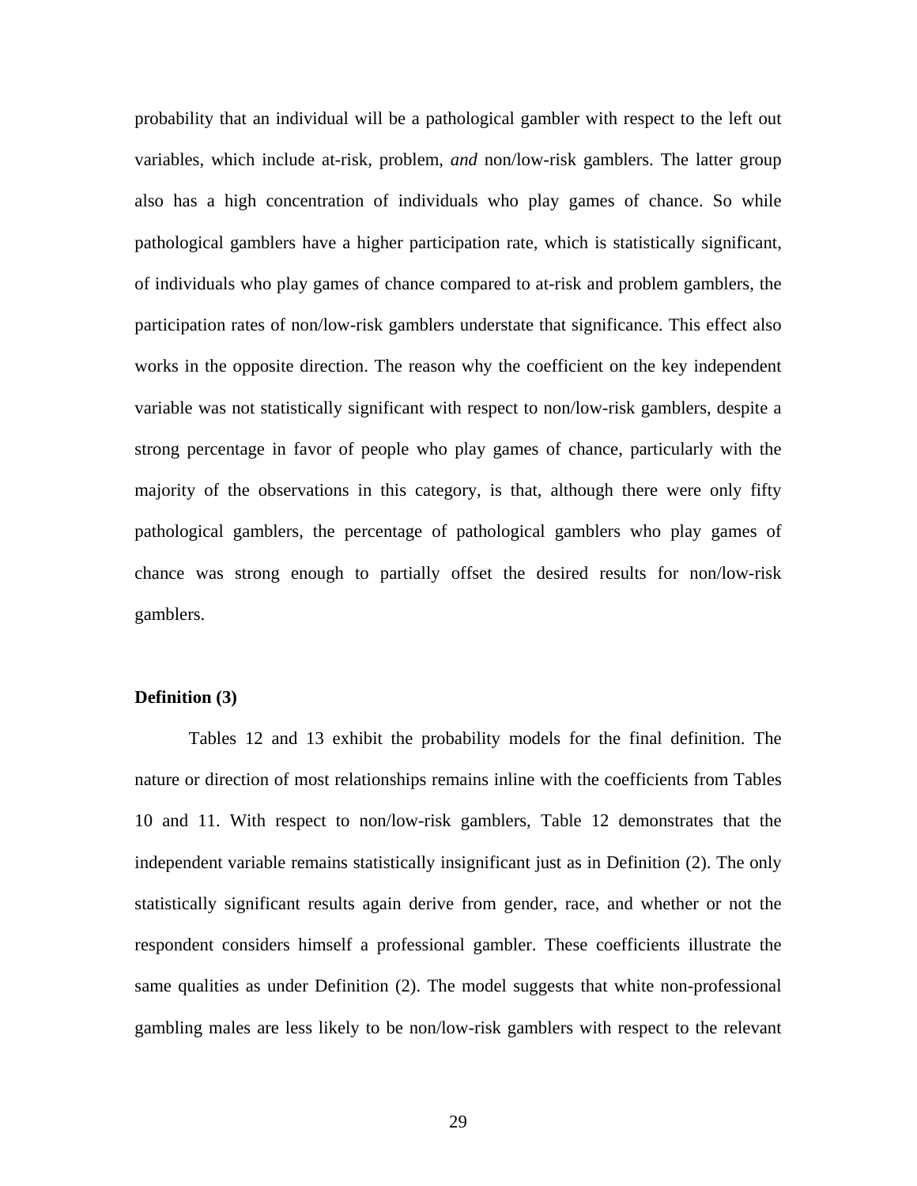probability that an individual will be a pathological gambler with respect to the left out variables, which include at-risk, problem, *and* non/low-risk gamblers. The latter group also has a high concentration of individuals who play games of chance. So while pathological gamblers have a higher participation rate, which is statistically significant, of individuals who play games of chance compared to at-risk and problem gamblers, the participation rates of non/low-risk gamblers understate that significance. This effect also works in the opposite direction. The reason why the coefficient on the key independent variable was not statistically significant with respect to non/low-risk gamblers, despite a strong percentage in favor of people who play games of chance, particularly with the majority of the observations in this category, is that, although there were only fifty pathological gamblers, the percentage of pathological gamblers who play games of chance was strong enough to partially offset the desired results for non/low-risk gamblers.

**Definition (3)**

Tables 12 and 13 exhibit the probability models for the final definition. The nature or direction of most relationships remains inline with the coefficients from Tables 10 and 11. With respect to non/low-risk gamblers, Table 12 demonstrates that the independent variable remains statistically insignificant just as in Definition (2). The only statistically significant results again derive from gender, race, and whether or not the respondent considers himself a professional gambler. These coefficients illustrate the same qualities as under Definition (2). The model suggests that white non-professional gambling males are less likely to be non/low-risk gamblers with respect to the relevant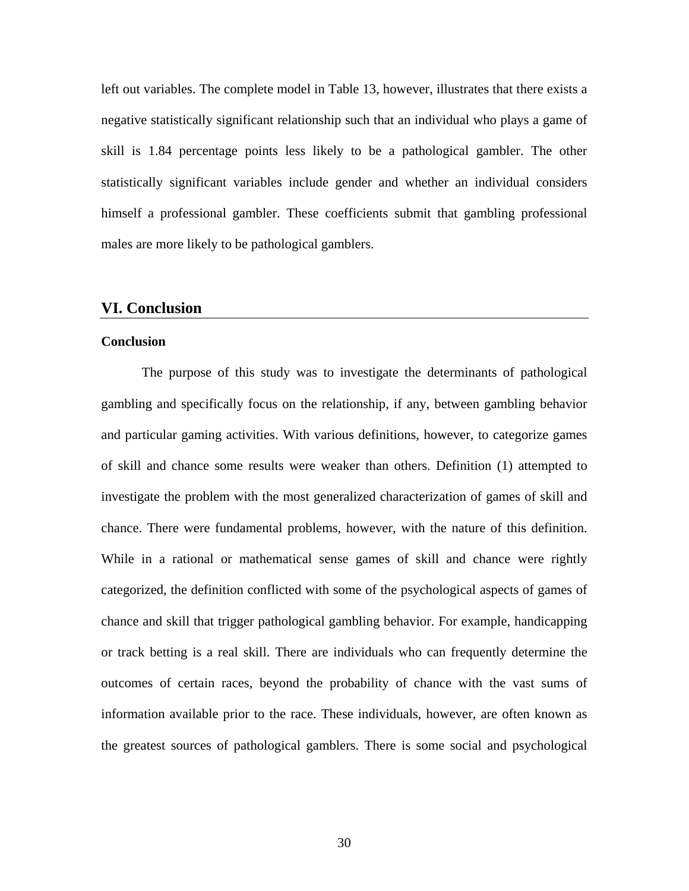left out variables. The complete model in Table 13, however, illustrates that there exists a negative statistically significant relationship such that an individual who plays a game of skill is 1.84 percentage points less likely to be a pathological gambler. The other statistically significant variables include gender and whether an individual considers himself a professional gambler. These coefficients submit that gambling professional males are more likely to be pathological gamblers.

## VI. Conclusion

### Conclusion

The purpose of this study was to investigate the determinants of pathological gambling and specifically focus on the relationship, if any, between gambling behavior and particular gaming activities. With various definitions, however, to categorize games of skill and chance some results were weaker than others. Definition (1) attempted to investigate the problem with the most generalized characterization of games of skill and chance. There were fundamental problems, however, with the nature of this definition. While in a rational or mathematical sense games of skill and chance were rightly categorized, the definition conflicted with some of the psychological aspects of games of chance and skill that trigger pathological gambling behavior. For example, handicapping or track betting is a real skill. There are individuals who can frequently determine the outcomes of certain races, beyond the probability of chance with the vast sums of information available prior to the race. These individuals, however, are often known as the greatest sources of pathological gamblers. There is some social and psychological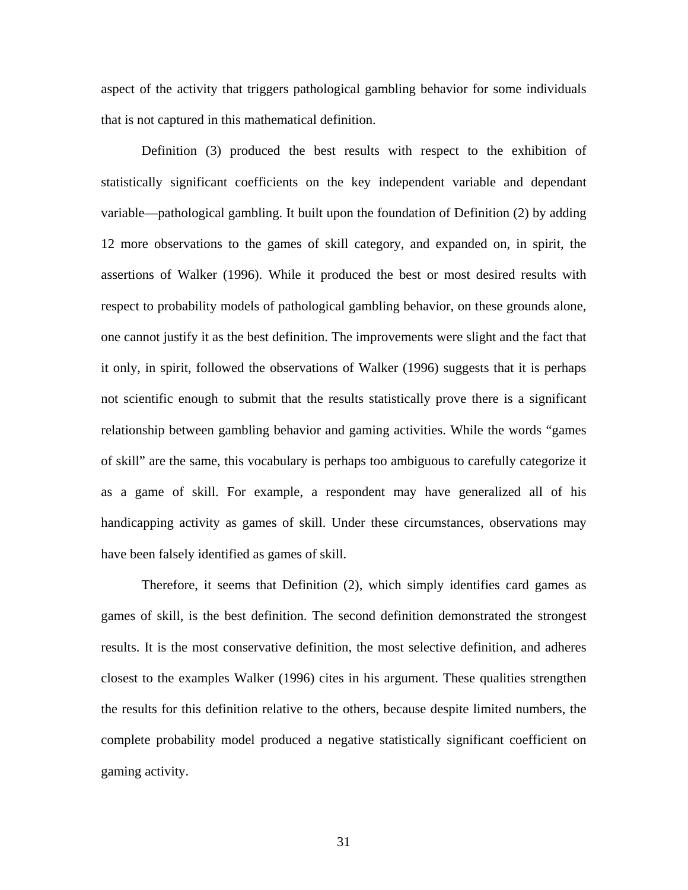aspect of the activity that triggers pathological gambling behavior for some individuals that is not captured in this mathematical definition.

Definition (3) produced the best results with respect to the exhibition of statistically significant coefficients on the key independent variable and dependant variable—pathological gambling. It built upon the foundation of Definition (2) by adding 12 more observations to the games of skill category, and expanded on, in spirit, the assertions of Walker (1996). While it produced the best or most desired results with respect to probability models of pathological gambling behavior, on these grounds alone, one cannot justify it as the best definition. The improvements were slight and the fact that it only, in spirit, followed the observations of Walker (1996) suggests that it is perhaps not scientific enough to submit that the results statistically prove there is a significant relationship between gambling behavior and gaming activities. While the words "games of skill" are the same, this vocabulary is perhaps too ambiguous to carefully categorize it as a game of skill. For example, a respondent may have generalized all of his handicapping activity as games of skill. Under these circumstances, observations may have been falsely identified as games of skill.

Therefore, it seems that Definition (2), which simply identifies card games as games of skill, is the best definition. The second definition demonstrated the strongest results. It is the most conservative definition, the most selective definition, and adheres closest to the examples Walker (1996) cites in his argument. These qualities strengthen the results for this definition relative to the others, because despite limited numbers, the complete probability model produced a negative statistically significant coefficient on gaming activity.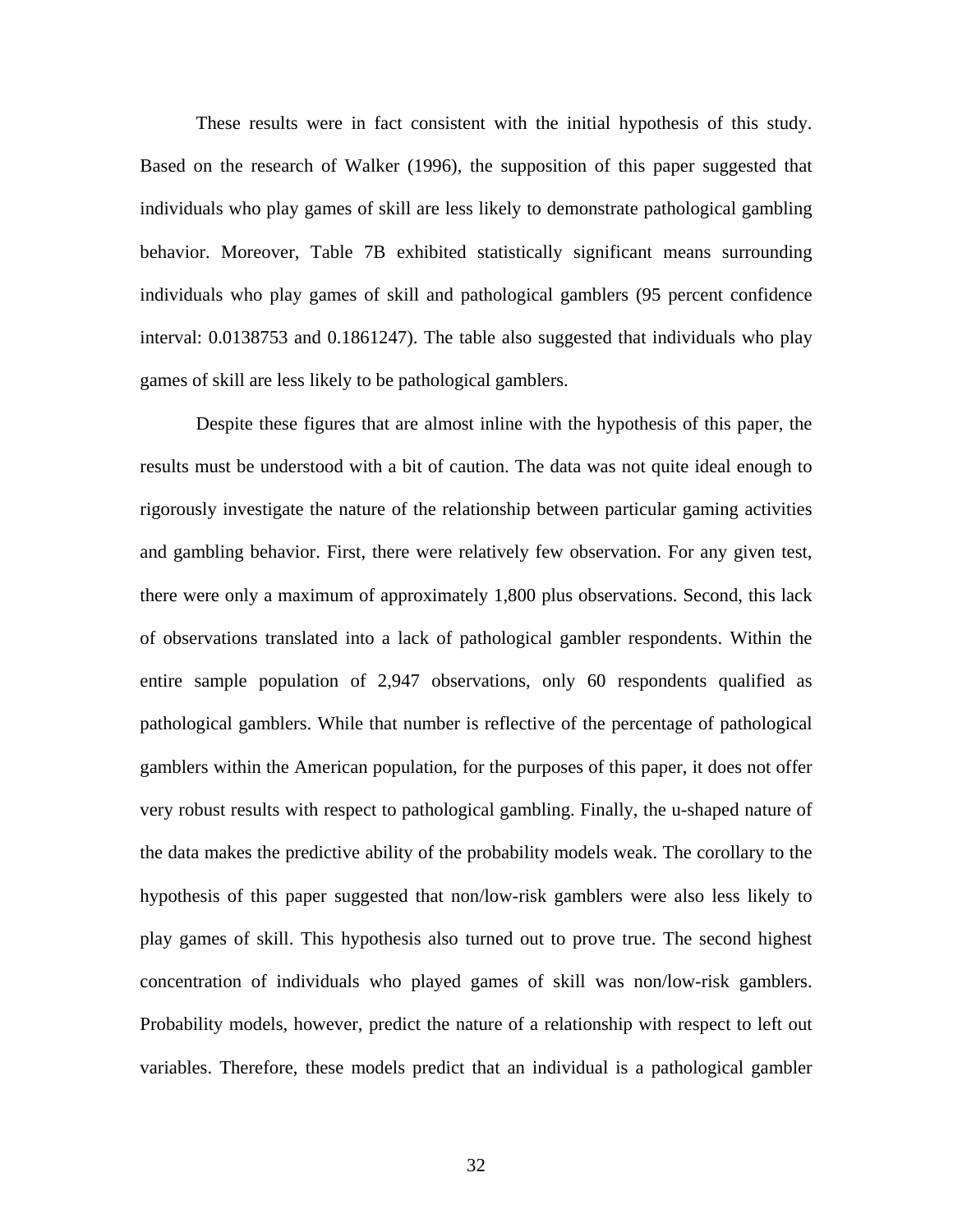These results were in fact consistent with the initial hypothesis of this study. Based on the research of Walker (1996), the supposition of this paper suggested that individuals who play games of skill are less likely to demonstrate pathological gambling behavior. Moreover, Table 7B exhibited statistically significant means surrounding individuals who play games of skill and pathological gamblers (95 percent confidence interval: 0.0138753 and 0.1861247). The table also suggested that individuals who play games of skill are less likely to be pathological gamblers.

Despite these figures that are almost inline with the hypothesis of this paper, the results must be understood with a bit of caution. The data was not quite ideal enough to rigorously investigate the nature of the relationship between particular gaming activities and gambling behavior. First, there were relatively few observation. For any given test, there were only a maximum of approximately 1,800 plus observations. Second, this lack of observations translated into a lack of pathological gambler respondents. Within the entire sample population of 2,947 observations, only 60 respondents qualified as pathological gamblers. While that number is reflective of the percentage of pathological gamblers within the American population, for the purposes of this paper, it does not offer very robust results with respect to pathological gambling. Finally, the u-shaped nature of the data makes the predictive ability of the probability models weak. The corollary to the hypothesis of this paper suggested that non/low-risk gamblers were also less likely to play games of skill. This hypothesis also turned out to prove true. The second highest concentration of individuals who played games of skill was non/low-risk gamblers. Probability models, however, predict the nature of a relationship with respect to left out variables. Therefore, these models predict that an individual is a pathological gambler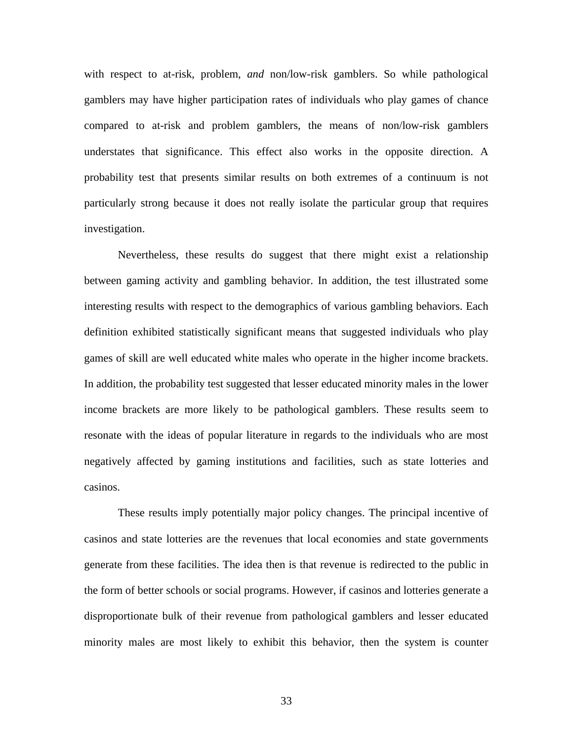with respect to at-risk, problem, *and* non/low-risk gamblers. So while pathological gamblers may have higher participation rates of individuals who play games of chance compared to at-risk and problem gamblers, the means of non/low-risk gamblers understates that significance. This effect also works in the opposite direction. A probability test that presents similar results on both extremes of a continuum is not particularly strong because it does not really isolate the particular group that requires investigation.

Nevertheless, these results do suggest that there might exist a relationship between gaming activity and gambling behavior. In addition, the test illustrated some interesting results with respect to the demographics of various gambling behaviors. Each definition exhibited statistically significant means that suggested individuals who play games of skill are well educated white males who operate in the higher income brackets. In addition, the probability test suggested that lesser educated minority males in the lower income brackets are more likely to be pathological gamblers. These results seem to resonate with the ideas of popular literature in regards to the individuals who are most negatively affected by gaming institutions and facilities, such as state lotteries and casinos.

These results imply potentially major policy changes. The principal incentive of casinos and state lotteries are the revenues that local economies and state governments generate from these facilities. The idea then is that revenue is redirected to the public in the form of better schools or social programs. However, if casinos and lotteries generate a disproportionate bulk of their revenue from pathological gamblers and lesser educated minority males are most likely to exhibit this behavior, then the system is counter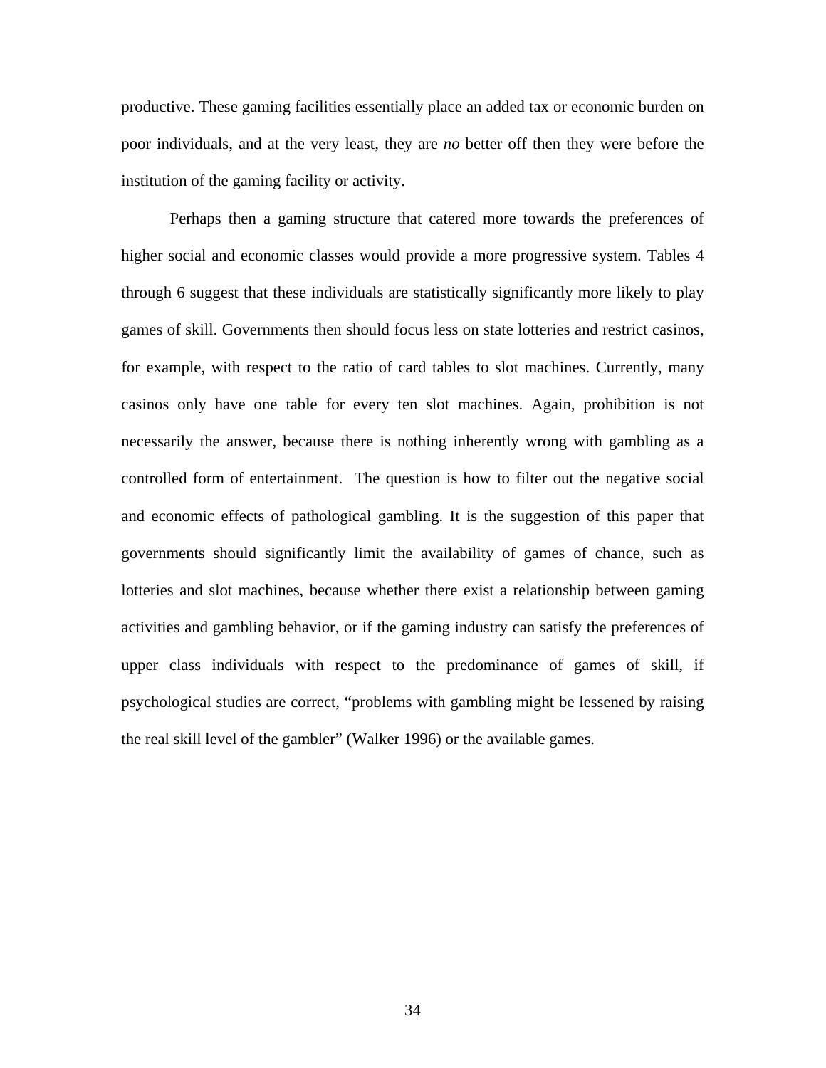productive. These gaming facilities essentially place an added tax or economic burden on poor individuals, and at the very least, they are *no* better off then they were before the institution of the gaming facility or activity.

Perhaps then a gaming structure that catered more towards the preferences of higher social and economic classes would provide a more progressive system. Tables 4 through 6 suggest that these individuals are statistically significantly more likely to play games of skill. Governments then should focus less on state lotteries and restrict casinos, for example, with respect to the ratio of card tables to slot machines. Currently, many casinos only have one table for every ten slot machines. Again, prohibition is not necessarily the answer, because there is nothing inherently wrong with gambling as a controlled form of entertainment. The question is how to filter out the negative social and economic effects of pathological gambling. It is the suggestion of this paper that governments should significantly limit the availability of games of chance, such as lotteries and slot machines, because whether there exist a relationship between gaming activities and gambling behavior, or if the gaming industry can satisfy the preferences of upper class individuals with respect to the predominance of games of skill, if psychological studies are correct, "problems with gambling might be lessened by raising the real skill level of the gambler" (Walker 1996) or the available games.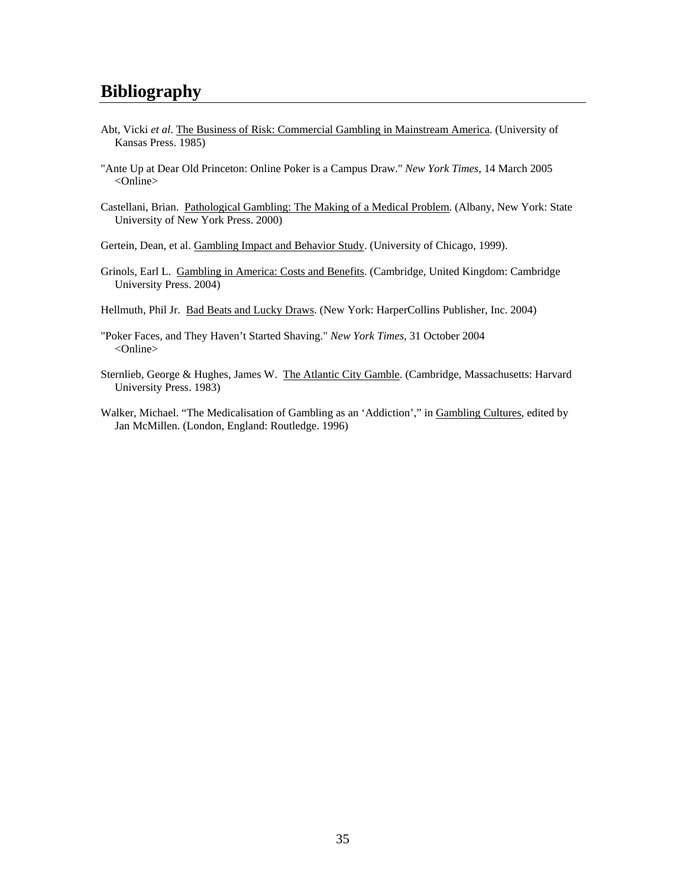# Bibliography

Abt, Vicki *et al*. The Business of Risk: Commercial Gambling in Mainstream America. (University of Kansas Press. 1985)

"Ante Up at Dear Old Princeton: Online Poker is a Campus Draw." *New York Times*, 14 March 2005 <Online>

Castellani, Brian. Pathological Gambling: The Making of a Medical Problem. (Albany, New York: State University of New York Press. 2000)

Gertein, Dean, et al. Gambling Impact and Behavior Study. (University of Chicago, 1999).

Grinols, Earl L. Gambling in America: Costs and Benefits. (Cambridge, United Kingdom: Cambridge University Press. 2004)

Hellmuth, Phil Jr. Bad Beats and Lucky Draws. (New York: HarperCollins Publisher, Inc. 2004)

"Poker Faces, and They Haven't Started Shaving." *New York Times*, 31 October 2004 <Online>

Sternlieb, George & Hughes, James W. The Atlantic City Gamble. (Cambridge, Massachusetts: Harvard University Press. 1983)

Walker, Michael. "The Medicalisation of Gambling as an 'Addiction'," in Gambling Cultures, edited by Jan McMillen. (London, England: Routledge. 1996)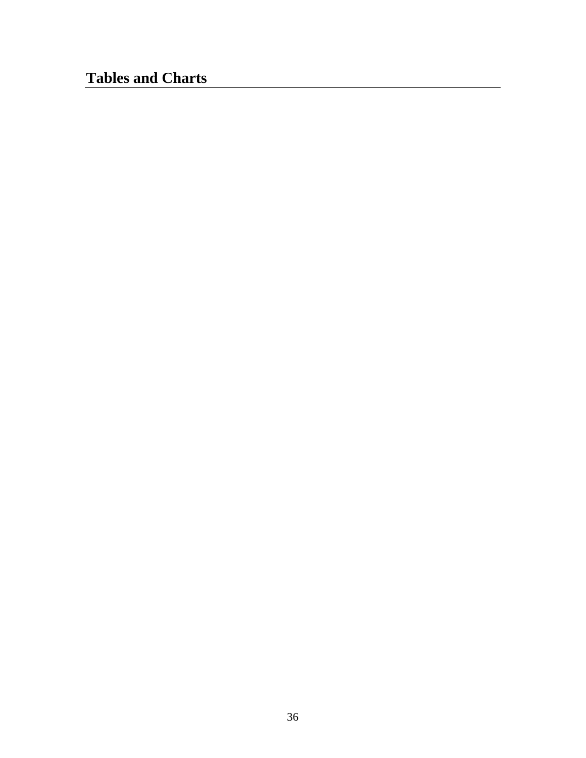# Tables and Charts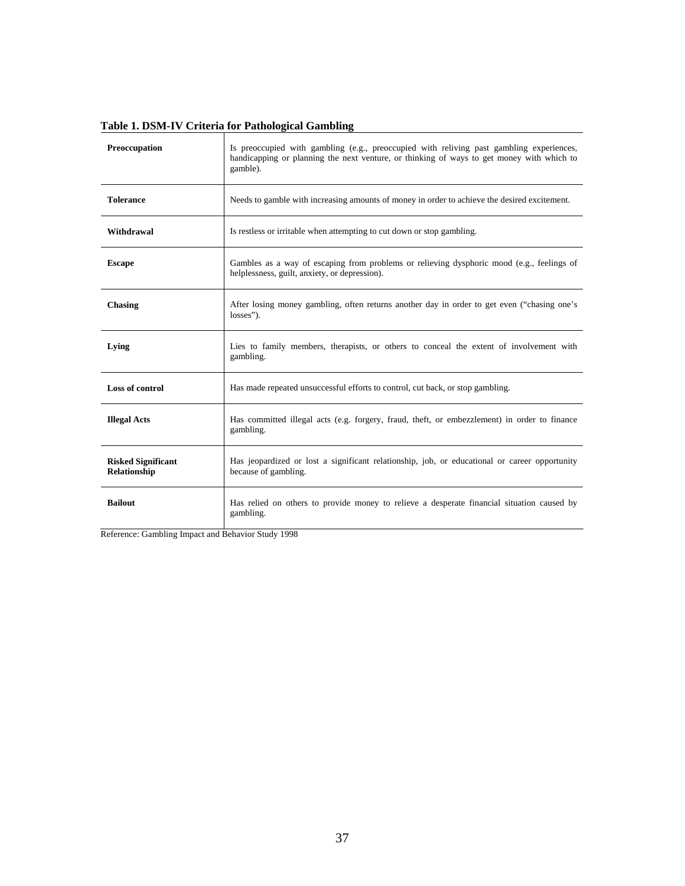**Table 1. DSM-IV Criteria for Pathological Gambling**

| | |
|---|---|
| **Preoccupation** | Is preoccupied with gambling (e.g., preoccupied with reliving past gambling experiences, handicapping or planning the next venture, or thinking of ways to get money with which to gamble). |
| **Tolerance** | Needs to gamble with increasing amounts of money in order to achieve the desired excitement. |
| **Withdrawal** | Is restless or irritable when attempting to cut down or stop gambling. |
| **Escape** | Gambles as a way of escaping from problems or relieving dysphoric mood (e.g., feelings of helplessness, guilt, anxiety, or depression). |
| **Chasing** | After losing money gambling, often returns another day in order to get even ("chasing one's losses"). |
| **Lying** | Lies to family members, therapists, or others to conceal the extent of involvement with gambling. |
| **Loss of control** | Has made repeated unsuccessful efforts to control, cut back, or stop gambling. |
| **Illegal Acts** | Has committed illegal acts (e.g. forgery, fraud, theft, or embezzlement) in order to finance gambling. |
| **Risked Significant Relationship** | Has jeopardized or lost a significant relationship, job, or educational or career opportunity because of gambling. |
| **Bailout** | Has relied on others to provide money to relieve a desperate financial situation caused by gambling. |

Reference: Gambling Impact and Behavior Study 1998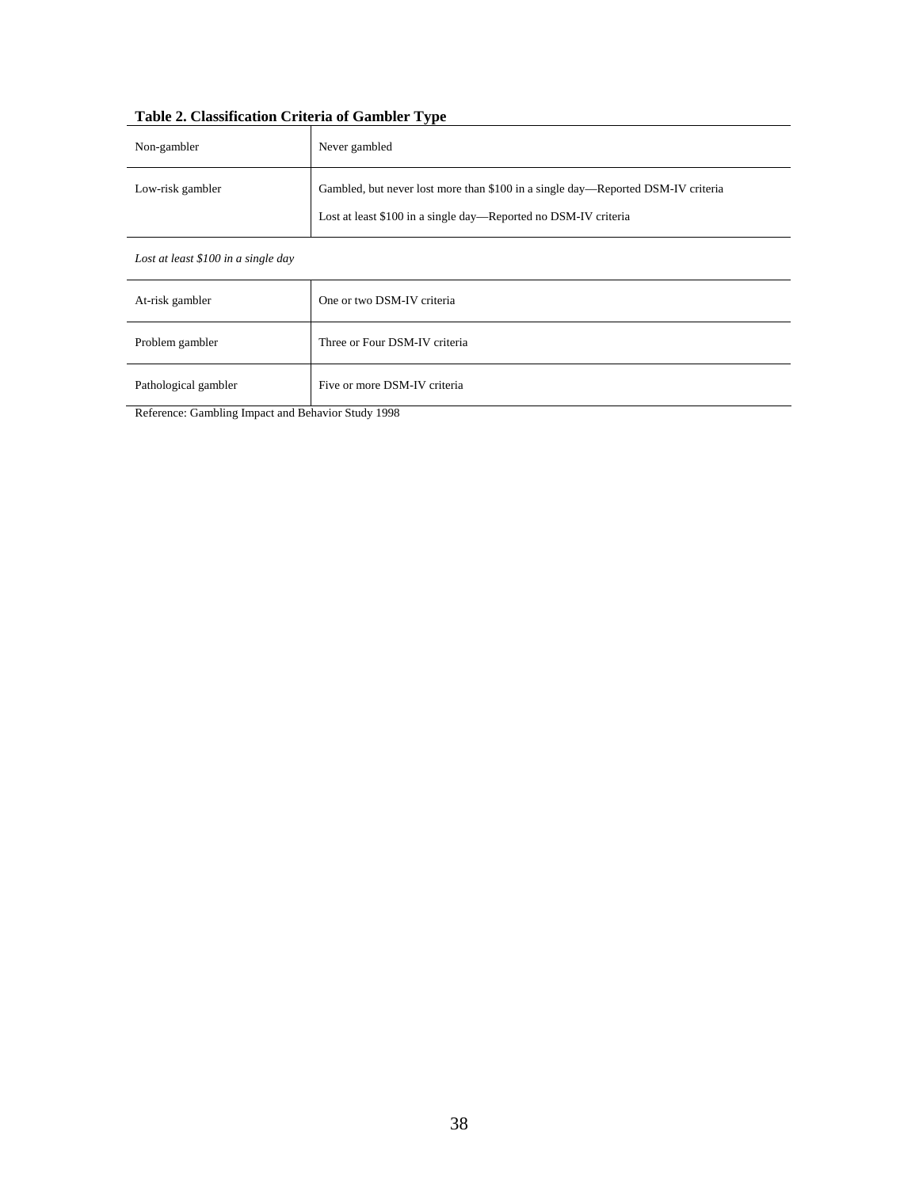**Table 2. Classification Criteria of Gambler Type**

| | |
|---|---|
| Non-gambler | Never gambled |
| Low-risk gambler | Gambled, but never lost more than $100 in a single day—Reported DSM-IV criteria<br>Lost at least $100 in a single day—Reported no DSM-IV criteria |
| *Lost at least $100 in a single day* | |
| At-risk gambler | One or two DSM-IV criteria |
| Problem gambler | Three or Four DSM-IV criteria |
| Pathological gambler | Five or more DSM-IV criteria |

Reference: Gambling Impact and Behavior Study 1998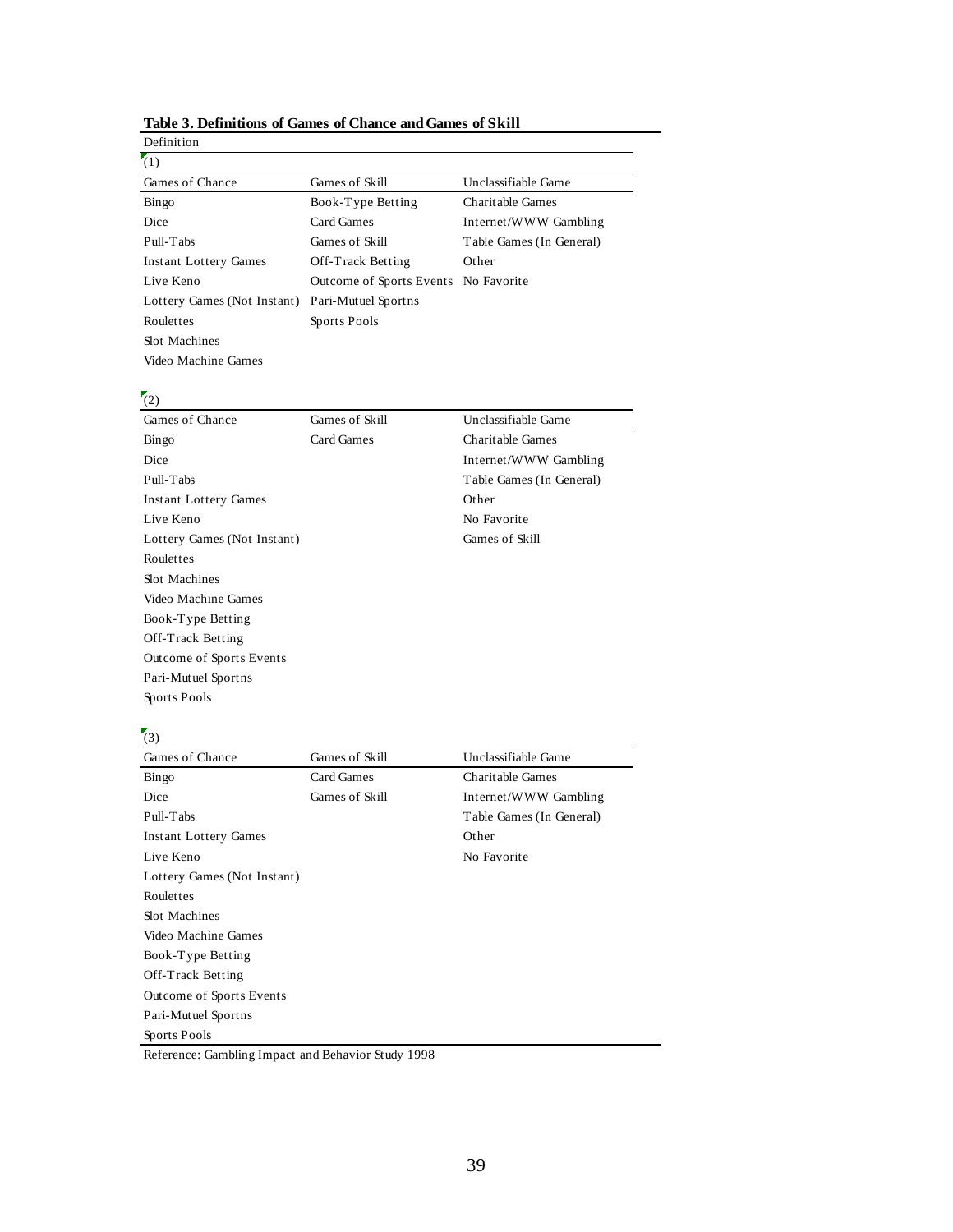**Table 3. Definitions of Games of Chance and Games of Skill**

Definition

(1)

| Games of Chance | Games of Skill | Unclassifiable Game |
|---|---|---|
| Bingo | Book-Type Betting | Charitable Games |
| Dice | Card Games | Internet/WWW Gambling |
| Pull-Tabs | Games of Skill | Table Games (In General) |
| Instant Lottery Games | Off-Track Betting | Other |
| Live Keno | Outcome of Sports Events | No Favorite |
| Lottery Games (Not Instant) | Pari-Mutuel Sportns | |
| Roulettes | Sports Pools | |
| Slot Machines | | |
| Video Machine Games | | |

(2)

| Games of Chance | Games of Skill | Unclassifiable Game |
|---|---|---|
| Bingo | Card Games | Charitable Games |
| Dice | | Internet/WWW Gambling |
| Pull-Tabs | | Table Games (In General) |
| Instant Lottery Games | | Other |
| Live Keno | | No Favorite |
| Lottery Games (Not Instant) | | Games of Skill |
| Roulettes | | |
| Slot Machines | | |
| Video Machine Games | | |
| Book-Type Betting | | |
| Off-Track Betting | | |
| Outcome of Sports Events | | |
| Pari-Mutuel Sportns | | |
| Sports Pools | | |

(3)

| Games of Chance | Games of Skill | Unclassifiable Game |
|---|---|---|
| Bingo | Card Games | Charitable Games |
| Dice | Games of Skill | Internet/WWW Gambling |
| Pull-Tabs | | Table Games (In General) |
| Instant Lottery Games | | Other |
| Live Keno | | No Favorite |
| Lottery Games (Not Instant) | | |
| Roulettes | | |
| Slot Machines | | |
| Video Machine Games | | |
| Book-Type Betting | | |
| Off-Track Betting | | |
| Outcome of Sports Events | | |
| Pari-Mutuel Sportns | | |
| Sports Pools | | |

Reference: Gambling Impact and Behavior Study 1998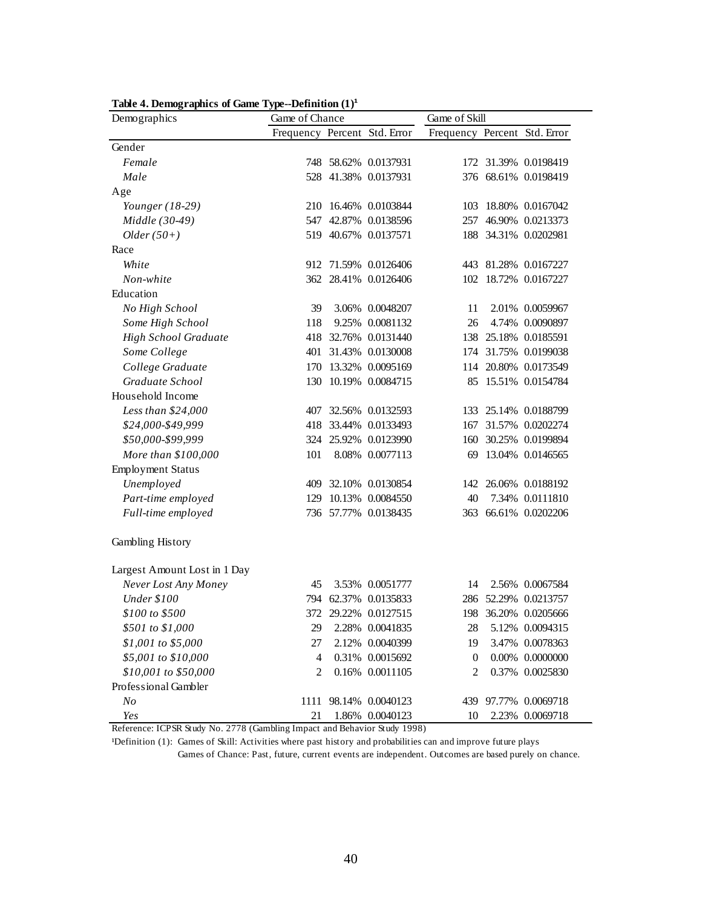**Table 4. Demographics of Game Type--Definition (1)[1]**

| Demographics | Game of Chance | | | Game of Skill | | |
|---|---|---|---|---|---|---|
| | Frequency | Percent | Std. Error | Frequency | Percent | Std. Error |
| Gender | | | | | | |
| *Female* | 748 | 58.62% | 0.0137931 | 172 | 31.39% | 0.0198419 |
| *Male* | 528 | 41.38% | 0.0137931 | 376 | 68.61% | 0.0198419 |
| Age | | | | | | |
| *Younger (18-29)* | 210 | 16.46% | 0.0103844 | 103 | 18.80% | 0.0167042 |
| *Middle (30-49)* | 547 | 42.87% | 0.0138596 | 257 | 46.90% | 0.0213373 |
| *Older (50+)* | 519 | 40.67% | 0.0137571 | 188 | 34.31% | 0.0202981 |
| Race | | | | | | |
| *White* | 912 | 71.59% | 0.0126406 | 443 | 81.28% | 0.0167227 |
| *Non-white* | 362 | 28.41% | 0.0126406 | 102 | 18.72% | 0.0167227 |
| Education | | | | | | |
| *No High School* | 39 | 3.06% | 0.0048207 | 11 | 2.01% | 0.0059967 |
| *Some High School* | 118 | 9.25% | 0.0081132 | 26 | 4.74% | 0.0090897 |
| *High School Graduate* | 418 | 32.76% | 0.0131440 | 138 | 25.18% | 0.0185591 |
| *Some College* | 401 | 31.43% | 0.0130008 | 174 | 31.75% | 0.0199038 |
| *College Graduate* | 170 | 13.32% | 0.0095169 | 114 | 20.80% | 0.0173549 |
| *Graduate School* | 130 | 10.19% | 0.0084715 | 85 | 15.51% | 0.0154784 |
| Household Income | | | | | | |
| *Less than $24,000* | 407 | 32.56% | 0.0132593 | 133 | 25.14% | 0.0188799 |
| *$24,000-$49,999* | 418 | 33.44% | 0.0133493 | 167 | 31.57% | 0.0202274 |
| *$50,000-$99,999* | 324 | 25.92% | 0.0123990 | 160 | 30.25% | 0.0199894 |
| *More than $100,000* | 101 | 8.08% | 0.0077113 | 69 | 13.04% | 0.0146565 |
| Employment Status | | | | | | |
| *Unemployed* | 409 | 32.10% | 0.0130854 | 142 | 26.06% | 0.0188192 |
| *Part-time employed* | 129 | 10.13% | 0.0084550 | 40 | 7.34% | 0.0111810 |
| *Full-time employed* | 736 | 57.77% | 0.0138435 | 363 | 66.61% | 0.0202206 |
| Gambling History | | | | | | |
| Largest Amount Lost in 1 Day | | | | | | |
| *Never Lost Any Money* | 45 | 3.53% | 0.0051777 | 14 | 2.56% | 0.0067584 |
| *Under $100* | 794 | 62.37% | 0.0135833 | 286 | 52.29% | 0.0213757 |
| *$100 to $500* | 372 | 29.22% | 0.0127515 | 198 | 36.20% | 0.0205666 |
| *$501 to $1,000* | 29 | 2.28% | 0.0041835 | 28 | 5.12% | 0.0094315 |
| *$1,001 to $5,000* | 27 | 2.12% | 0.0040399 | 19 | 3.47% | 0.0078363 |
| *$5,001 to $10,000* | 4 | 0.31% | 0.0015692 | 0 | 0.00% | 0.0000000 |
| *$10,001 to $50,000* | 2 | 0.16% | 0.0011105 | 2 | 0.37% | 0.0025830 |
| Professional Gambler | | | | | | |
| *No* | 1111 | 98.14% | 0.0040123 | 439 | 97.77% | 0.0069718 |
| *Yes* | 21 | 1.86% | 0.0040123 | 10 | 2.23% | 0.0069718 |

Reference: ICPSR Study No. 2778 (Gambling Impact and Behavior Study 1998)

[1]Definition (1): Games of Skill: Activities where past history and probabilities can and improve future plays

Games of Chance: Past, future, current events are independent. Outcomes are based purely on chance.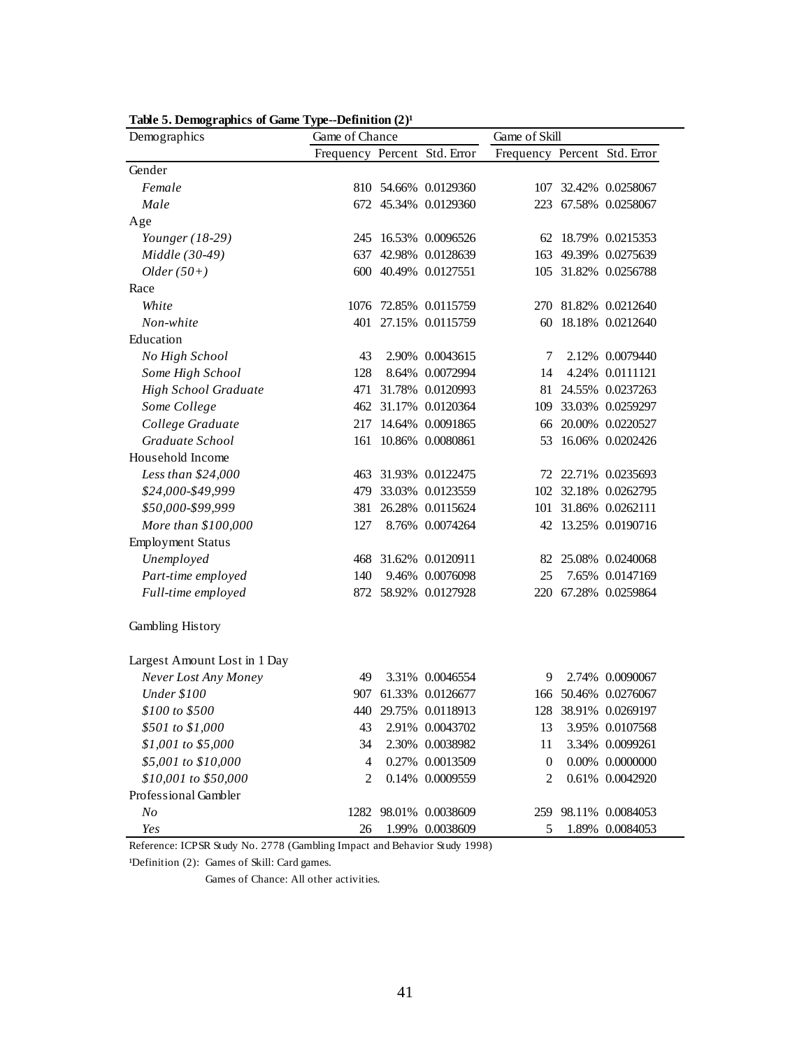**Table 5. Demographics of Game Type--Definition (2)[1]**

| Demographics | Game of Chance | | | Game of Skill | | |
|---|---|---|---|---|---|---|
| | Frequency | Percent | Std. Error | Frequency | Percent | Std. Error |
| Gender | | | | | | |
| *Female* | 810 | 54.66% | 0.0129360 | 107 | 32.42% | 0.0258067 |
| *Male* | 672 | 45.34% | 0.0129360 | 223 | 67.58% | 0.0258067 |
| Age | | | | | | |
| *Younger (18-29)* | 245 | 16.53% | 0.0096526 | 62 | 18.79% | 0.0215353 |
| *Middle (30-49)* | 637 | 42.98% | 0.0128639 | 163 | 49.39% | 0.0275639 |
| *Older (50+)* | 600 | 40.49% | 0.0127551 | 105 | 31.82% | 0.0256788 |
| Race | | | | | | |
| *White* | 1076 | 72.85% | 0.0115759 | 270 | 81.82% | 0.0212640 |
| *Non-white* | 401 | 27.15% | 0.0115759 | 60 | 18.18% | 0.0212640 |
| Education | | | | | | |
| *No High School* | 43 | 2.90% | 0.0043615 | 7 | 2.12% | 0.0079440 |
| *Some High School* | 128 | 8.64% | 0.0072994 | 14 | 4.24% | 0.0111121 |
| *High School Graduate* | 471 | 31.78% | 0.0120993 | 81 | 24.55% | 0.0237263 |
| *Some College* | 462 | 31.17% | 0.0120364 | 109 | 33.03% | 0.0259297 |
| *College Graduate* | 217 | 14.64% | 0.0091865 | 66 | 20.00% | 0.0220527 |
| *Graduate School* | 161 | 10.86% | 0.0080861 | 53 | 16.06% | 0.0202426 |
| Household Income | | | | | | |
| *Less than $24,000* | 463 | 31.93% | 0.0122475 | 72 | 22.71% | 0.0235693 |
| *$24,000-$49,999* | 479 | 33.03% | 0.0123559 | 102 | 32.18% | 0.0262795 |
| *$50,000-$99,999* | 381 | 26.28% | 0.0115624 | 101 | 31.86% | 0.0262111 |
| *More than $100,000* | 127 | 8.76% | 0.0074264 | 42 | 13.25% | 0.0190716 |
| Employment Status | | | | | | |
| *Unemployed* | 468 | 31.62% | 0.0120911 | 82 | 25.08% | 0.0240068 |
| *Part-time employed* | 140 | 9.46% | 0.0076098 | 25 | 7.65% | 0.0147169 |
| *Full-time employed* | 872 | 58.92% | 0.0127928 | 220 | 67.28% | 0.0259864 |
| Gambling History | | | | | | |
| Largest Amount Lost in 1 Day | | | | | | |
| *Never Lost Any Money* | 49 | 3.31% | 0.0046554 | 9 | 2.74% | 0.0090067 |
| *Under $100* | 907 | 61.33% | 0.0126677 | 166 | 50.46% | 0.0276067 |
| *$100 to $500* | 440 | 29.75% | 0.0118913 | 128 | 38.91% | 0.0269197 |
| *$501 to $1,000* | 43 | 2.91% | 0.0043702 | 13 | 3.95% | 0.0107568 |
| *$1,001 to $5,000* | 34 | 2.30% | 0.0038982 | 11 | 3.34% | 0.0099261 |
| *$5,001 to $10,000* | 4 | 0.27% | 0.0013509 | 0 | 0.00% | 0.0000000 |
| *$10,001 to $50,000* | 2 | 0.14% | 0.0009559 | 2 | 0.61% | 0.0042920 |
| Professional Gambler | | | | | | |
| *No* | 1282 | 98.01% | 0.0038609 | 259 | 98.11% | 0.0084053 |
| *Yes* | 26 | 1.99% | 0.0038609 | 5 | 1.89% | 0.0084053 |

Reference: ICPSR Study No. 2778 (Gambling Impact and Behavior Study 1998)

[1]Definition (2): Games of Skill: Card games.

Games of Chance: All other activities.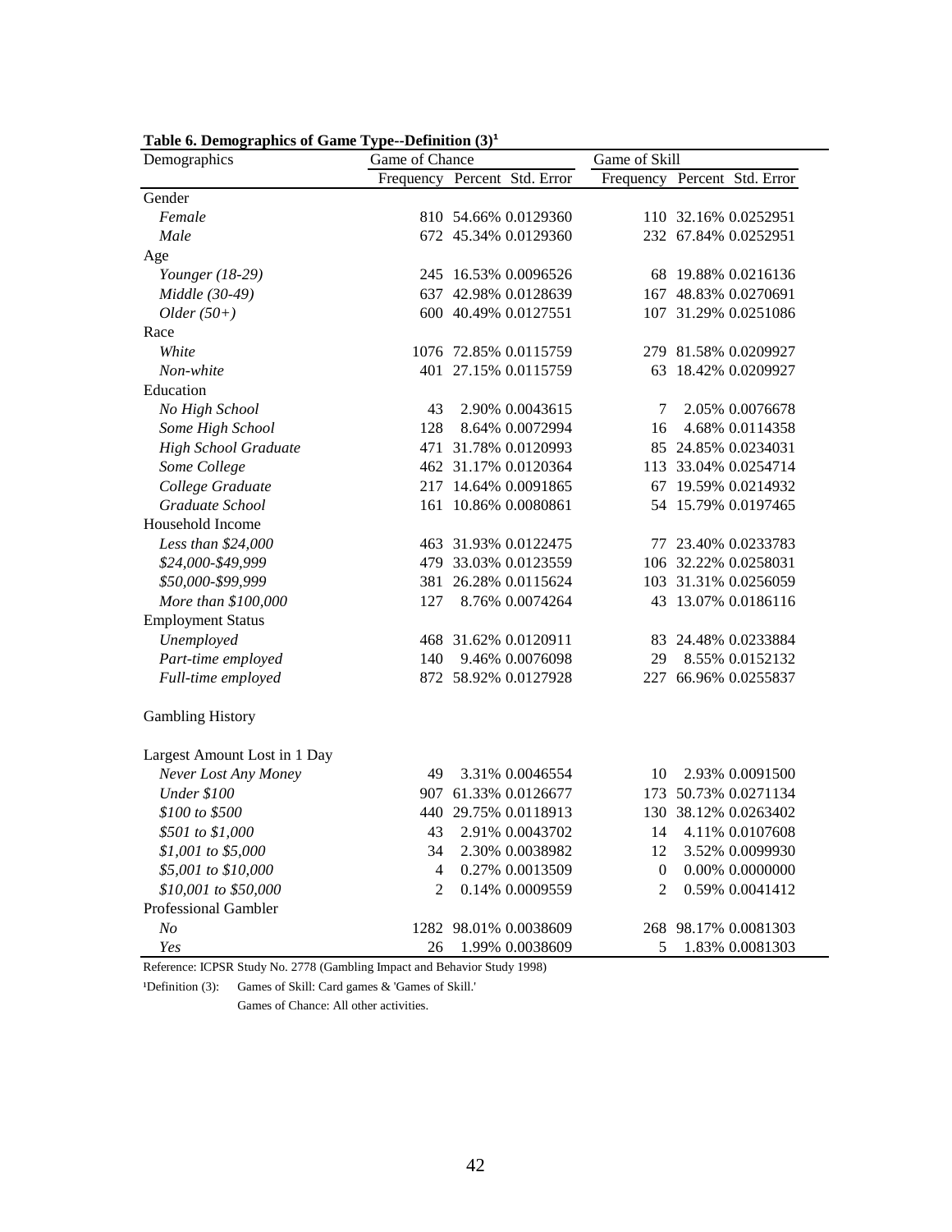**Table 6. Demographics of Game Type--Definition (3)[1]**

| Demographics | Game of Chance | | | Game of Skill | | |
|---|---|---|---|---|---|---|
| | Frequency | Percent | Std. Error | Frequency | Percent | Std. Error |
| Gender | | | | | | |
| *Female* | 810 | 54.66% | 0.0129360 | 110 | 32.16% | 0.0252951 |
| *Male* | 672 | 45.34% | 0.0129360 | 232 | 67.84% | 0.0252951 |
| Age | | | | | | |
| *Younger (18-29)* | 245 | 16.53% | 0.0096526 | 68 | 19.88% | 0.0216136 |
| *Middle (30-49)* | 637 | 42.98% | 0.0128639 | 167 | 48.83% | 0.0270691 |
| *Older (50+)* | 600 | 40.49% | 0.0127551 | 107 | 31.29% | 0.0251086 |
| Race | | | | | | |
| *White* | 1076 | 72.85% | 0.0115759 | 279 | 81.58% | 0.0209927 |
| *Non-white* | 401 | 27.15% | 0.0115759 | 63 | 18.42% | 0.0209927 |
| Education | | | | | | |
| *No High School* | 43 | 2.90% | 0.0043615 | 7 | 2.05% | 0.0076678 |
| *Some High School* | 128 | 8.64% | 0.0072994 | 16 | 4.68% | 0.0114358 |
| *High School Graduate* | 471 | 31.78% | 0.0120993 | 85 | 24.85% | 0.0234031 |
| *Some College* | 462 | 31.17% | 0.0120364 | 113 | 33.04% | 0.0254714 |
| *College Graduate* | 217 | 14.64% | 0.0091865 | 67 | 19.59% | 0.0214932 |
| *Graduate School* | 161 | 10.86% | 0.0080861 | 54 | 15.79% | 0.0197465 |
| Household Income | | | | | | |
| *Less than $24,000* | 463 | 31.93% | 0.0122475 | 77 | 23.40% | 0.0233783 |
| *$24,000-$49,999* | 479 | 33.03% | 0.0123559 | 106 | 32.22% | 0.0258031 |
| *$50,000-$99,999* | 381 | 26.28% | 0.0115624 | 103 | 31.31% | 0.0256059 |
| *More than $100,000* | 127 | 8.76% | 0.0074264 | 43 | 13.07% | 0.0186116 |
| Employment Status | | | | | | |
| *Unemployed* | 468 | 31.62% | 0.0120911 | 83 | 24.48% | 0.0233884 |
| *Part-time employed* | 140 | 9.46% | 0.0076098 | 29 | 8.55% | 0.0152132 |
| *Full-time employed* | 872 | 58.92% | 0.0127928 | 227 | 66.96% | 0.0255837 |
| Gambling History | | | | | | |
| Largest Amount Lost in 1 Day | | | | | | |
| *Never Lost Any Money* | 49 | 3.31% | 0.0046554 | 10 | 2.93% | 0.0091500 |
| *Under $100* | 907 | 61.33% | 0.0126677 | 173 | 50.73% | 0.0271134 |
| *$100 to $500* | 440 | 29.75% | 0.0118913 | 130 | 38.12% | 0.0263402 |
| *$501 to $1,000* | 43 | 2.91% | 0.0043702 | 14 | 4.11% | 0.0107608 |
| *$1,001 to $5,000* | 34 | 2.30% | 0.0038982 | 12 | 3.52% | 0.0099930 |
| *$5,001 to $10,000* | 4 | 0.27% | 0.0013509 | 0 | 0.00% | 0.0000000 |
| *$10,001 to $50,000* | 2 | 0.14% | 0.0009559 | 2 | 0.59% | 0.0041412 |
| Professional Gambler | | | | | | |
| *No* | 1282 | 98.01% | 0.0038609 | 268 | 98.17% | 0.0081303 |
| *Yes* | 26 | 1.99% | 0.0038609 | 5 | 1.83% | 0.0081303 |

Reference: ICPSR Study No. 2778 (Gambling Impact and Behavior Study 1998)

[1]Definition (3): Games of Skill: Card games & 'Games of Skill.'
Games of Chance: All other activities.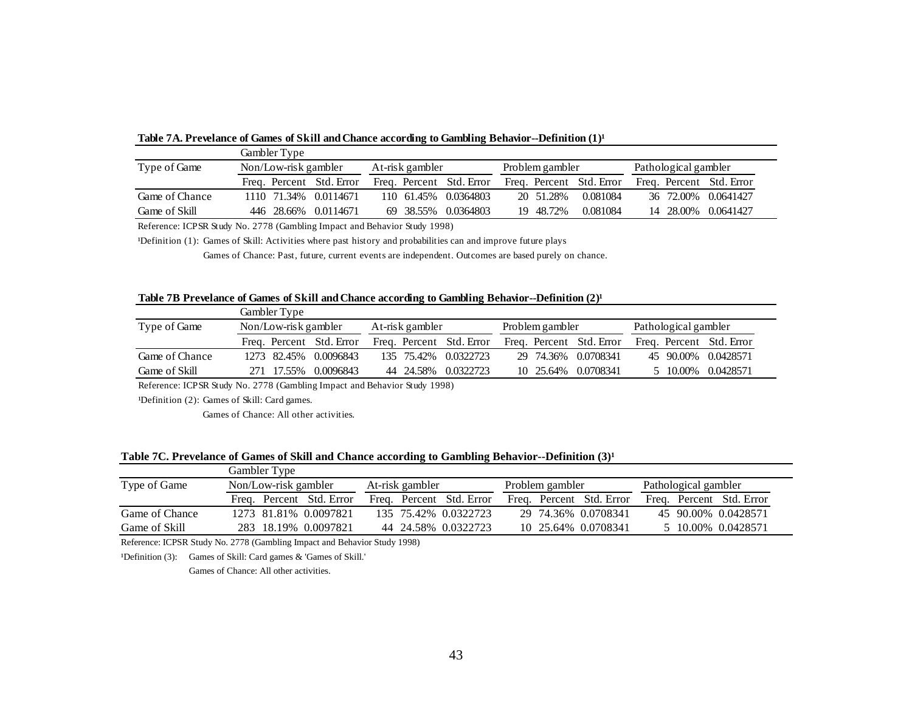**Table 7A. Prevelance of Games of Skill and Chance according to Gambling Behavior--Definition (1)[1]**

| | Gambler Type | | | | | | | | | | | |
|---|---|---|---|---|---|---|---|---|---|---|---|---|
| Type of Game | Non/Low-risk gambler | | | At-risk gambler | | | Problem gambler | | | Pathological gambler | | |
| | Freq. | Percent | Std. Error | Freq. | Percent | Std. Error | Freq. | Percent | Std. Error | Freq. | Percent | Std. Error |
| Game of Chance | 1110 | 71.34% | 0.0114671 | 110 | 61.45% | 0.0364803 | 20 | 51.28% | 0.081084 | 36 | 72.00% | 0.0641427 |
| Game of Skill | 446 | 28.66% | 0.0114671 | 69 | 38.55% | 0.0364803 | 19 | 48.72% | 0.081084 | 14 | 28.00% | 0.0641427 |

Reference: ICPSR Study No. 2778 (Gambling Impact and Behavior Study 1998)

[1]Definition (1): Games of Skill: Activities where past history and probabilities can and improve future plays

Games of Chance: Past, future, current events are independent. Outcomes are based purely on chance.

**Table 7B Prevelance of Games of Skill and Chance according to Gambling Behavior--Definition (2)[1]**

| | Gambler Type | | | | | | | | | | | |
|---|---|---|---|---|---|---|---|---|---|---|---|---|
| Type of Game | Non/Low-risk gambler | | | At-risk gambler | | | Problem gambler | | | Pathological gambler | | |
| | Freq. | Percent | Std. Error | Freq. | Percent | Std. Error | Freq. | Percent | Std. Error | Freq. | Percent | Std. Error |
| Game of Chance | 1273 | 82.45% | 0.0096843 | 135 | 75.42% | 0.0322723 | 29 | 74.36% | 0.0708341 | 45 | 90.00% | 0.0428571 |
| Game of Skill | 271 | 17.55% | 0.0096843 | 44 | 24.58% | 0.0322723 | 10 | 25.64% | 0.0708341 | 5 | 10.00% | 0.0428571 |

Reference: ICPSR Study No. 2778 (Gambling Impact and Behavior Study 1998)

[1]Definition (2): Games of Skill: Card games.

Games of Chance: All other activities.

**Table 7C. Prevelance of Games of Skill and Chance according to Gambling Behavior--Definition (3)[1]**

| | Gambler Type | | | | | | | | | | | |
|---|---|---|---|---|---|---|---|---|---|---|---|---|
| Type of Game | Non/Low-risk gambler | | | At-risk gambler | | | Problem gambler | | | Pathological gambler | | |
| | Freq. | Percent | Std. Error | Freq. | Percent | Std. Error | Freq. | Percent | Std. Error | Freq. | Percent | Std. Error |
| Game of Chance | 1273 | 81.81% | 0.0097821 | 135 | 75.42% | 0.0322723 | 29 | 74.36% | 0.0708341 | 45 | 90.00% | 0.0428571 |
| Game of Skill | 283 | 18.19% | 0.0097821 | 44 | 24.58% | 0.0322723 | 10 | 25.64% | 0.0708341 | 5 | 10.00% | 0.0428571 |

Reference: ICPSR Study No. 2778 (Gambling Impact and Behavior Study 1998)

[1]Definition (3): Games of Skill: Card games & 'Games of Skill.'

Games of Chance: All other activities.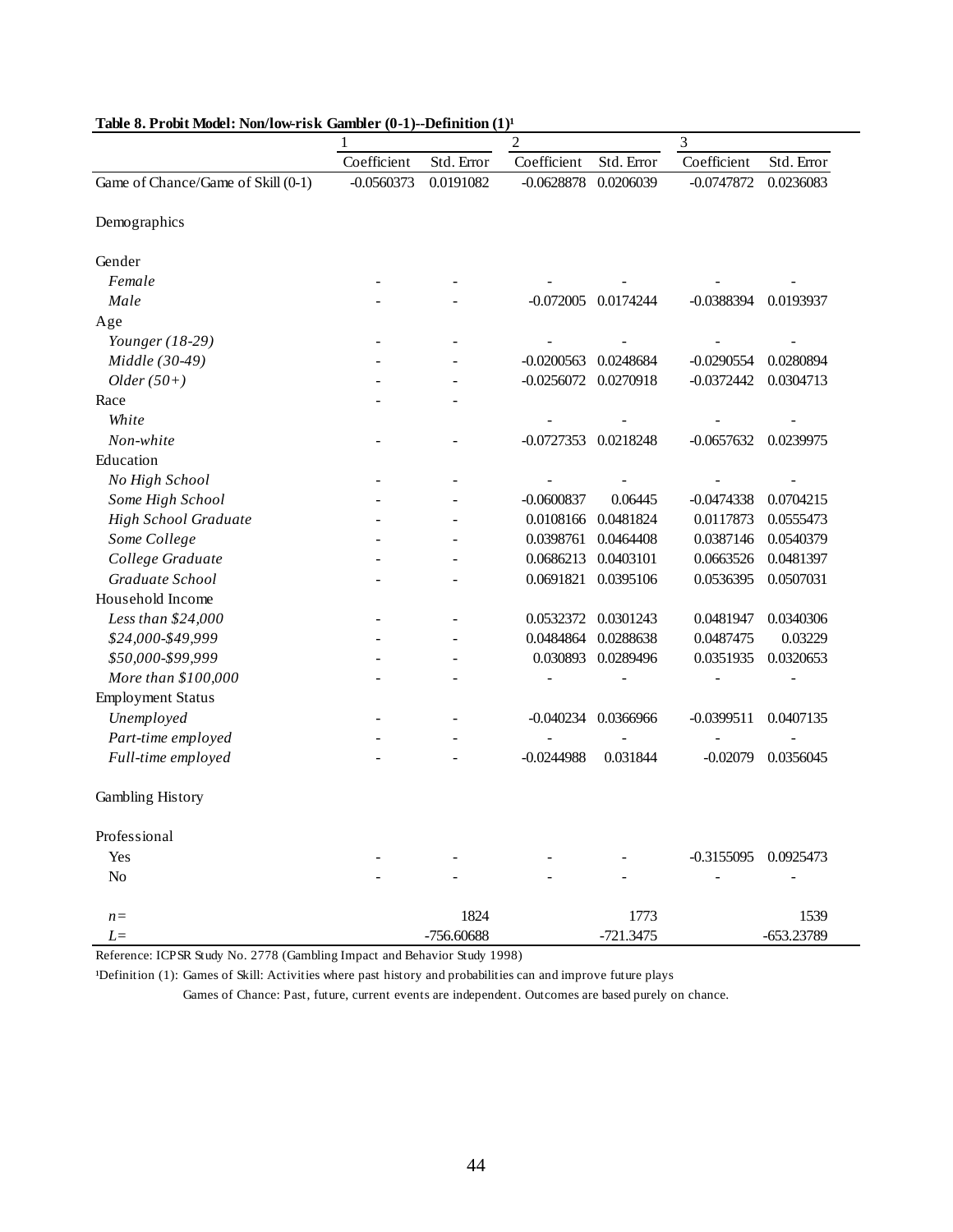**Table 8. Probit Model: Non/low-risk Gambler (0-1)--Definition (1)[1]**

| | 1 | | 2 | | 3 | |
|---|---|---|---|---|---|---|
| | Coefficient | Std. Error | Coefficient | Std. Error | Coefficient | Std. Error |
| Game of Chance/Game of Skill (0-1) | -0.0560373 | 0.0191082 | -0.0628878 | 0.0206039 | -0.0747872 | 0.0236083 |
| Demographics | | | | | | |
| Gender | | | | | | |
| *Female* | - | - | - | - | - | - |
| *Male* | - | - | -0.072005 | 0.0174244 | -0.0388394 | 0.0193937 |
| Age | | | | | | |
| *Younger (18-29)* | - | - | - | - | - | - |
| *Middle (30-49)* | - | - | -0.0200563 | 0.0248684 | -0.0290554 | 0.0280894 |
| *Older (50+)* | - | - | -0.0256072 | 0.0270918 | -0.0372442 | 0.0304713 |
| Race | - | - | | | | |
| *White* | | | - | - | - | - |
| *Non-white* | - | - | -0.0727353 | 0.0218248 | -0.0657632 | 0.0239975 |
| Education | | | | | | |
| *No High School* | - | - | - | - | - | - |
| *Some High School* | - | - | -0.0600837 | 0.06445 | -0.0474338 | 0.0704215 |
| *High School Graduate* | - | - | 0.0108166 | 0.0481824 | 0.0117873 | 0.0555473 |
| *Some College* | - | - | 0.0398761 | 0.0464408 | 0.0387146 | 0.0540379 |
| *College Graduate* | - | - | 0.0686213 | 0.0403101 | 0.0663526 | 0.0481397 |
| *Graduate School* | - | - | 0.0691821 | 0.0395106 | 0.0536395 | 0.0507031 |
| Household Income | | | | | | |
| *Less than $24,000* | - | - | 0.0532372 | 0.0301243 | 0.0481947 | 0.0340306 |
| *$24,000-$49,999* | - | - | 0.0484864 | 0.0288638 | 0.0487475 | 0.03229 |
| *$50,000-$99,999* | - | - | 0.030893 | 0.0289496 | 0.0351935 | 0.0320653 |
| *More than $100,000* | - | - | - | - | - | - |
| Employment Status | | | | | | |
| *Unemployed* | - | - | -0.040234 | 0.0366966 | -0.0399511 | 0.0407135 |
| *Part-time employed* | - | - | - | - | - | - |
| *Full-time employed* | - | - | -0.0244988 | 0.031844 | -0.02079 | 0.0356045 |
| Gambling History | | | | | | |
| Professional | | | | | | |
| Yes | - | - | - | - | -0.3155095 | 0.0925473 |
| No | - | - | - | - | - | - |
| $n=$ | | 1824 | | 1773 | | 1539 |
| $L=$ | | -756.60688 | | -721.3475 | | -653.23789 |

Reference: ICPSR Study No. 2778 (Gambling Impact and Behavior Study 1998)

[1]Definition (1): Games of Skill: Activities where past history and probabilities can and improve future plays

Games of Chance: Past, future, current events are independent. Outcomes are based purely on chance.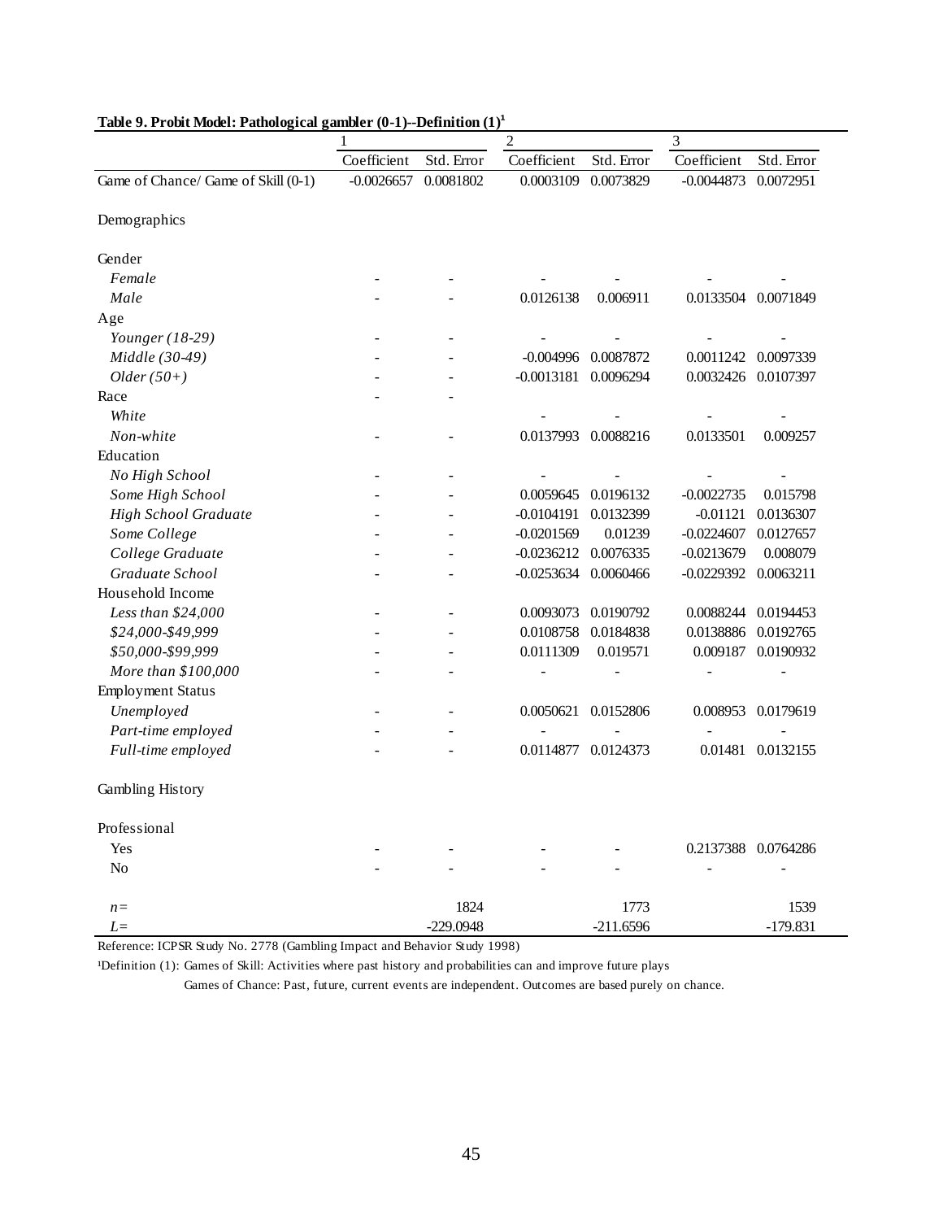**Table 9. Probit Model: Pathological gambler (0-1)--Definition (1)[1]**

| | 1 | | 2 | | 3 | |
|---|---|---|---|---|---|---|
| | Coefficient | Std. Error | Coefficient | Std. Error | Coefficient | Std. Error |
| Game of Chance/ Game of Skill (0-1) | -0.0026657 | 0.0081802 | 0.0003109 | 0.0073829 | -0.0044873 | 0.0072951 |
| Demographics | | | | | | |
| Gender | | | | | | |
| *Female* | - | - | - | - | - | - |
| *Male* | - | - | 0.0126138 | 0.006911 | 0.0133504 | 0.0071849 |
| Age | | | | | | |
| *Younger (18-29)* | - | - | - | - | - | - |
| *Middle (30-49)* | - | - | -0.004996 | 0.0087872 | 0.0011242 | 0.0097339 |
| *Older (50+)* | - | - | -0.0013181 | 0.0096294 | 0.0032426 | 0.0107397 |
| Race | - | - | | | | |
| *White* | | | - | - | - | - |
| *Non-white* | - | - | 0.0137993 | 0.0088216 | 0.0133501 | 0.009257 |
| Education | | | | | | |
| *No High School* | - | - | - | - | - | - |
| *Some High School* | - | - | 0.0059645 | 0.0196132 | -0.0022735 | 0.015798 |
| *High School Graduate* | - | - | -0.0104191 | 0.0132399 | -0.01121 | 0.0136307 |
| *Some College* | - | - | -0.0201569 | 0.01239 | -0.0224607 | 0.0127657 |
| *College Graduate* | - | - | -0.0236212 | 0.0076335 | -0.0213679 | 0.008079 |
| *Graduate School* | - | - | -0.0253634 | 0.0060466 | -0.0229392 | 0.0063211 |
| Household Income | | | | | | |
| *Less than $24,000* | - | - | 0.0093073 | 0.0190792 | 0.0088244 | 0.0194453 |
| *$24,000-$49,999* | - | - | 0.0108758 | 0.0184838 | 0.0138886 | 0.0192765 |
| *$50,000-$99,999* | - | - | 0.0111309 | 0.019571 | 0.009187 | 0.0190932 |
| *More than $100,000* | - | - | - | - | - | - |
| Employment Status | | | | | | |
| *Unemployed* | - | - | 0.0050621 | 0.0152806 | 0.008953 | 0.0179619 |
| *Part-time employed* | - | - | - | - | - | - |
| *Full-time employed* | - | - | 0.0114877 | 0.0124373 | 0.01481 | 0.0132155 |
| Gambling History | | | | | | |
| Professional | | | | | | |
| Yes | - | - | - | - | 0.2137388 | 0.0764286 |
| No | - | - | - | - | - | - |
| *n* = | | 1824 | | 1773 | | 1539 |
| *L* = | | -229.0948 | | -211.6596 | | -179.831 |

Reference: ICPSR Study No. 2778 (Gambling Impact and Behavior Study 1998)

[1]Definition (1): Games of Skill: Activities where past history and probabilities can and improve future plays

Games of Chance: Past, future, current events are independent. Outcomes are based purely on chance.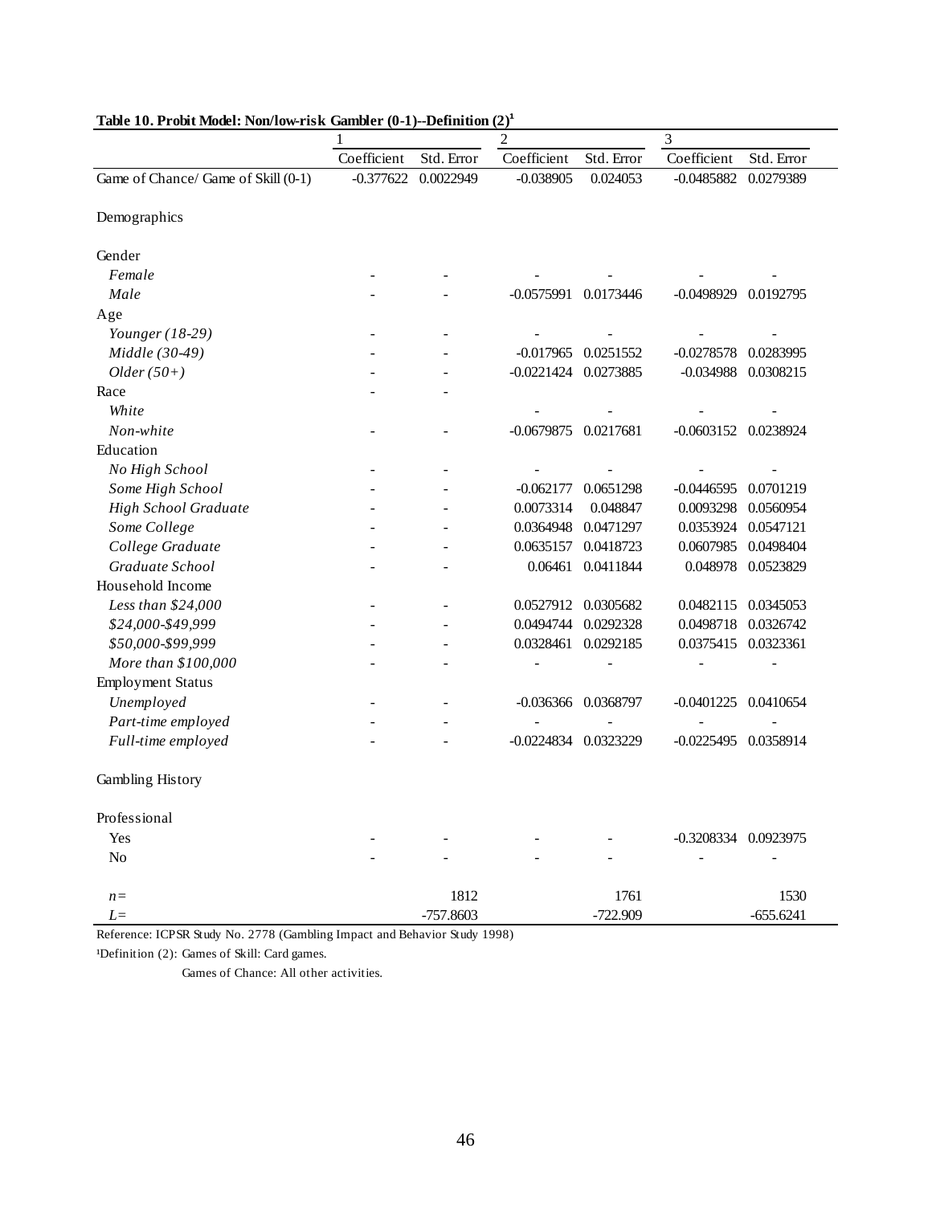**Table 10. Probit Model: Non/low-risk Gambler (0-1)--Definition (2)[1]**

| | 1 | | 2 | | 3 | |
|---|---|---|---|---|---|---|
| | Coefficient | Std. Error | Coefficient | Std. Error | Coefficient | Std. Error |
| Game of Chance/ Game of Skill (0-1) | -0.377622 | 0.0022949 | -0.038905 | 0.024053 | -0.0485882 | 0.0279389 |
| Demographics | | | | | | |
| Gender | | | | | | |
| *Female* | - | - | - | - | - | - |
| *Male* | - | - | -0.0575991 | 0.0173446 | -0.0498929 | 0.0192795 |
| Age | | | | | | |
| *Younger (18-29)* | - | - | - | - | - | - |
| *Middle (30-49)* | - | - | -0.017965 | 0.0251552 | -0.0278578 | 0.0283995 |
| *Older (50+)* | - | - | -0.0221424 | 0.0273885 | -0.034988 | 0.0308215 |
| Race | - | - | | | | |
| *White* | | | - | - | - | - |
| *Non-white* | - | - | -0.0679875 | 0.0217681 | -0.0603152 | 0.0238924 |
| Education | | | | | | |
| *No High School* | - | - | - | - | - | - |
| *Some High School* | - | - | -0.062177 | 0.0651298 | -0.0446595 | 0.0701219 |
| *High School Graduate* | - | - | 0.0073314 | 0.048847 | 0.0093298 | 0.0560954 |
| *Some College* | - | - | 0.0364948 | 0.0471297 | 0.0353924 | 0.0547121 |
| *College Graduate* | - | - | 0.0635157 | 0.0418723 | 0.0607985 | 0.0498404 |
| *Graduate School* | - | - | 0.06461 | 0.0411844 | 0.048978 | 0.0523829 |
| Household Income | | | | | | |
| *Less than $24,000* | - | - | 0.0527912 | 0.0305682 | 0.0482115 | 0.0345053 |
| *$24,000-$49,999* | - | - | 0.0494744 | 0.0292328 | 0.0498718 | 0.0326742 |
| *$50,000-$99,999* | - | - | 0.0328461 | 0.0292185 | 0.0375415 | 0.0323361 |
| *More than $100,000* | - | - | - | - | - | - |
| Employment Status | | | | | | |
| *Unemployed* | - | - | -0.036366 | 0.0368797 | -0.0401225 | 0.0410654 |
| *Part-time employed* | - | - | - | - | - | - |
| *Full-time employed* | - | - | -0.0224834 | 0.0323229 | -0.0225495 | 0.0358914 |
| Gambling History | | | | | | |
| Professional | | | | | | |
| Yes | - | - | - | - | -0.3208334 | 0.0923975 |
| No | - | - | - | - | - | - |
| *n* = | | 1812 | | 1761 | | 1530 |
| *L* = | | -757.8603 | | -722.909 | | -655.6241 |

Reference: ICPSR Study No. 2778 (Gambling Impact and Behavior Study 1998)

[1]Definition (2): Games of Skill: Card games.

Games of Chance: All other activities.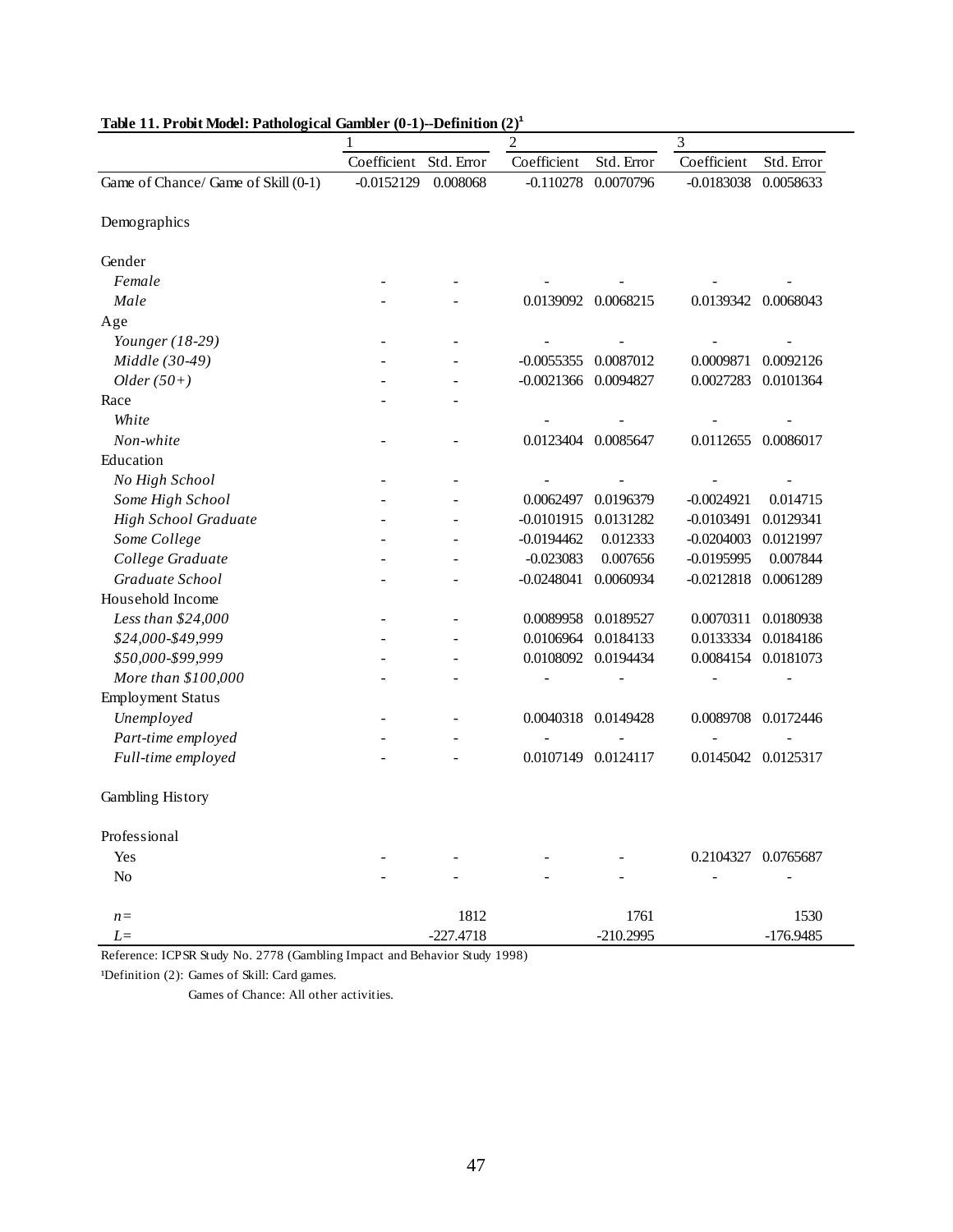**Table 11. Probit Model: Pathological Gambler (0-1)--Definition (2)[1]**

| | 1 | | 2 | | 3 | |
|---|---|---|---|---|---|---|
| | Coefficient | Std. Error | Coefficient | Std. Error | Coefficient | Std. Error |
| Game of Chance/ Game of Skill (0-1) | -0.0152129 | 0.008068 | -0.110278 | 0.0070796 | -0.0183038 | 0.0058633 |
| Demographics | | | | | | |
| Gender | | | | | | |
| *Female* | - | - | - | - | - | - |
| *Male* | - | - | 0.0139092 | 0.0068215 | 0.0139342 | 0.0068043 |
| Age | | | | | | |
| *Younger (18-29)* | - | - | - | - | - | - |
| *Middle (30-49)* | - | - | -0.0055355 | 0.0087012 | 0.0009871 | 0.0092126 |
| *Older (50+)* | - | - | -0.0021366 | 0.0094827 | 0.0027283 | 0.0101364 |
| Race | - | - | | | | |
| *White* | | | - | - | - | - |
| *Non-white* | - | - | 0.0123404 | 0.0085647 | 0.0112655 | 0.0086017 |
| Education | | | | | | |
| *No High School* | - | - | - | - | - | - |
| *Some High School* | - | - | 0.0062497 | 0.0196379 | -0.0024921 | 0.014715 |
| *High School Graduate* | - | - | -0.0101915 | 0.0131282 | -0.0103491 | 0.0129341 |
| *Some College* | - | - | -0.0194462 | 0.012333 | -0.0204003 | 0.0121997 |
| *College Graduate* | - | - | -0.023083 | 0.007656 | -0.0195995 | 0.007844 |
| *Graduate School* | - | - | -0.0248041 | 0.0060934 | -0.0212818 | 0.0061289 |
| Household Income | | | | | | |
| *Less than $24,000* | - | - | 0.0089958 | 0.0189527 | 0.0070311 | 0.0180938 |
| *$24,000-$49,999* | - | - | 0.0106964 | 0.0184133 | 0.0133334 | 0.0184186 |
| *$50,000-$99,999* | - | - | 0.0108092 | 0.0194434 | 0.0084154 | 0.0181073 |
| *More than $100,000* | - | - | - | - | - | - |
| Employment Status | | | | | | |
| *Unemployed* | - | - | 0.0040318 | 0.0149428 | 0.0089708 | 0.0172446 |
| *Part-time employed* | - | - | - | - | - | - |
| *Full-time employed* | - | - | 0.0107149 | 0.0124117 | 0.0145042 | 0.0125317 |
| Gambling History | | | | | | |
| Professional | | | | | | |
| Yes | - | - | - | - | 0.2104327 | 0.0765687 |
| No | - | - | - | - | - | - |
| *n=* | | 1812 | | 1761 | | 1530 |
| *L=* | | -227.4718 | | -210.2995 | | -176.9485 |

Reference: ICPSR Study No. 2778 (Gambling Impact and Behavior Study 1998)

[1]Definition (2): Games of Skill: Card games.

Games of Chance: All other activities.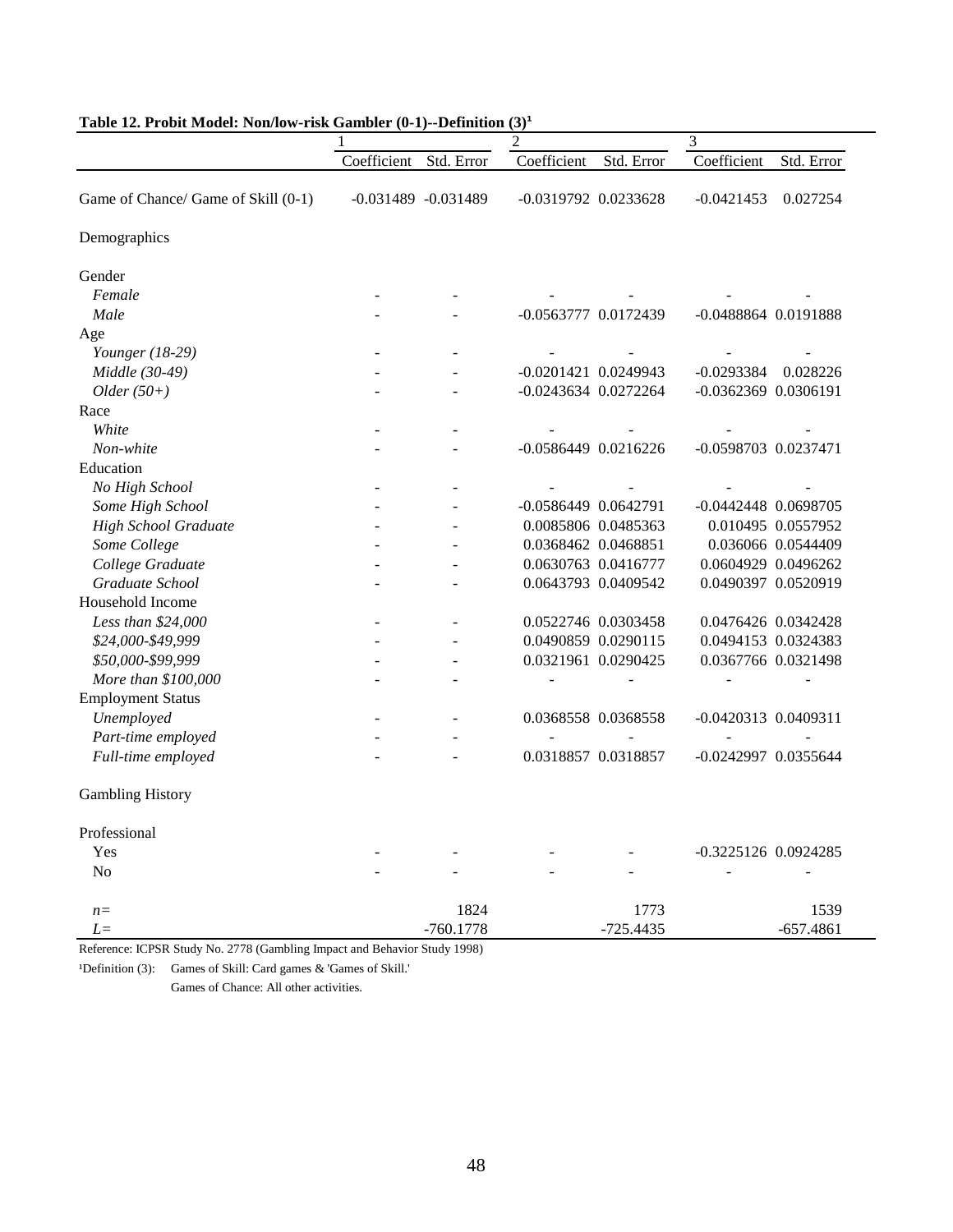**Table 12. Probit Model: Non/low-risk Gambler (0-1)--Definition (3)[1]**

| | 1 | | 2 | | 3 | |
|---|---|---|---|---|---|---|
| | Coefficient | Std. Error | Coefficient | Std. Error | Coefficient | Std. Error |
| Game of Chance/ Game of Skill (0-1) | -0.031489 | -0.031489 | -0.0319792 | 0.0233628 | -0.0421453 | 0.027254 |
| Demographics | | | | | | |
| Gender | | | | | | |
| *Female* | - | - | - | - | - | - |
| *Male* | - | - | -0.0563777 | 0.0172439 | -0.0488864 | 0.0191888 |
| Age | | | | | | |
| *Younger (18-29)* | - | - | - | - | - | - |
| *Middle (30-49)* | - | - | -0.0201421 | 0.0249943 | -0.0293384 | 0.028226 |
| *Older (50+)* | - | - | -0.0243634 | 0.0272264 | -0.0362369 | 0.0306191 |
| Race | | | | | | |
| *White* | - | - | - | - | - | - |
| *Non-white* | - | - | -0.0586449 | 0.0216226 | -0.0598703 | 0.0237471 |
| Education | | | | | | |
| *No High School* | - | - | - | - | - | - |
| *Some High School* | - | - | -0.0586449 | 0.0642791 | -0.0442448 | 0.0698705 |
| *High School Graduate* | - | - | 0.0085806 | 0.0485363 | 0.010495 | 0.0557952 |
| *Some College* | - | - | 0.0368462 | 0.0468851 | 0.036066 | 0.0544409 |
| *College Graduate* | - | - | 0.0630763 | 0.0416777 | 0.0604929 | 0.0496262 |
| *Graduate School* | - | - | 0.0643793 | 0.0409542 | 0.0490397 | 0.0520919 |
| Household Income | | | | | | |
| *Less than $24,000* | - | - | 0.0522746 | 0.0303458 | 0.0476426 | 0.0342428 |
| *$24,000-$49,999* | - | - | 0.0490859 | 0.0290115 | 0.0494153 | 0.0324383 |
| *$50,000-$99,999* | - | - | 0.0321961 | 0.0290425 | 0.0367766 | 0.0321498 |
| *More than $100,000* | - | - | - | - | - | - |
| Employment Status | | | | | | |
| *Unemployed* | - | - | 0.0368558 | 0.0368558 | -0.0420313 | 0.0409311 |
| *Part-time employed* | - | - | - | - | - | - |
| *Full-time employed* | - | - | 0.0318857 | 0.0318857 | -0.0242997 | 0.0355644 |
| Gambling History | | | | | | |
| Professional | | | | | | |
| Yes | - | - | - | - | -0.3225126 | 0.0924285 |
| No | - | - | - | - | - | - |
| *n=* | | 1824 | | 1773 | | 1539 |
| *L=* | | -760.1778 | | -725.4435 | | -657.4861 |

Reference: ICPSR Study No. 2778 (Gambling Impact and Behavior Study 1998)

[1]Definition (3): Games of Skill: Card games & 'Games of Skill.'
Games of Chance: All other activities.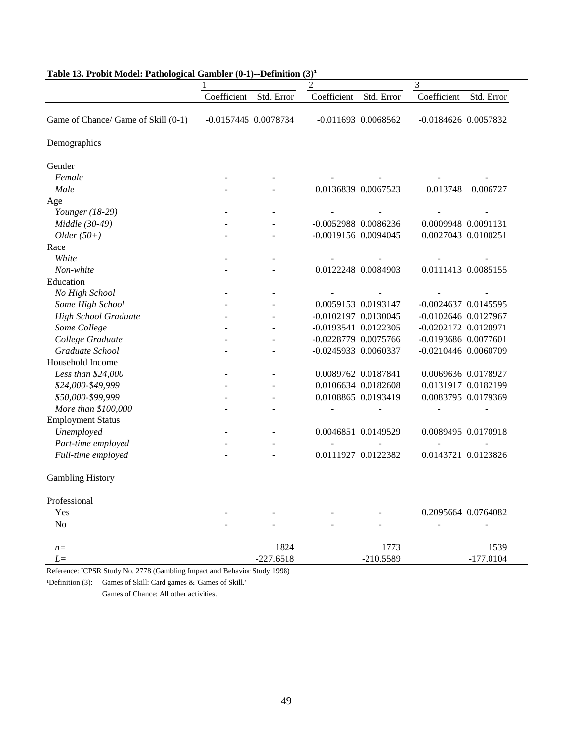**Table 13. Probit Model: Pathological Gambler (0-1)--Definition (3)[1]**

| | 1 | | 2 | | 3 | |
|---|---|---|---|---|---|---|
| | Coefficient | Std. Error | Coefficient | Std. Error | Coefficient | Std. Error |
| Game of Chance/ Game of Skill (0-1) | -0.0157445 | 0.0078734 | -0.011693 | 0.0068562 | -0.0184626 | 0.0057832 |
| Demographics | | | | | | |
| Gender | | | | | | |
| *Female* | - | - | - | - | - | - |
| *Male* | - | - | 0.0136839 | 0.0067523 | 0.013748 | 0.006727 |
| Age | | | | | | |
| *Younger (18-29)* | - | - | - | - | - | - |
| *Middle (30-49)* | - | - | -0.0052988 | 0.0086236 | 0.0009948 | 0.0091131 |
| *Older (50+)* | - | - | -0.0019156 | 0.0094045 | 0.0027043 | 0.0100251 |
| Race | | | | | | |
| *White* | - | - | - | - | - | - |
| *Non-white* | - | - | 0.0122248 | 0.0084903 | 0.0111413 | 0.0085155 |
| Education | | | | | | |
| *No High School* | - | - | - | - | - | - |
| *Some High School* | - | - | 0.0059153 | 0.0193147 | -0.0024637 | 0.0145595 |
| *High School Graduate* | - | - | -0.0102197 | 0.0130045 | -0.0102646 | 0.0127967 |
| *Some College* | - | - | -0.0193541 | 0.0122305 | -0.0202172 | 0.0120971 |
| *College Graduate* | - | - | -0.0228779 | 0.0075766 | -0.0193686 | 0.0077601 |
| *Graduate School* | - | - | -0.0245933 | 0.0060337 | -0.0210446 | 0.0060709 |
| Household Income | | | | | | |
| *Less than $24,000* | - | - | 0.0089762 | 0.0187841 | 0.0069636 | 0.0178927 |
| *$24,000-$49,999* | - | - | 0.0106634 | 0.0182608 | 0.0131917 | 0.0182199 |
| *$50,000-$99,999* | - | - | 0.0108865 | 0.0193419 | 0.0083795 | 0.0179369 |
| *More than $100,000* | - | - | - | - | - | - |
| Employment Status | | | | | | |
| *Unemployed* | - | - | 0.0046851 | 0.0149529 | 0.0089495 | 0.0170918 |
| *Part-time employed* | - | - | - | - | - | - |
| *Full-time employed* | - | - | 0.0111927 | 0.0122382 | 0.0143721 | 0.0123826 |
| Gambling History | | | | | | |
| Professional | | | | | | |
| Yes | - | - | - | - | 0.2095664 | 0.0764082 |
| No | - | - | - | - | - | - |
| $n=$ | | 1824 | | 1773 | | 1539 |
| $L=$ | | -227.6518 | | -210.5589 | | -177.0104 |

Reference: ICPSR Study No. 2778 (Gambling Impact and Behavior Study 1998)

[1]Definition (3): Games of Skill: Card games & 'Games of Skill.'
Games of Chance: All other activities.